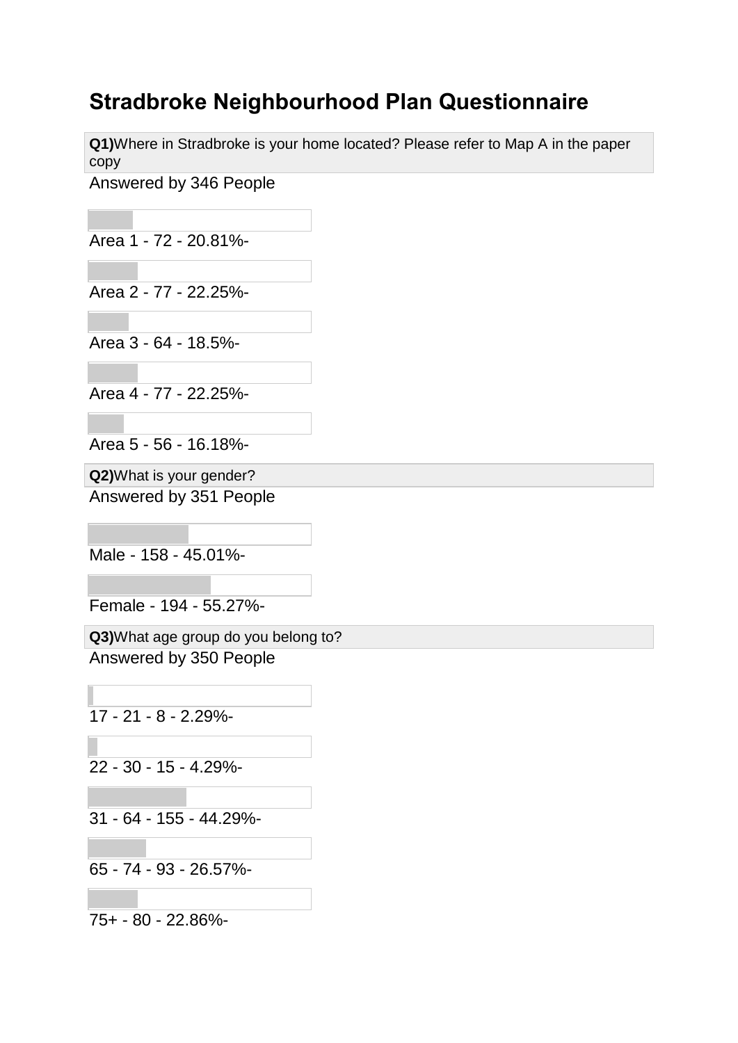# Stradbroke Neighbourhood Plan Questionnaire

**Q1)**Where in Stradbroke is your home located? Please refer to Map A in the paper copy

Answered by 346 People

Area 1 - 72 - 20.81%-

Area 2 - 77 - 22.25%-

Area 3 - 64 - 18.5%-

Area 4 - 77 - 22.25%-

Area 5 - 56 - 16.18%-

**Q2)**What is your gender?

Answered by 351 People

Male - 158 - 45.01%-

Female - 194 - 55.27%-

**Q3)**What age group do you belong to?

Answered by 350 People

17 - 21 - 8 - 2.29%-

22 - 30 - 15 - 4.29%-

31 - 64 - 155 - 44.29%-

65 - 74 - 93 - 26.57%-

75+ - 80 - 22.86%-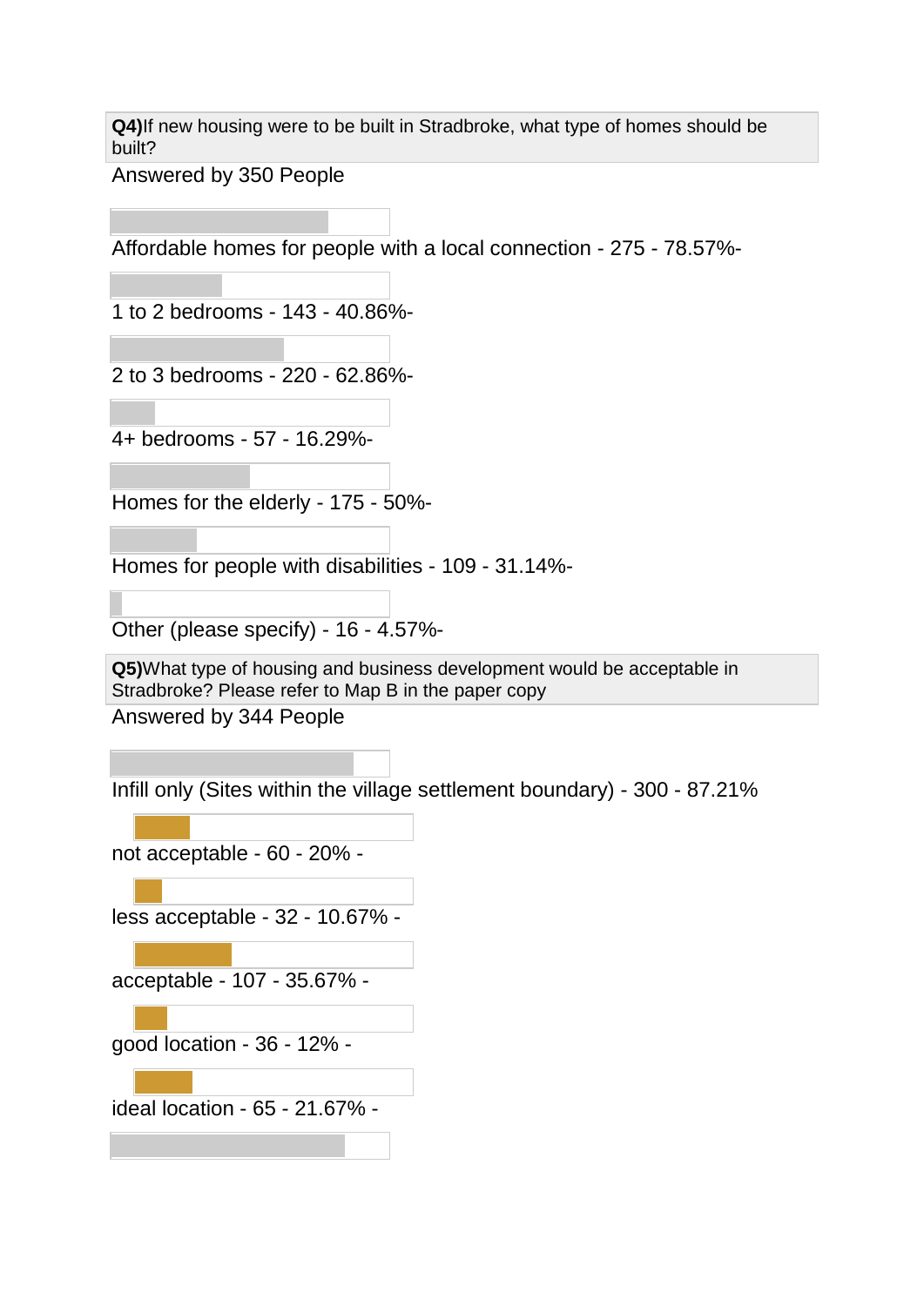**Q4)**If new housing were to be built in Stradbroke, what type of homes should be built?

Answered by 350 People

Affordable homes for people with a local connection - 275 - 78.57%-

1 to 2 bedrooms - 143 - 40.86%-

2 to 3 bedrooms - 220 - 62.86%-

4+ bedrooms - 57 - 16.29%-

Homes for the elderly - 175 - 50%-

Homes for people with disabilities - 109 - 31.14%-

Other (please specify) - 16 - 4.57%-

**Q5)**What type of housing and business development would be acceptable in Stradbroke? Please refer to Map B in the paper copy

Answered by 344 People

Infill only (Sites within the village settlement boundary) - 300 - 87.21%

not acceptable - 60 - 20% -

less acceptable - 32 - 10.67% -

acceptable - 107 - 35.67% -

good location - 36 - 12% -

ideal location - 65 - 21.67% -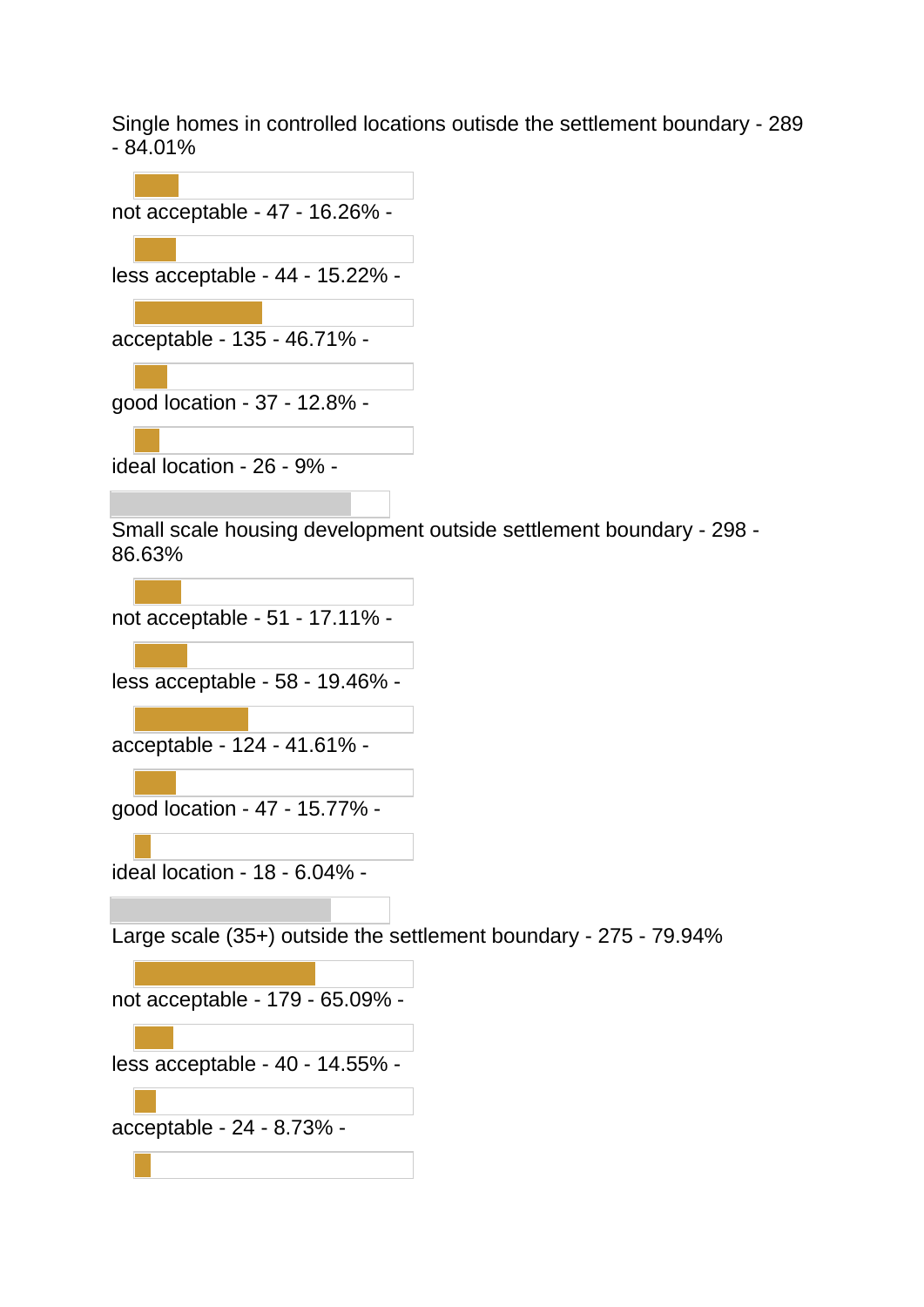Single homes in controlled locations outisde the settlement boundary - 289 - 84.01%

not acceptable - 47 - 16.26% -

less acceptable - 44 - 15.22% -

acceptable - 135 - 46.71% -

good location - 37 - 12.8% -

ideal location - 26 - 9% -

Small scale housing development outside settlement boundary - 298 - 86.63%

not acceptable - 51 - 17.11% -

less acceptable - 58 - 19.46% -

acceptable - 124 - 41.61% -

good location - 47 - 15.77% -

ideal location - 18 - 6.04% -

Large scale (35+) outside the settlement boundary - 275 - 79.94%

not acceptable - 179 - 65.09% -

less acceptable - 40 - 14.55% -

acceptable - 24 - 8.73% -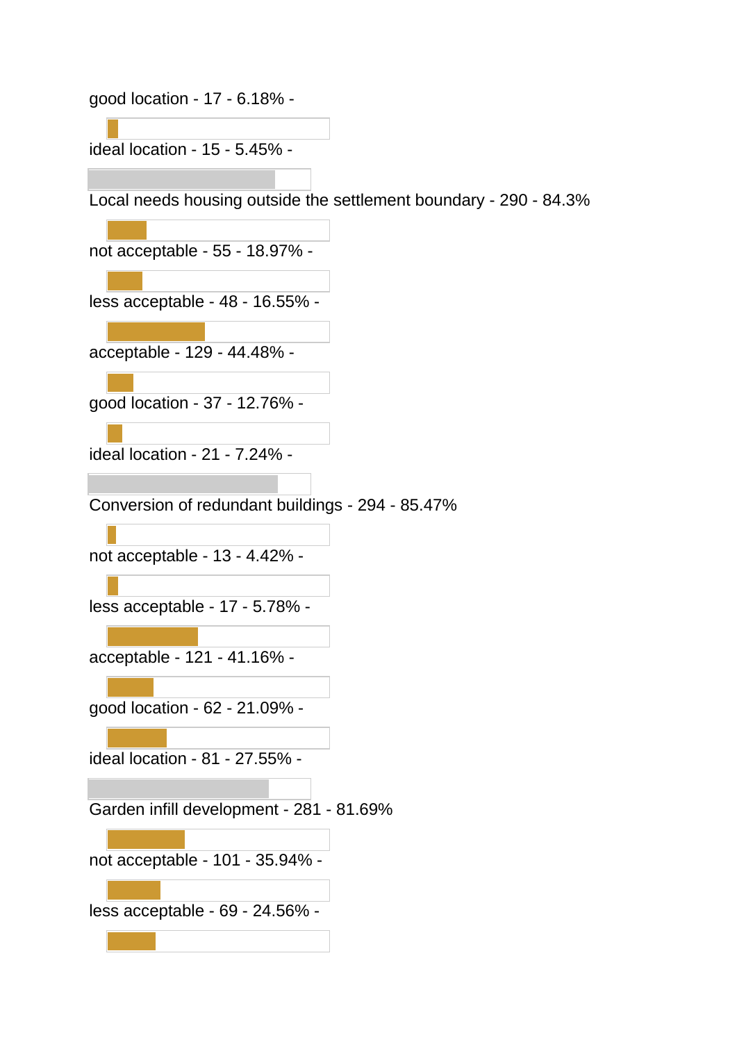good location - 17 - 6.18% -

ideal location - 15 - 5.45% -

Local needs housing outside the settlement boundary - 290 - 84.3%

not acceptable - 55 - 18.97% -

less acceptable - 48 - 16.55% -

acceptable - 129 - 44.48% -

good location - 37 - 12.76% -

ideal location - 21 - 7.24% -

Conversion of redundant buildings - 294 - 85.47%

not acceptable - 13 - 4.42% -

less acceptable - 17 - 5.78% -

acceptable - 121 - 41.16% -

good location - 62 - 21.09% -

ideal location - 81 - 27.55% -

Garden infill development - 281 - 81.69%

not acceptable - 101 - 35.94% -

less acceptable - 69 - 24.56% -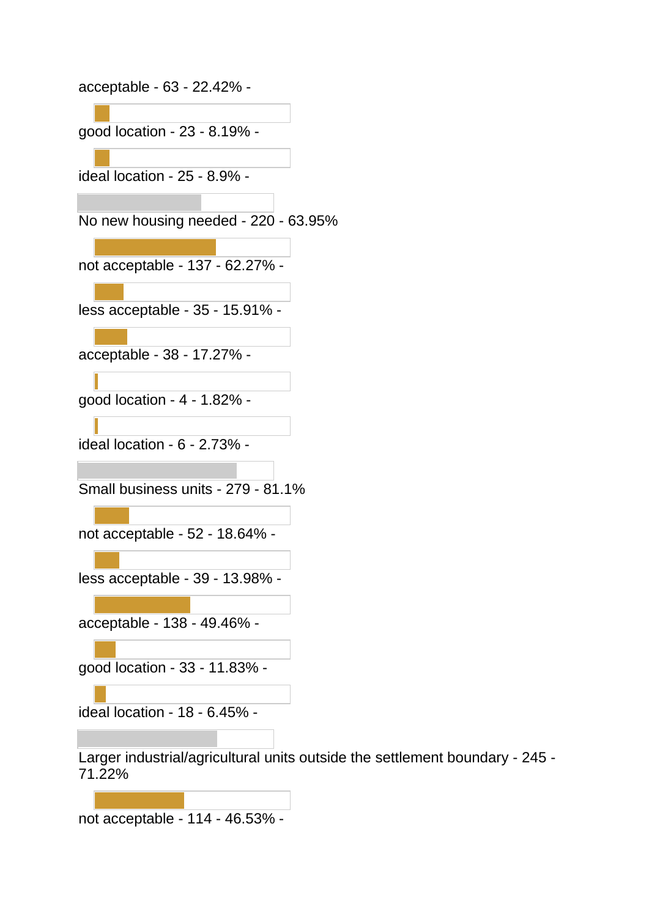acceptable - 63 - 22.42% -

good location - 23 - 8.19% -

ideal location - 25 - 8.9% -

No new housing needed - 220 - 63.95%

not acceptable - 137 - 62.27% -

less acceptable - 35 - 15.91% -

acceptable - 38 - 17.27% -

good location - 4 - 1.82% -

ideal location - 6 - 2.73% -

Small business units - 279 - 81.1%

not acceptable - 52 - 18.64% -

less acceptable - 39 - 13.98% -

acceptable - 138 - 49.46% -

good location - 33 - 11.83% -

ideal location - 18 - 6.45% -

Larger industrial/agricultural units outside the settlement boundary - 245 - 71.22%

not acceptable - 114 - 46.53% -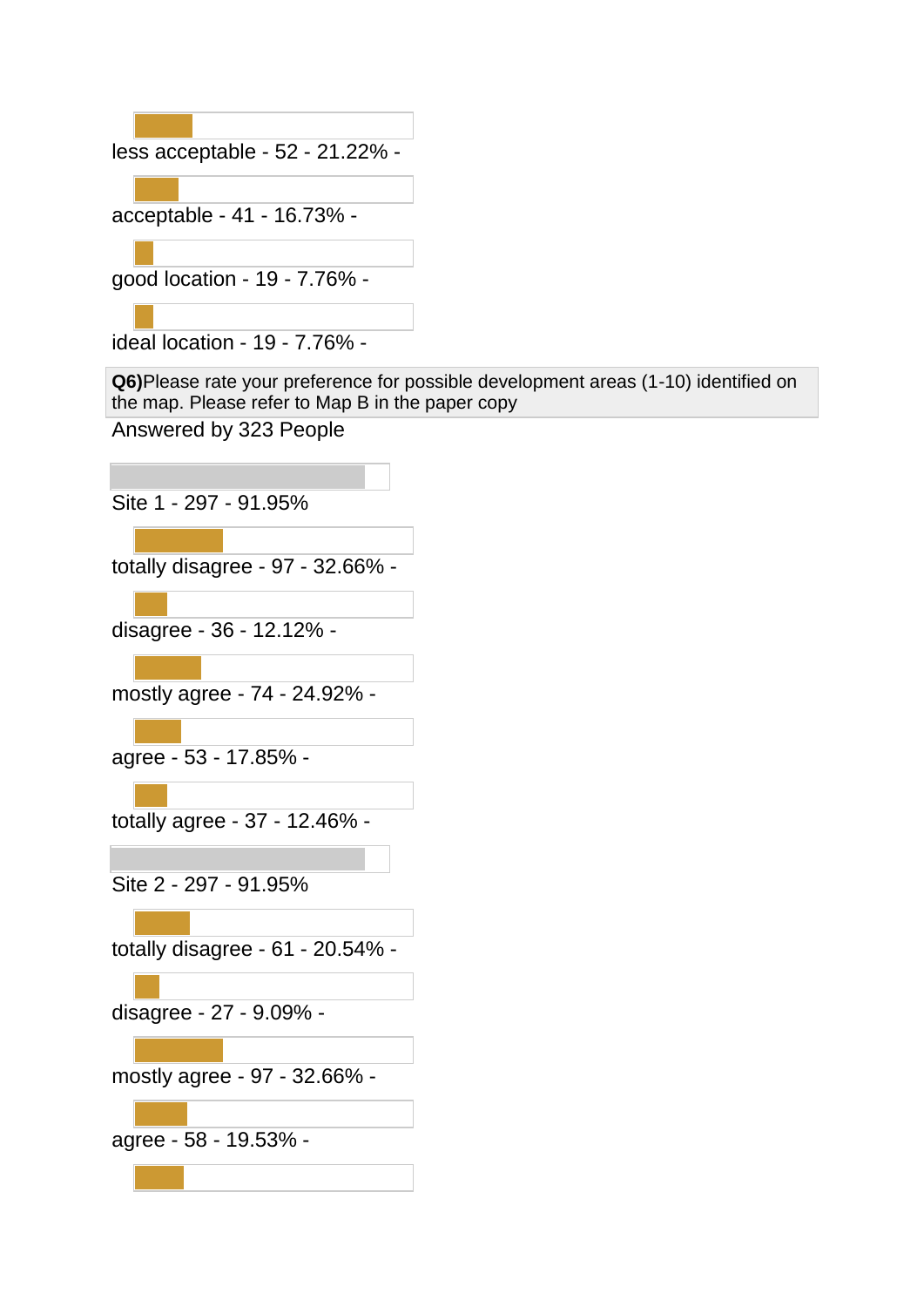less acceptable - 52 - 21.22% -

acceptable - 41 - 16.73% -

good location - 19 - 7.76% -

ideal location - 19 - 7.76% -

**Q6)**Please rate your preference for possible development areas (1-10) identified on the map. Please refer to Map B in the paper copy

Answered by 323 People

Site 1 - 297 - 91.95%

totally disagree - 97 - 32.66% -

disagree - 36 - 12.12% -

mostly agree - 74 - 24.92% -

agree - 53 - 17.85% -

totally agree - 37 - 12.46% -

Site 2 - 297 - 91.95%

totally disagree - 61 - 20.54% -

disagree - 27 - 9.09% -

mostly agree - 97 - 32.66% -

agree - 58 - 19.53% -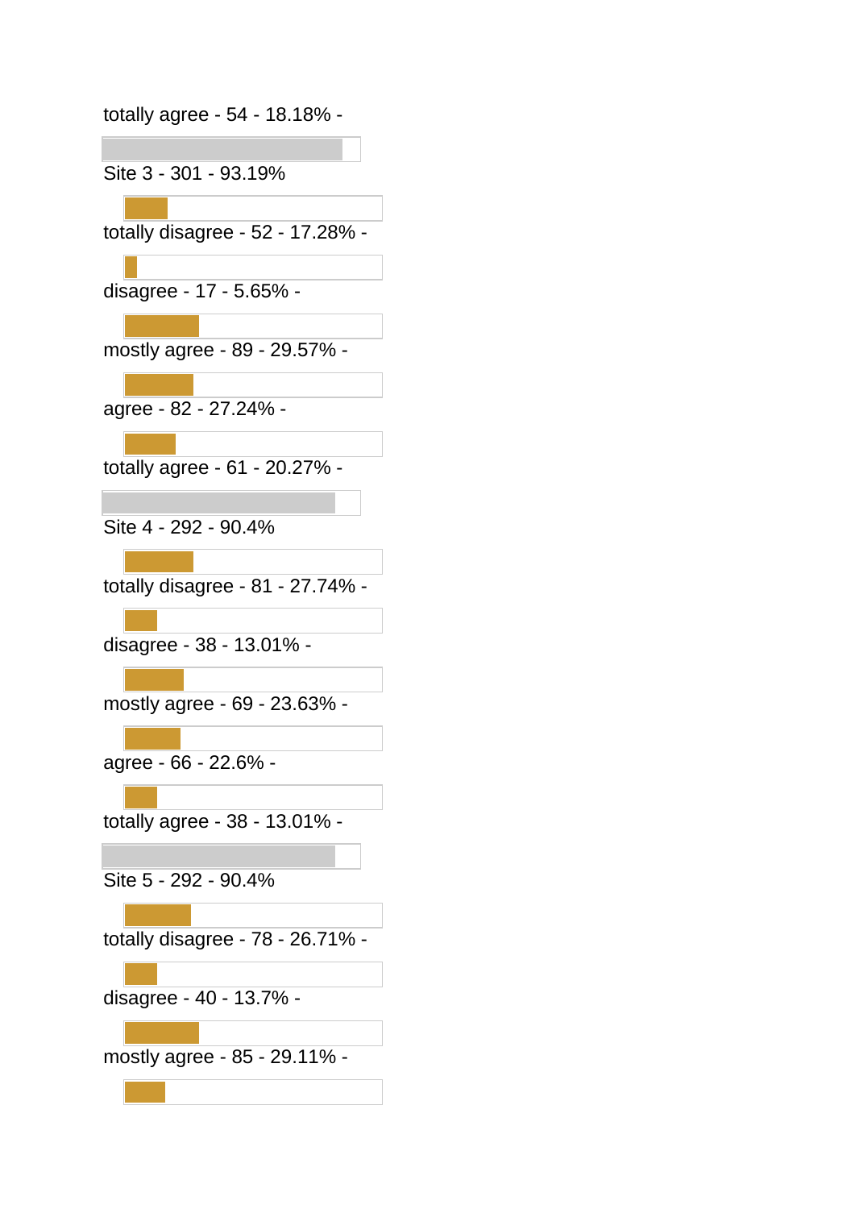totally agree - 54 - 18.18% -

Site 3 - 301 - 93.19%

totally disagree - 52 - 17.28% -

disagree - 17 - 5.65% -

mostly agree - 89 - 29.57% -

agree - 82 - 27.24% -

totally agree - 61 - 20.27% -

Site 4 - 292 - 90.4%

totally disagree - 81 - 27.74% -

disagree - 38 - 13.01% -

mostly agree - 69 - 23.63% -

agree - 66 - 22.6% -

totally agree - 38 - 13.01% -

Site 5 - 292 - 90.4%

totally disagree - 78 - 26.71% -

disagree - 40 - 13.7% -

mostly agree - 85 - 29.11% -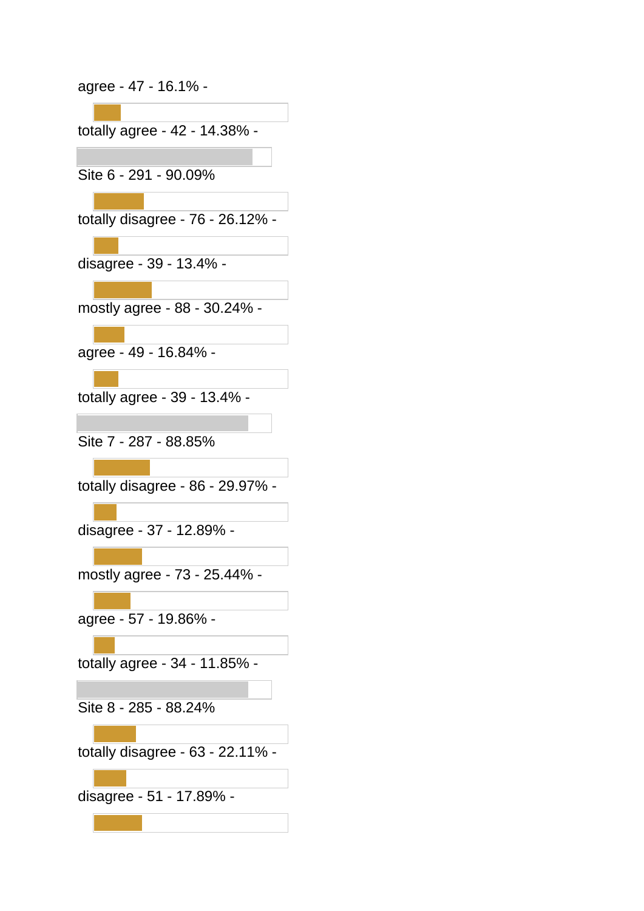agree - 47 - 16.1% -

totally agree - 42 - 14.38% -

Site 6 - 291 - 90.09%

totally disagree - 76 - 26.12% -

disagree - 39 - 13.4% -

mostly agree - 88 - 30.24% -

agree - 49 - 16.84% -

totally agree - 39 - 13.4% -

Site 7 - 287 - 88.85%

totally disagree - 86 - 29.97% -

disagree - 37 - 12.89% -

mostly agree - 73 - 25.44% -

agree - 57 - 19.86% -

totally agree - 34 - 11.85% -

Site 8 - 285 - 88.24%

totally disagree - 63 - 22.11% -

disagree - 51 - 17.89% -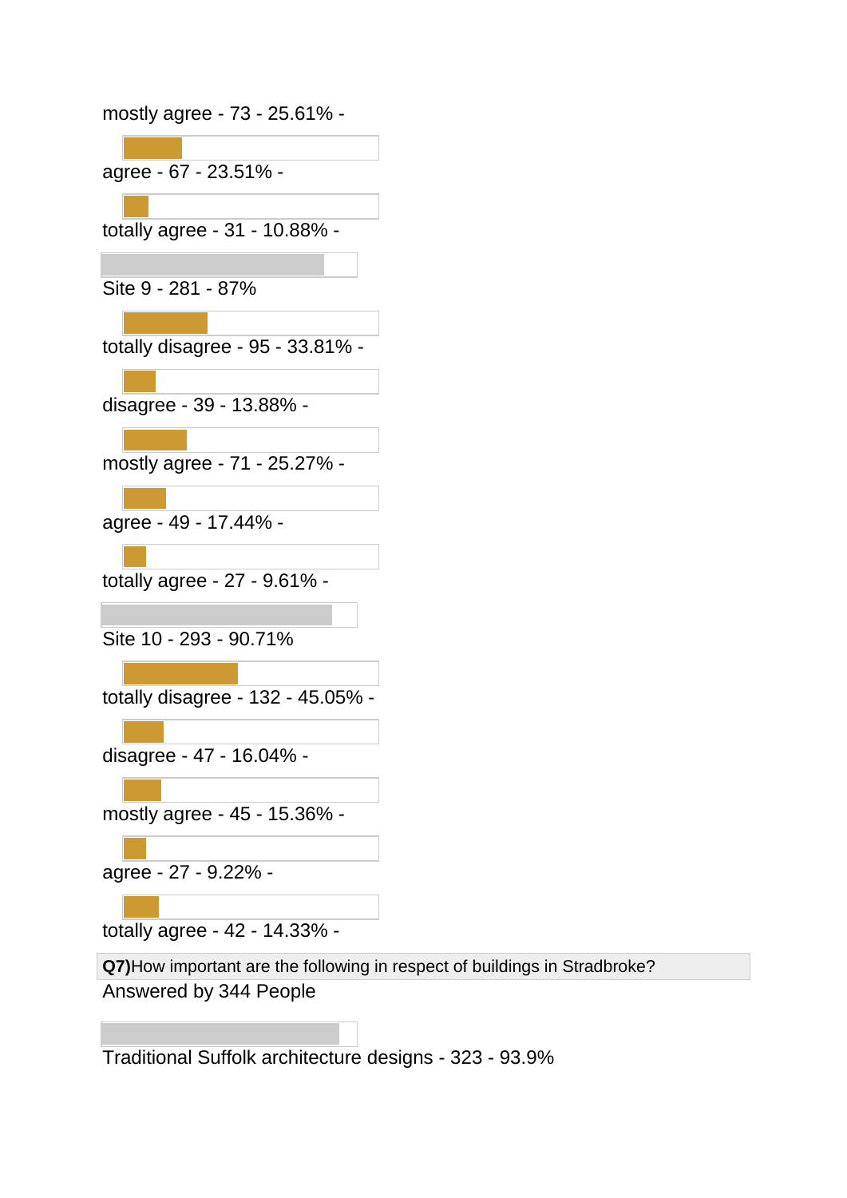mostly agree - 73 - 25.61% -

agree - 67 - 23.51% -

totally agree - 31 - 10.88% -

Site 9 - 281 - 87%

totally disagree - 95 - 33.81% -

disagree - 39 - 13.88% -

mostly agree - 71 - 25.27% -

agree - 49 - 17.44% -

totally agree - 27 - 9.61% -

Site 10 - 293 - 90.71%

totally disagree - 132 - 45.05% -

disagree - 47 - 16.04% -

mostly agree - 45 - 15.36% -

agree - 27 - 9.22% -

totally agree - 42 - 14.33% -

**Q7)**How important are the following in respect of buildings in Stradbroke?

Answered by 344 People

Traditional Suffolk architecture designs - 323 - 93.9%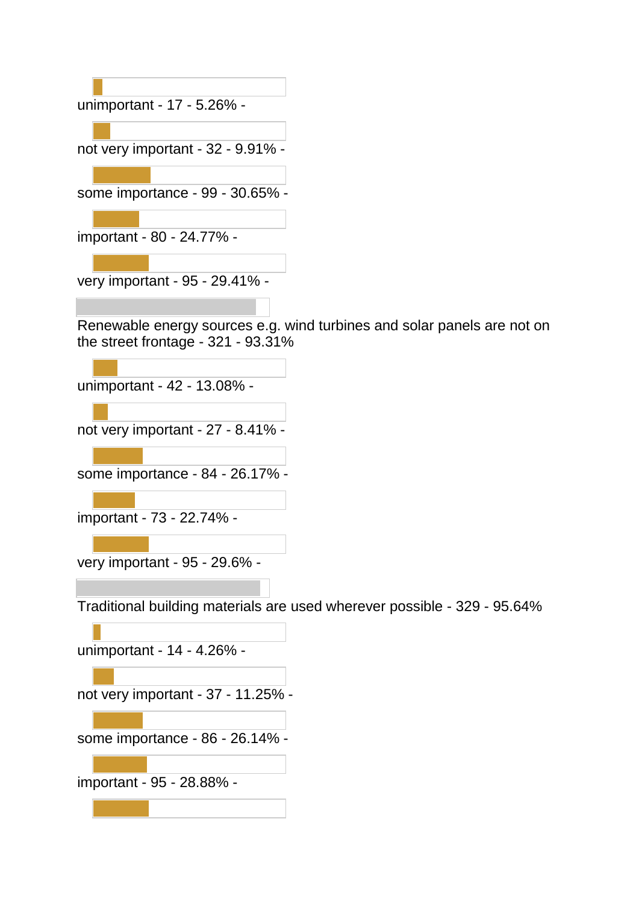unimportant - 17 - 5.26% -

not very important - 32 - 9.91% -

some importance - 99 - 30.65% -

important - 80 - 24.77% -

very important - 95 - 29.41% -

Renewable energy sources e.g. wind turbines and solar panels are not on the street frontage - 321 - 93.31%

unimportant - 42 - 13.08% -

not very important - 27 - 8.41% -

some importance - 84 - 26.17% -

important - 73 - 22.74% -

very important - 95 - 29.6% -

Traditional building materials are used wherever possible - 329 - 95.64%

unimportant - 14 - 4.26% -

not very important - 37 - 11.25% -

some importance - 86 - 26.14% -

important - 95 - 28.88% -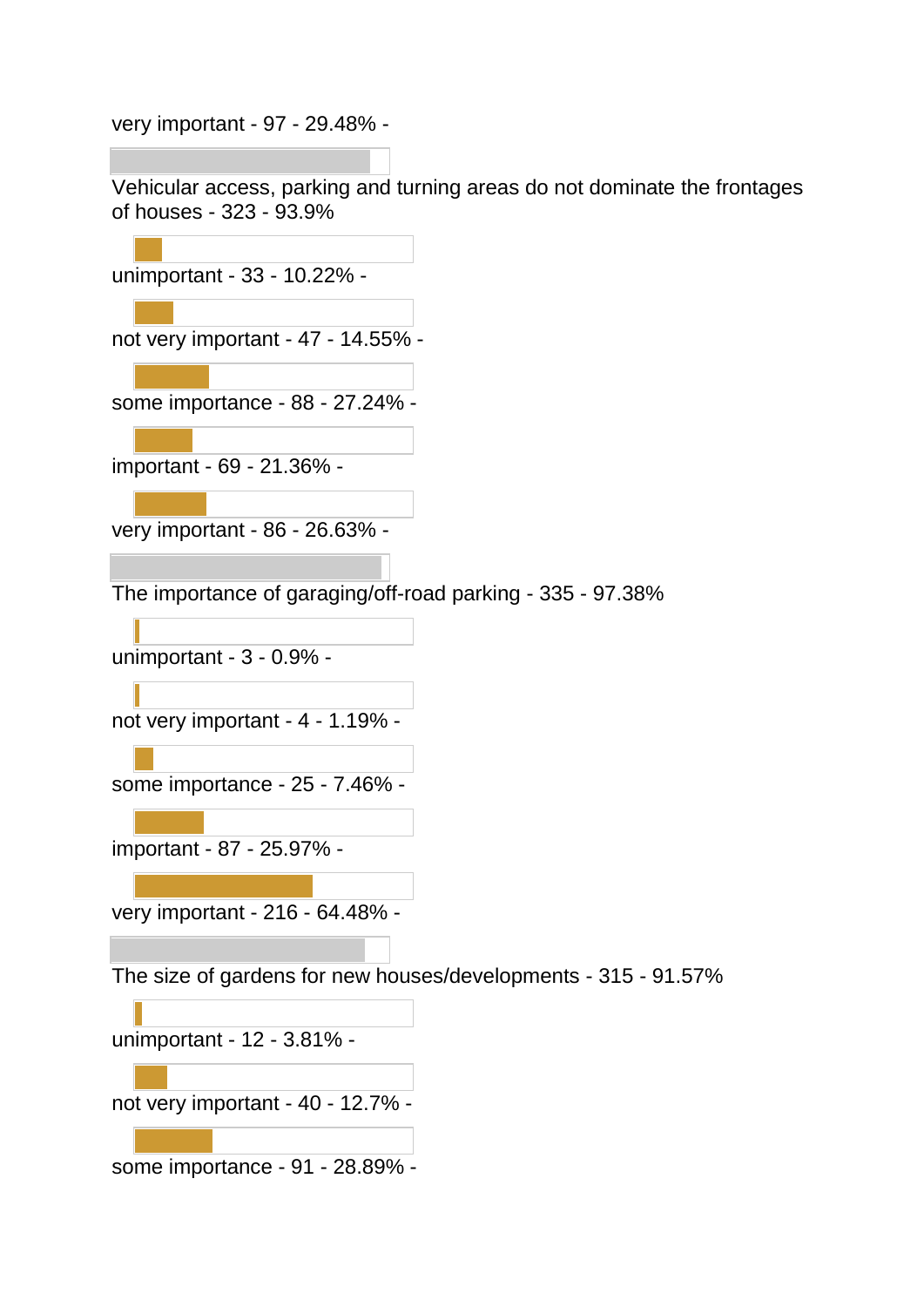very important - 97 - 29.48% -

Vehicular access, parking and turning areas do not dominate the frontages of houses - 323 - 93.9%

unimportant - 33 - 10.22% -

not very important - 47 - 14.55% -

some importance - 88 - 27.24% -

important - 69 - 21.36% -

very important - 86 - 26.63% -

The importance of garaging/off-road parking - 335 - 97.38%

unimportant - 3 - 0.9% -

not very important - 4 - 1.19% -

some importance - 25 - 7.46% -

important - 87 - 25.97% -

very important - 216 - 64.48% -

The size of gardens for new houses/developments - 315 - 91.57%

unimportant - 12 - 3.81% -

not very important - 40 - 12.7% -

some importance - 91 - 28.89% -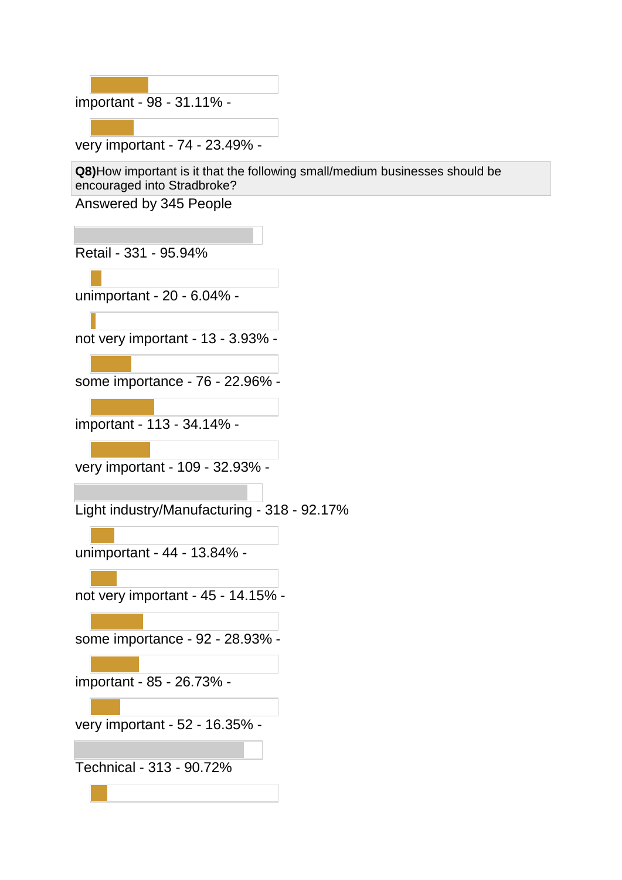important - 98 - 31.11% -

very important - 74 - 23.49% -

**Q8)**How important is it that the following small/medium businesses should be encouraged into Stradbroke?

Answered by 345 People

Retail - 331 - 95.94%

unimportant - 20 - 6.04% -

not very important - 13 - 3.93% -

some importance - 76 - 22.96% -

important - 113 - 34.14% -

very important - 109 - 32.93% -

Light industry/Manufacturing - 318 - 92.17%

unimportant - 44 - 13.84% -

not very important - 45 - 14.15% -

some importance - 92 - 28.93% -

important - 85 - 26.73% -

very important - 52 - 16.35% -

Technical - 313 - 90.72%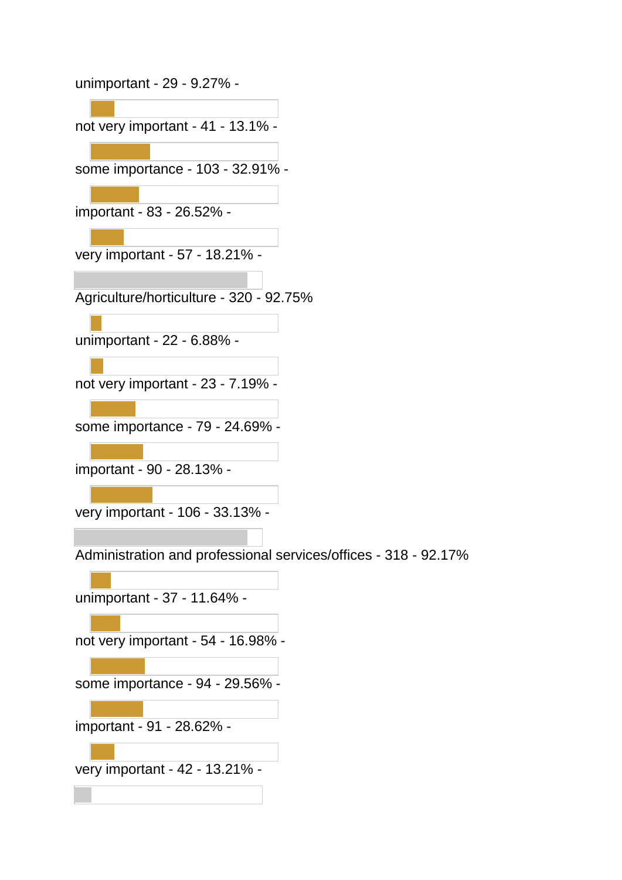unimportant - 29 - 9.27% -

not very important - 41 - 13.1% -

some importance - 103 - 32.91% -

important - 83 - 26.52% -

very important - 57 - 18.21% -

Agriculture/horticulture - 320 - 92.75%

unimportant - 22 - 6.88% -

not very important - 23 - 7.19% -

some importance - 79 - 24.69% -

important - 90 - 28.13% -

very important - 106 - 33.13% -

Administration and professional services/offices - 318 - 92.17%

unimportant - 37 - 11.64% -

not very important - 54 - 16.98% -

some importance - 94 - 29.56% -

important - 91 - 28.62% -

very important - 42 - 13.21% -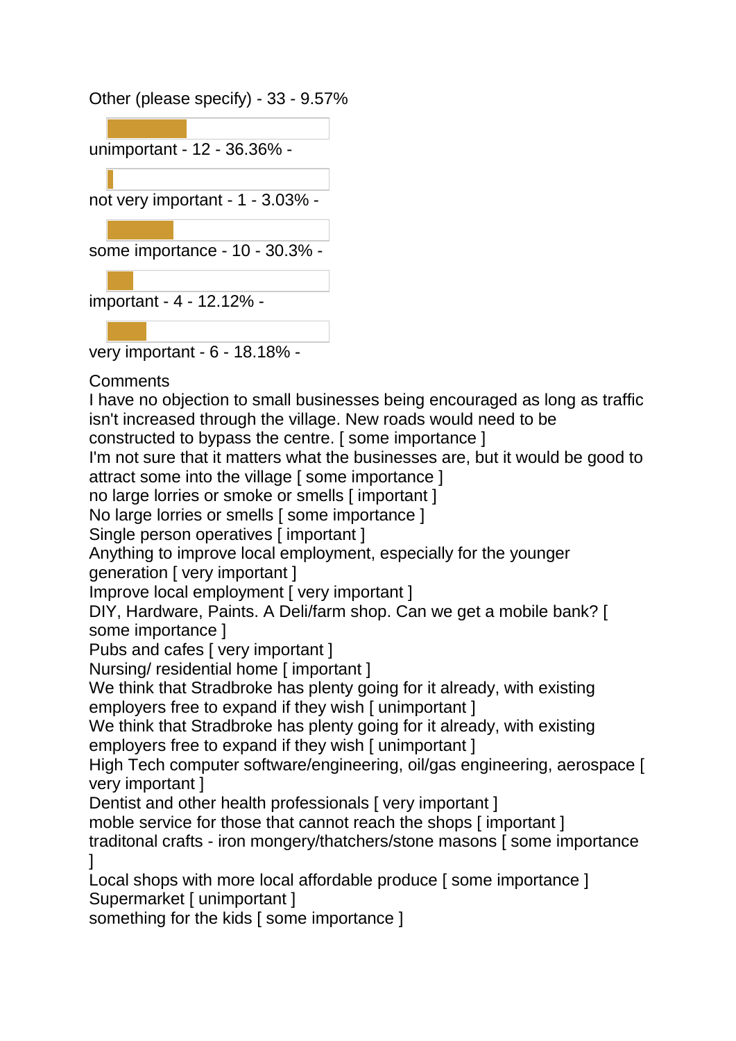Other (please specify) - 33 - 9.57%

unimportant - 12 - 36.36% -

not very important - 1 - 3.03% -

some importance - 10 - 30.3% -

important - 4 - 12.12% -

very important - 6 - 18.18% -

Comments

I have no objection to small businesses being encouraged as long as traffic isn't increased through the village. New roads would need to be constructed to bypass the centre. [ some importance ]

I'm not sure that it matters what the businesses are, but it would be good to attract some into the village [ some importance ]

no large lorries or smoke or smells [ important ]

No large lorries or smells [ some importance ]

Single person operatives [ important ]

Anything to improve local employment, especially for the younger generation [ very important ]

Improve local employment [ very important ]

DIY, Hardware, Paints. A Deli/farm shop. Can we get a mobile bank? [ some importance ]

Pubs and cafes [ very important ]

Nursing/ residential home [ important ]

We think that Stradbroke has plenty going for it already, with existing employers free to expand if they wish [ unimportant ]

We think that Stradbroke has plenty going for it already, with existing employers free to expand if they wish [ unimportant ]

High Tech computer software/engineering, oil/gas engineering, aerospace [ very important ]

Dentist and other health professionals [ very important ]

moble service for those that cannot reach the shops [ important ]

traditonal crafts - iron mongery/thatchers/stone masons [ some importance ]

Local shops with more local affordable produce [ some importance ]

Supermarket [ unimportant ]

something for the kids [ some importance ]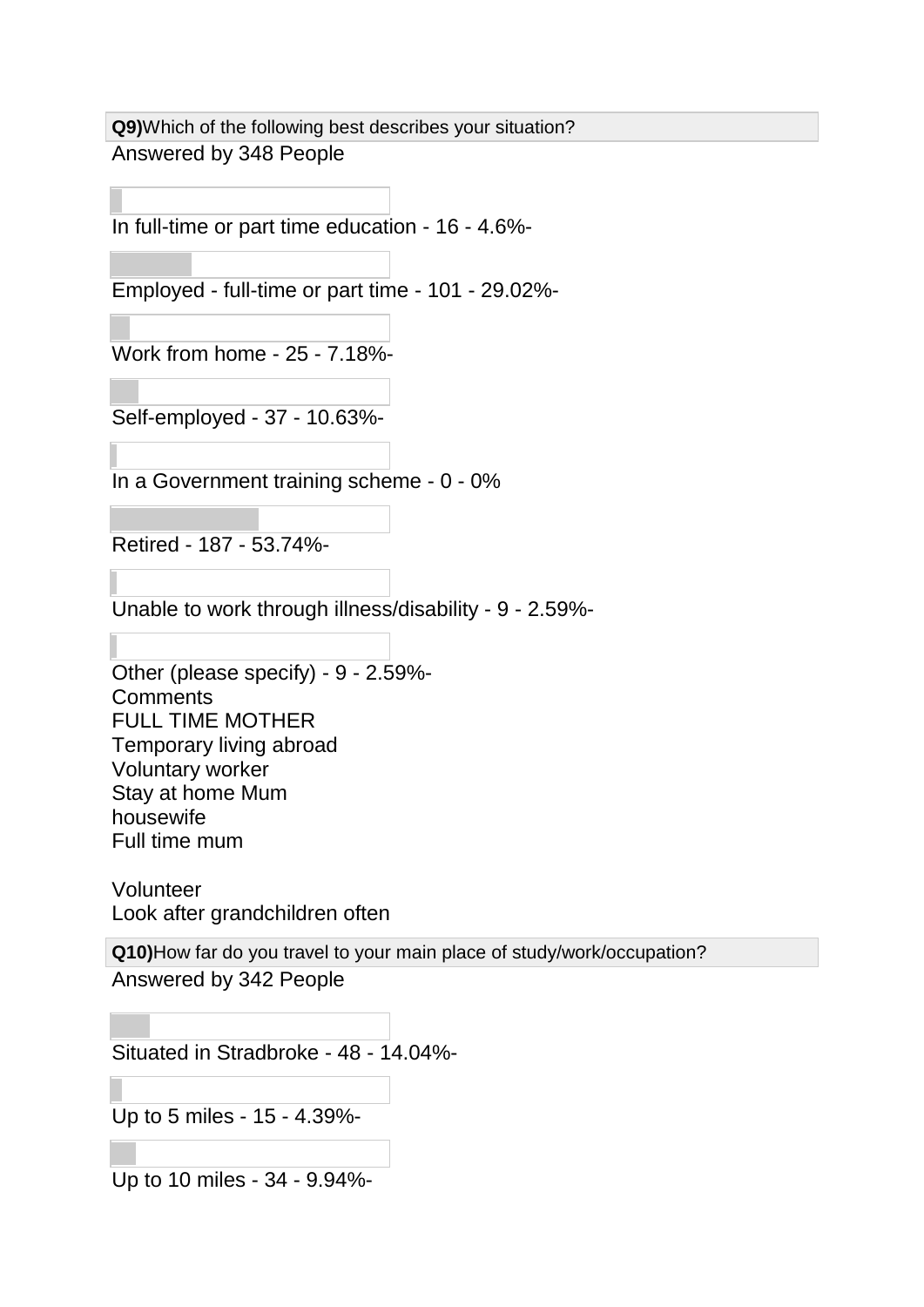**Q9)** Which of the following best describes your situation?

Answered by 348 People

In full-time or part time education - 16 - 4.6%-

Employed - full-time or part time - 101 - 29.02%-

Work from home - 25 - 7.18%-

Self-employed - 37 - 10.63%-

In a Government training scheme - 0 - 0%

Retired - 187 - 53.74%-

Unable to work through illness/disability - 9 - 2.59%-

Other (please specify) - 9 - 2.59%-

Comments

FULL TIME MOTHER

Temporary living abroad

Voluntary worker

Stay at home Mum

housewife

Full time mum

Volunteer

Look after grandchildren often

**Q10)** How far do you travel to your main place of study/work/occupation?

Answered by 342 People

Situated in Stradbroke - 48 - 14.04%-

Up to 5 miles - 15 - 4.39%-

Up to 10 miles - 34 - 9.94%-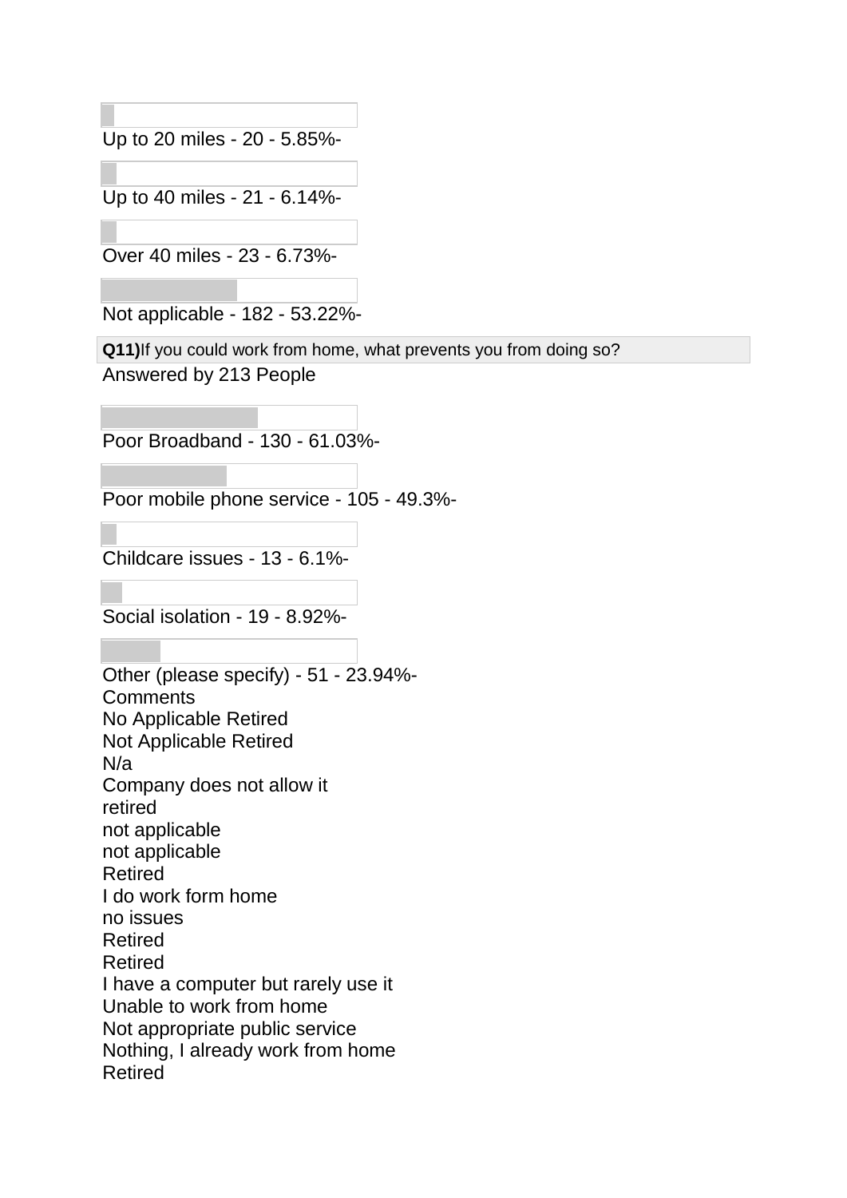Up to 20 miles - 20 - 5.85%-

Up to 40 miles - 21 - 6.14%-

Over 40 miles - 23 - 6.73%-

Not applicable - 182 - 53.22%-

**Q11)** If you could work from home, what prevents you from doing so?

Answered by 213 People

Poor Broadband - 130 - 61.03%-

Poor mobile phone service - 105 - 49.3%-

Childcare issues - 13 - 6.1%-

Social isolation - 19 - 8.92%-

Other (please specify) - 51 - 23.94%-

Comments

No Applicable Retired
Not Applicable Retired
N/a
Company does not allow it
retired
not applicable
not applicable
Retired
I do work form home
no issues
Retired
Retired
I have a computer but rarely use it
Unable to work from home
Not appropriate public service
Nothing, I already work from home
Retired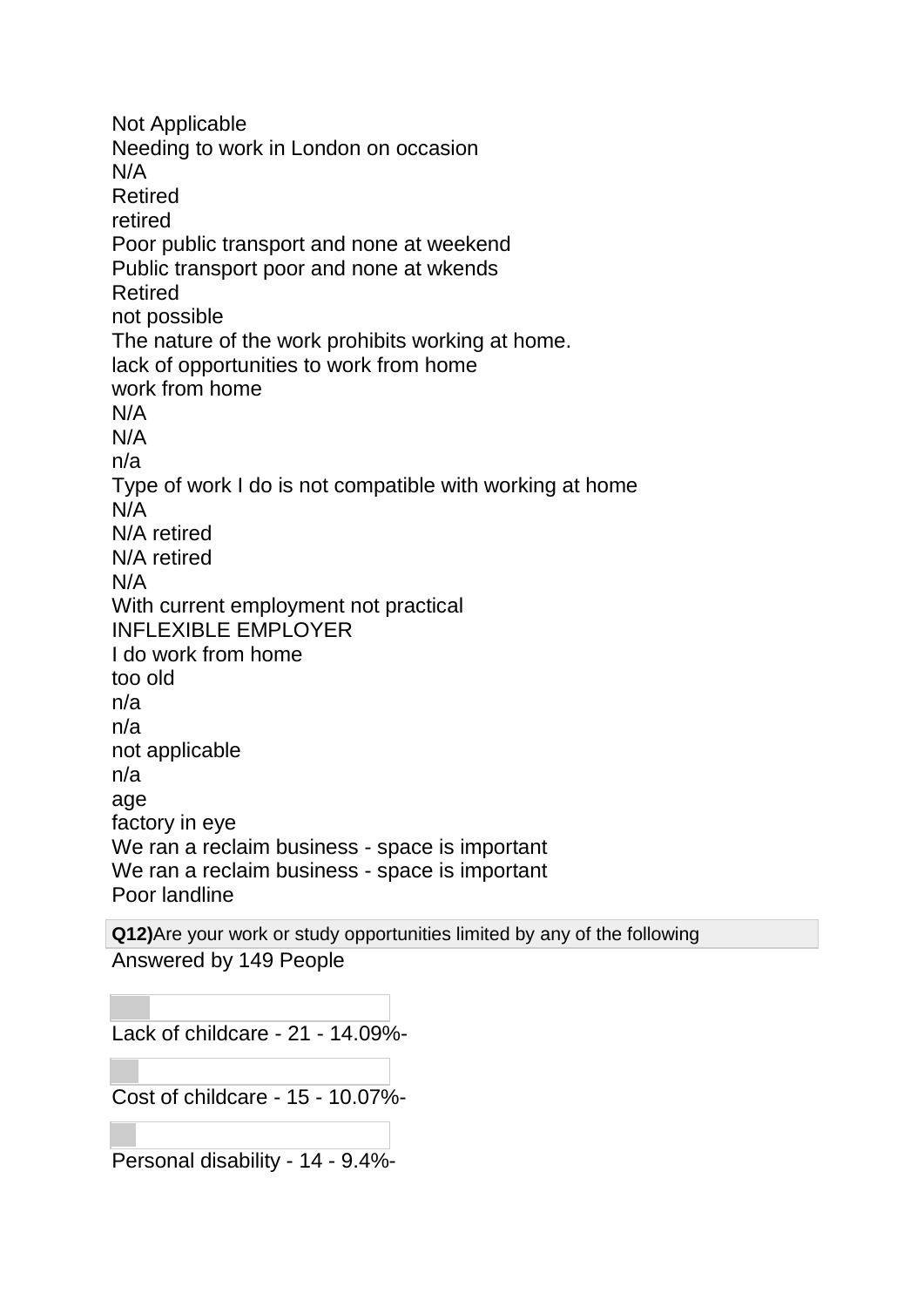Not Applicable
Needing to work in London on occasion
N/A
Retired
retired
Poor public transport and none at weekend
Public transport poor and none at wkends
Retired
not possible
The nature of the work prohibits working at home.
lack of opportunities to work from home
work from home
N/A
N/A
n/a
Type of work I do is not compatible with working at home
N/A
N/A retired
N/A retired
N/A
With current employment not practical
INFLEXIBLE EMPLOYER
I do work from home
too old
n/a
n/a
not applicable
n/a
age
factory in eye
We ran a reclaim business - space is important
We ran a reclaim business - space is important
Poor landline

**Q12)** Are your work or study opportunities limited by any of the following

Answered by 149 People

Lack of childcare - 21 - 14.09%-

Cost of childcare - 15 - 10.07%-

Personal disability - 14 - 9.4%-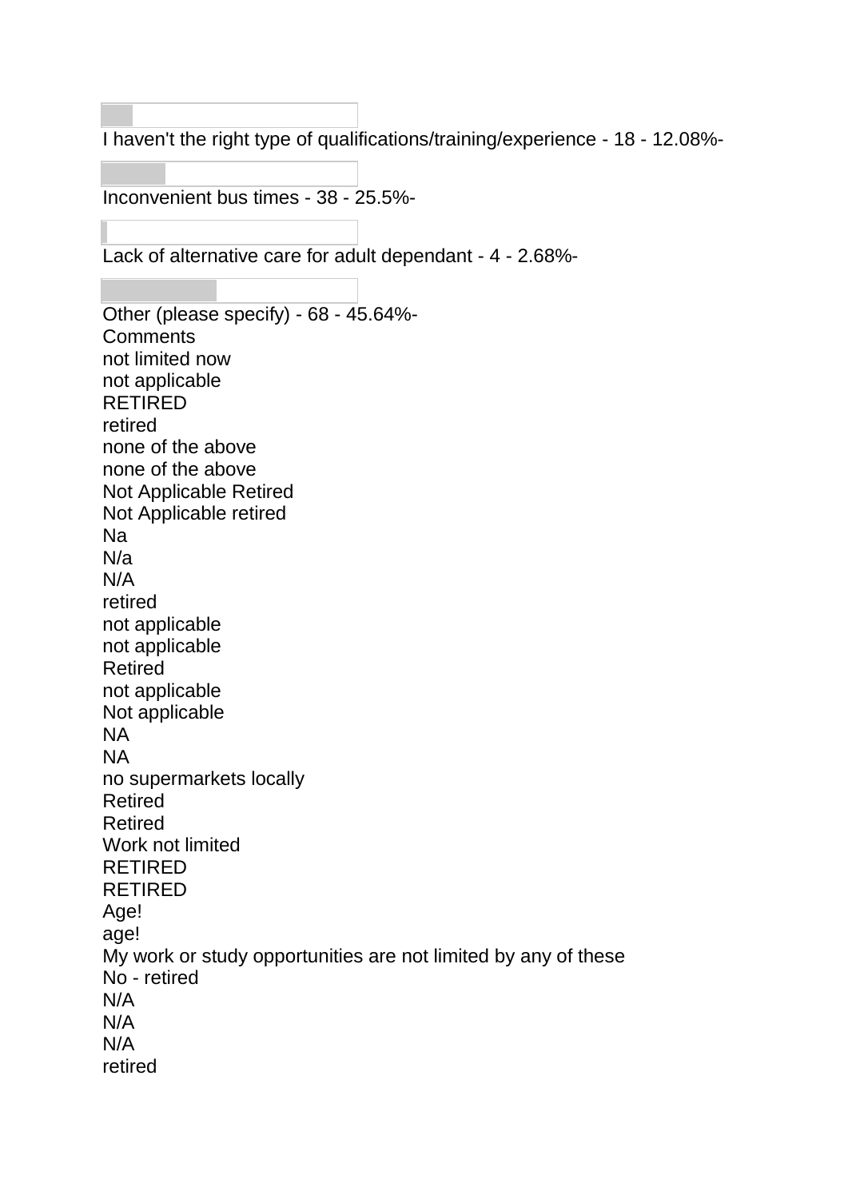I haven't the right type of qualifications/training/experience - 18 - 12.08%-

Inconvenient bus times - 38 - 25.5%-

Lack of alternative care for adult dependant - 4 - 2.68%-

Other (please specify) - 68 - 45.64%-

Comments

not limited now
not applicable
RETIRED
retired
none of the above
none of the above
Not Applicable Retired
Not Applicable retired
Na
N/a
N/A
retired
not applicable
not applicable
Retired
not applicable
Not applicable
NA
NA
no supermarkets locally
Retired
Retired
Work not limited
RETIRED
RETIRED
Age!
age!
My work or study opportunities are not limited by any of these
No - retired
N/A
N/A
N/A
retired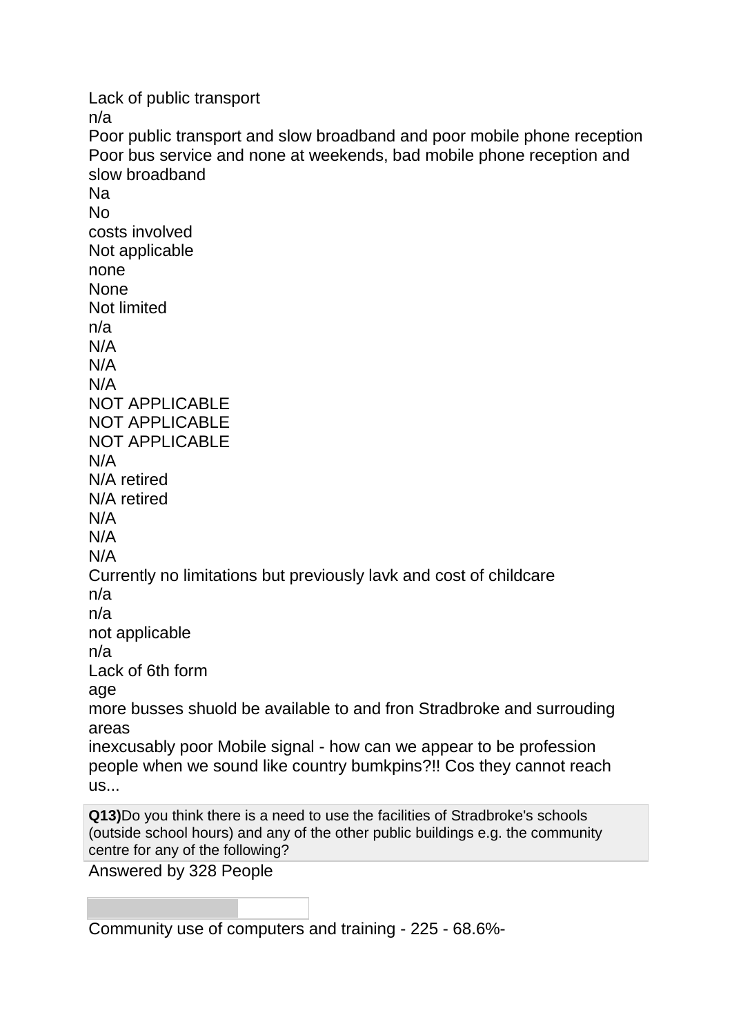Lack of public transport
n/a
Poor public transport and slow broadband and poor mobile phone reception
Poor bus service and none at weekends, bad mobile phone reception and slow broadband
Na
No
costs involved
Not applicable
none
None
Not limited
n/a
N/A
N/A
N/A
NOT APPLICABLE
NOT APPLICABLE
NOT APPLICABLE
N/A
N/A retired
N/A retired
N/A
N/A
N/A
Currently no limitations but previously lavk and cost of childcare
n/a
n/a
not applicable
n/a
Lack of 6th form
age
more busses shuold be available to and fron Stradbroke and surrouding areas
inexcusably poor Mobile signal - how can we appear to be profession people when we sound like country bumkpins?!! Cos they cannot reach us...

**Q13)**Do you think there is a need to use the facilities of Stradbroke's schools (outside school hours) and any of the other public buildings e.g. the community centre for any of the following?

Answered by 328 People

Community use of computers and training - 225 - 68.6%-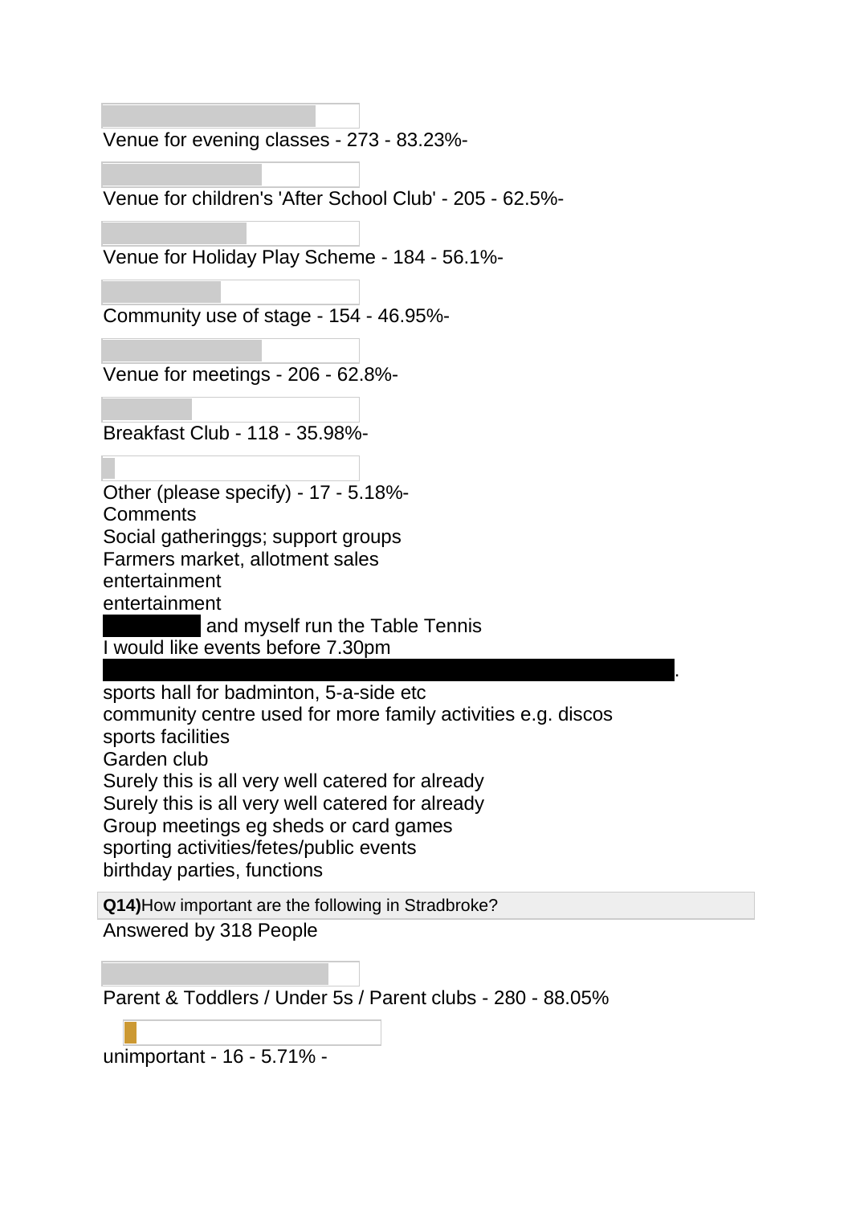Venue for evening classes - 273 - 83.23%-

Venue for children's 'After School Club' - 205 - 62.5%-

Venue for Holiday Play Scheme - 184 - 56.1%-

Community use of stage - 154 - 46.95%-

Venue for meetings - 206 - 62.8%-

Breakfast Club - 118 - 35.98%-

Other (please specify) - 17 - 5.18%-

Comments

Social gatheringgs; support groups
Farmers market, allotment sales
entertainment
entertainment
and myself run the Table Tennis
I would like events before 7.30pm
.
sports hall for badminton, 5-a-side etc
community centre used for more family activities e.g. discos
sports facilities
Garden club
Surely this is all very well catered for already
Surely this is all very well catered for already
Group meetings eg sheds or card games
sporting activities/fetes/public events
birthday parties, functions

**Q14)**How important are the following in Stradbroke?

Answered by 318 People

Parent & Toddlers / Under 5s / Parent clubs - 280 - 88.05%

unimportant - 16 - 5.71% -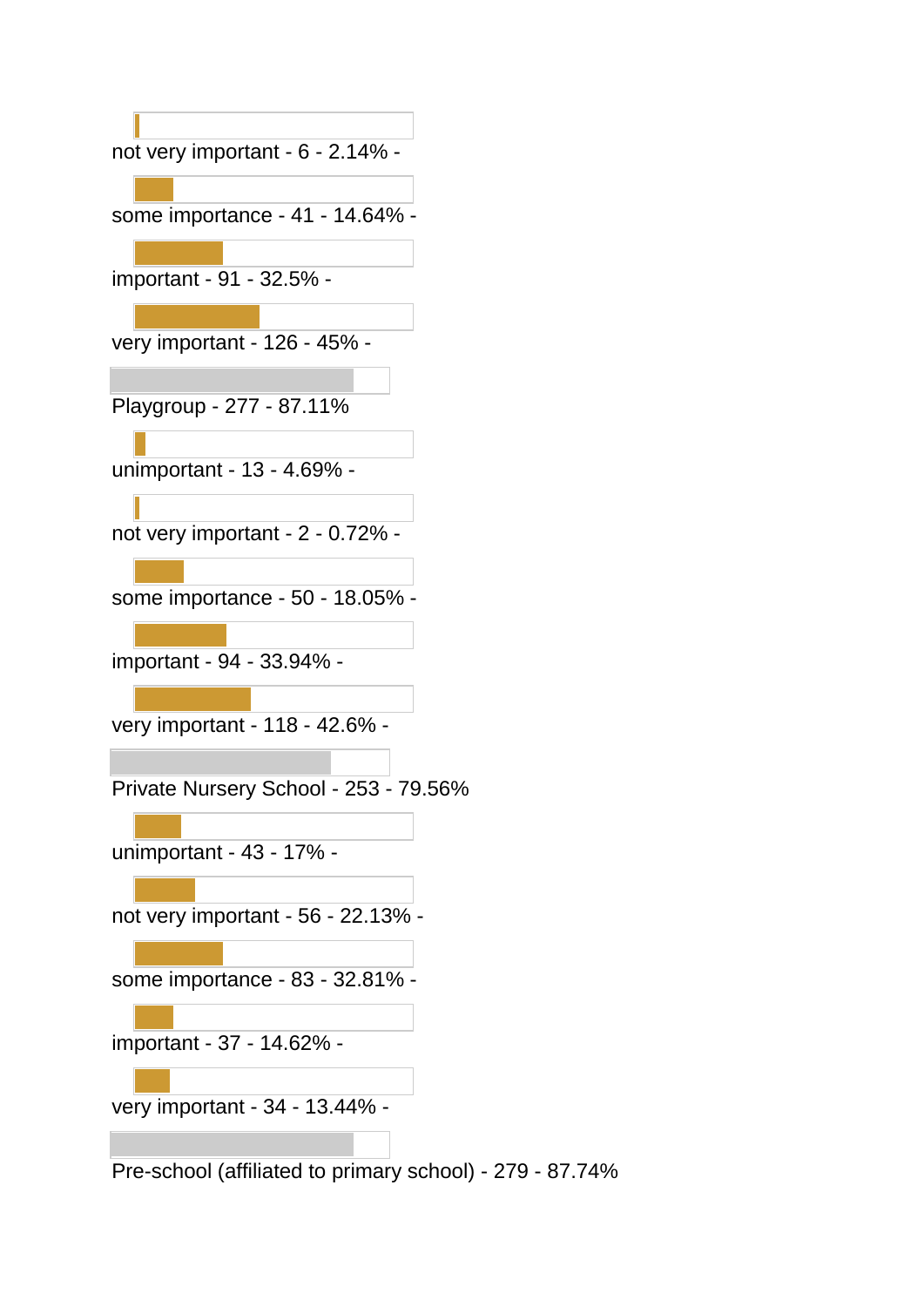not very important - 6 - 2.14% -

some importance - 41 - 14.64% -

important - 91 - 32.5% -

very important - 126 - 45% -

Playgroup - 277 - 87.11%

unimportant - 13 - 4.69% -

not very important - 2 - 0.72% -

some importance - 50 - 18.05% -

important - 94 - 33.94% -

very important - 118 - 42.6% -

Private Nursery School - 253 - 79.56%

unimportant - 43 - 17% -

not very important - 56 - 22.13% -

some importance - 83 - 32.81% -

important - 37 - 14.62% -

very important - 34 - 13.44% -

Pre-school (affiliated to primary school) - 279 - 87.74%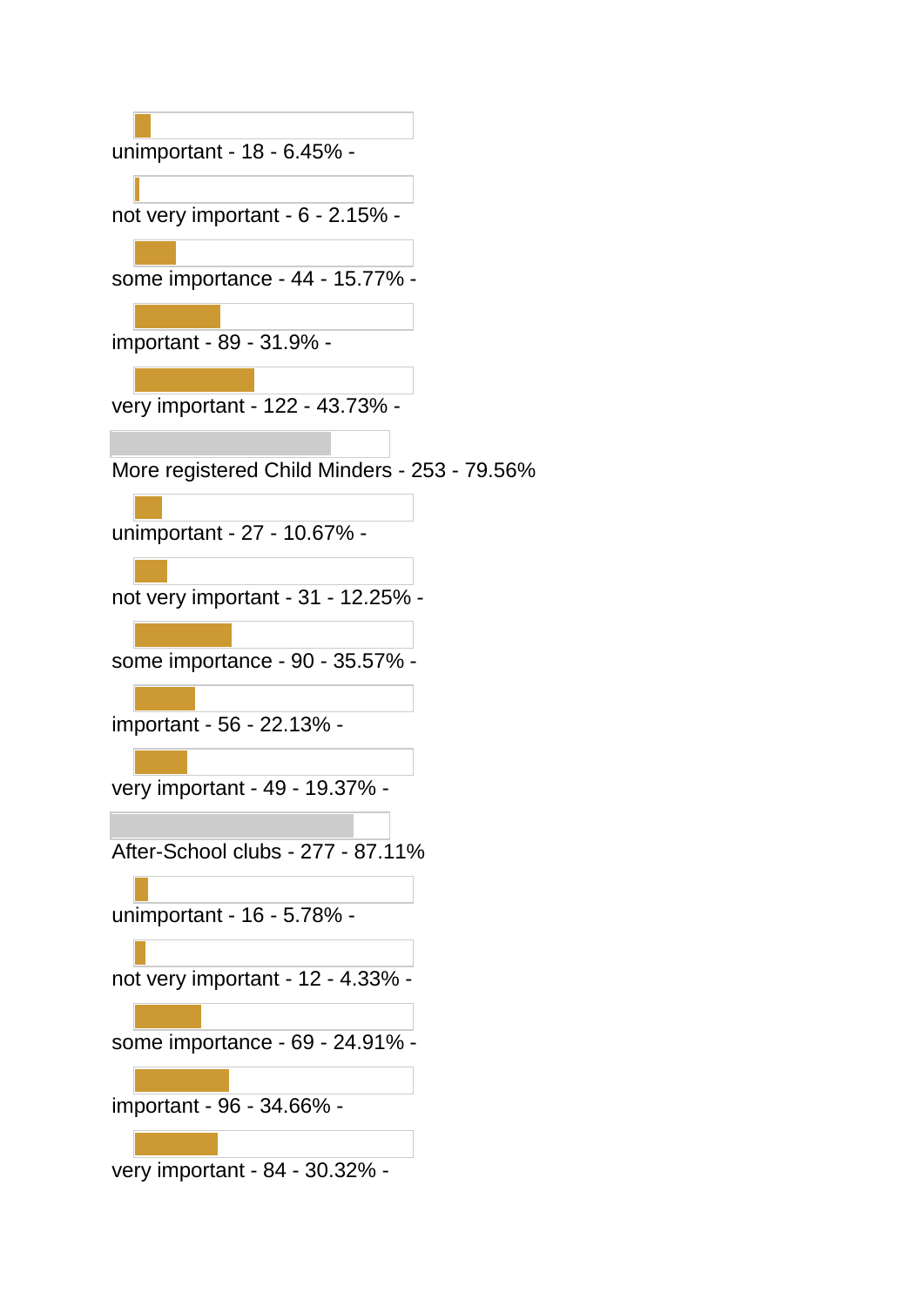unimportant - 18 - 6.45% -

not very important - 6 - 2.15% -

some importance - 44 - 15.77% -

important - 89 - 31.9% -

very important - 122 - 43.73% -

More registered Child Minders - 253 - 79.56%

unimportant - 27 - 10.67% -

not very important - 31 - 12.25% -

some importance - 90 - 35.57% -

important - 56 - 22.13% -

very important - 49 - 19.37% -

After-School clubs - 277 - 87.11%

unimportant - 16 - 5.78% -

not very important - 12 - 4.33% -

some importance - 69 - 24.91% -

important - 96 - 34.66% -

very important - 84 - 30.32% -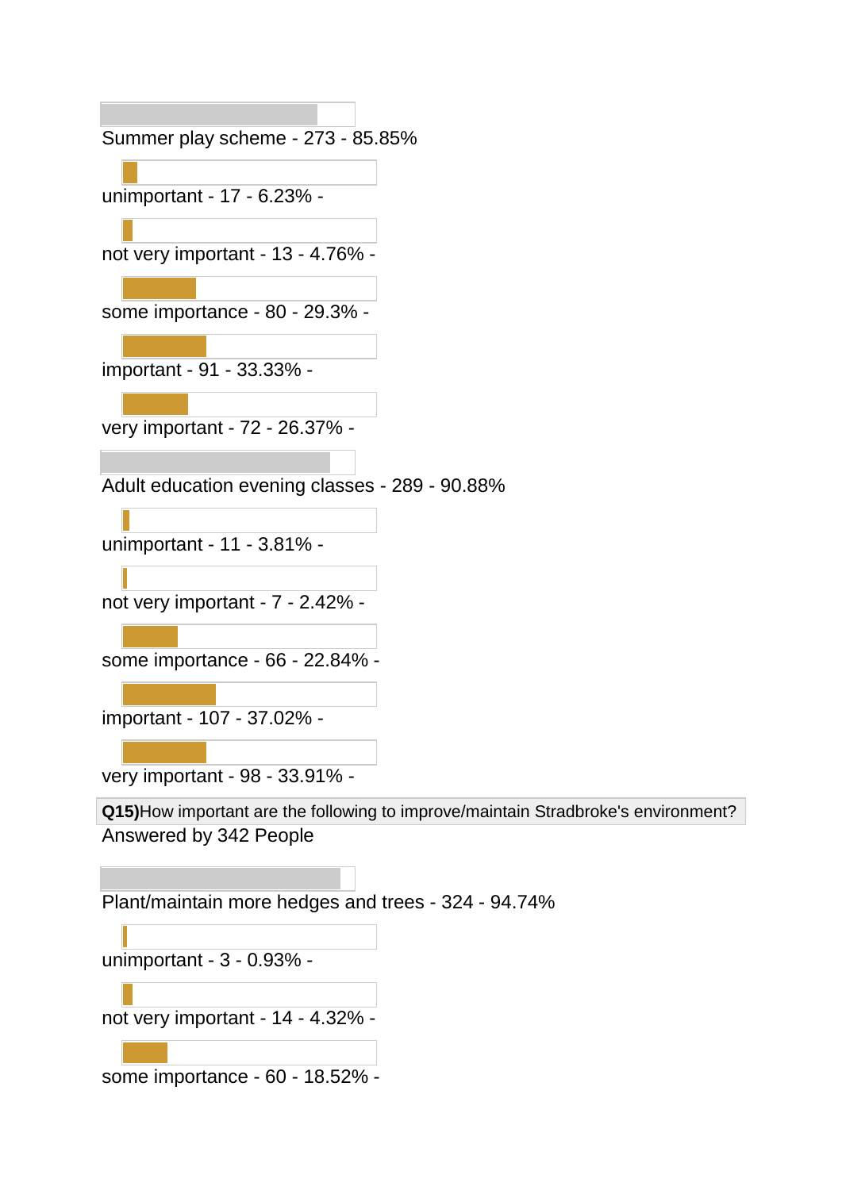Summer play scheme - 273 - 85.85%

unimportant - 17 - 6.23% -

not very important - 13 - 4.76% -

some importance - 80 - 29.3% -

important - 91 - 33.33% -

very important - 72 - 26.37% -

Adult education evening classes - 289 - 90.88%

unimportant - 11 - 3.81% -

not very important - 7 - 2.42% -

some importance - 66 - 22.84% -

important - 107 - 37.02% -

very important - 98 - 33.91% -

**Q15)**How important are the following to improve/maintain Stradbroke's environment?

Answered by 342 People

Plant/maintain more hedges and trees - 324 - 94.74%

unimportant - 3 - 0.93% -

not very important - 14 - 4.32% -

some importance - 60 - 18.52% -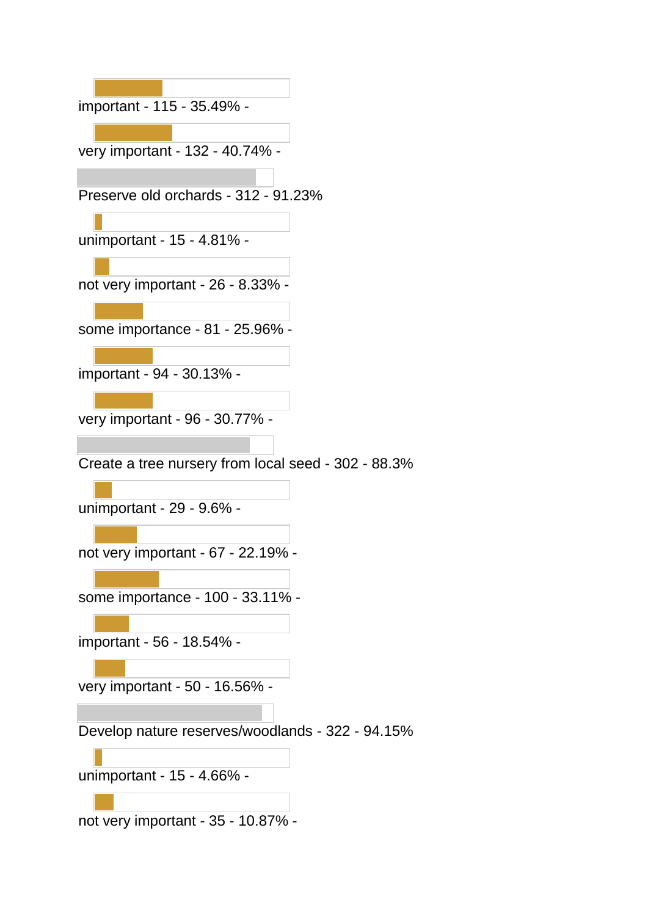important - 115 - 35.49% -

very important - 132 - 40.74% -

Preserve old orchards - 312 - 91.23%

unimportant - 15 - 4.81% -

not very important - 26 - 8.33% -

some importance - 81 - 25.96% -

important - 94 - 30.13% -

very important - 96 - 30.77% -

Create a tree nursery from local seed - 302 - 88.3%

unimportant - 29 - 9.6% -

not very important - 67 - 22.19% -

some importance - 100 - 33.11% -

important - 56 - 18.54% -

very important - 50 - 16.56% -

Develop nature reserves/woodlands - 322 - 94.15%

unimportant - 15 - 4.66% -

not very important - 35 - 10.87% -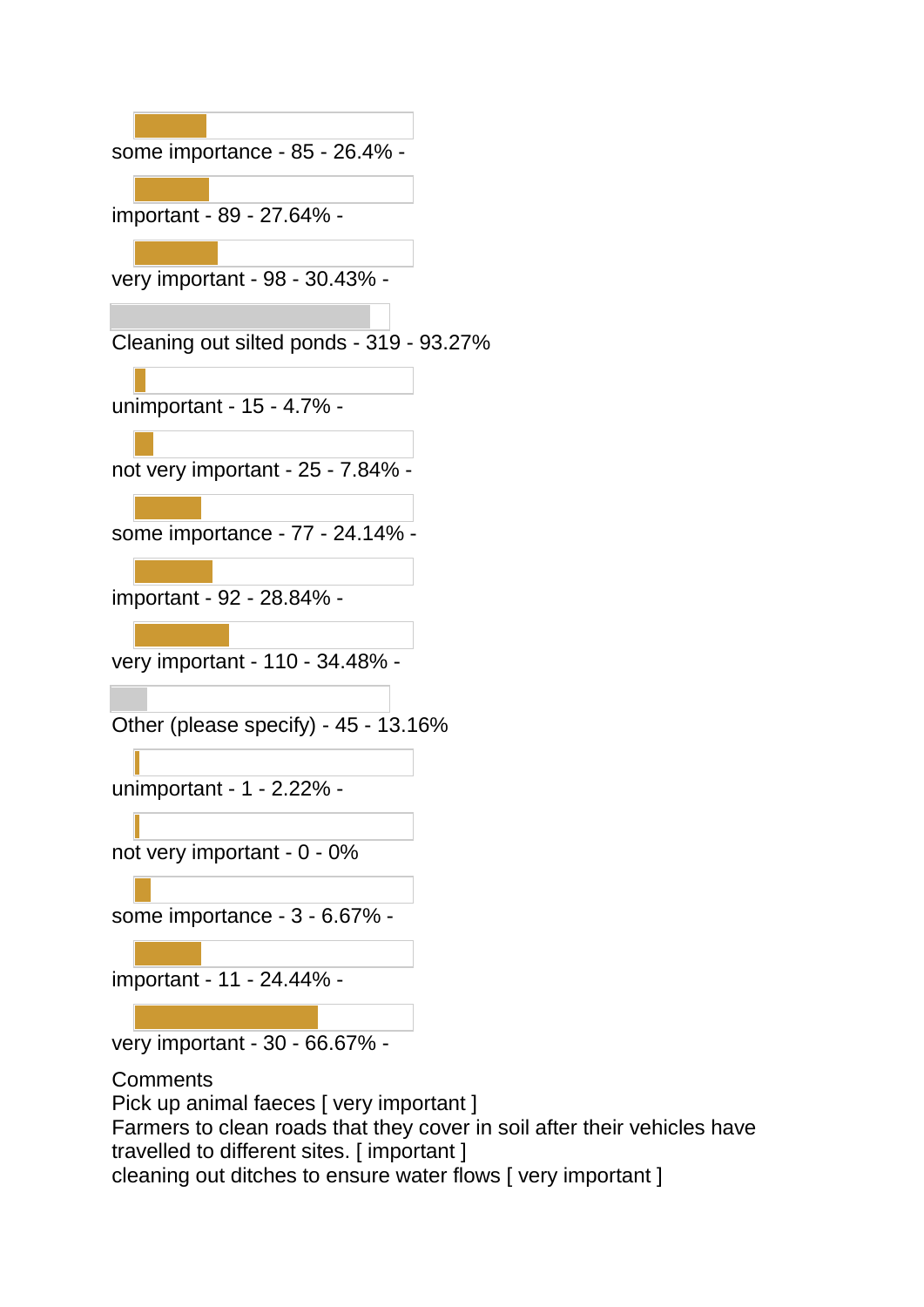some importance - 85 - 26.4% -

important - 89 - 27.64% -

very important - 98 - 30.43% -

Cleaning out silted ponds - 319 - 93.27%

unimportant - 15 - 4.7% -

not very important - 25 - 7.84% -

some importance - 77 - 24.14% -

important - 92 - 28.84% -

very important - 110 - 34.48% -

Other (please specify) - 45 - 13.16%

unimportant - 1 - 2.22% -

not very important - 0 - 0%

some importance - 3 - 6.67% -

important - 11 - 24.44% -

very important - 30 - 66.67% -

Comments
Pick up animal faeces [ very important ]
Farmers to clean roads that they cover in soil after their vehicles have travelled to different sites. [ important ]
cleaning out ditches to ensure water flows [ very important ]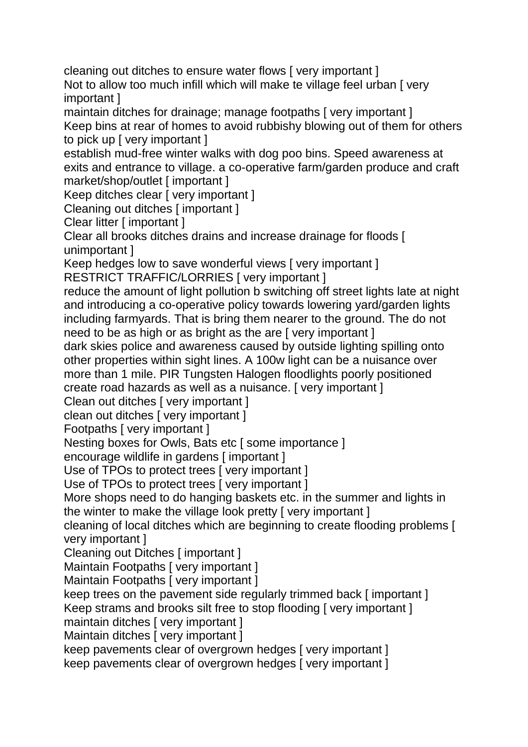cleaning out ditches to ensure water flows [ very important ]
Not to allow too much infill which will make te village feel urban [ very important ]
maintain ditches for drainage; manage footpaths [ very important ]
Keep bins at rear of homes to avoid rubbishy blowing out of them for others to pick up [ very important ]
establish mud-free winter walks with dog poo bins. Speed awareness at exits and entrance to village. a co-operative farm/garden produce and craft market/shop/outlet [ important ]
Keep ditches clear [ very important ]
Cleaning out ditches [ important ]
Clear litter [ important ]
Clear all brooks ditches drains and increase drainage for floods [ unimportant ]
Keep hedges low to save wonderful views [ very important ]
RESTRICT TRAFFIC/LORRIES [ very important ]
reduce the amount of light pollution b switching off street lights late at night and introducing a co-operative policy towards lowering yard/garden lights including farmyards. That is bring them nearer to the ground. The do not need to be as high or as bright as the are [ very important ]
dark skies police and awareness caused by outside lighting spilling onto other properties within sight lines. A 100w light can be a nuisance over more than 1 mile. PIR Tungsten Halogen floodlights poorly positioned create road hazards as well as a nuisance. [ very important ]
Clean out ditches [ very important ]
clean out ditches [ very important ]
Footpaths [ very important ]
Nesting boxes for Owls, Bats etc [ some importance ]
encourage wildlife in gardens [ important ]
Use of TPOs to protect trees [ very important ]
Use of TPOs to protect trees [ very important ]
More shops need to do hanging baskets etc. in the summer and lights in the winter to make the village look pretty [ very important ]
cleaning of local ditches which are beginning to create flooding problems [ very important ]
Cleaning out Ditches [ important ]
Maintain Footpaths [ very important ]
Maintain Footpaths [ very important ]
keep trees on the pavement side regularly trimmed back [ important ]
Keep strams and brooks silt free to stop flooding [ very important ]
maintain ditches [ very important ]
Maintain ditches [ very important ]
keep pavements clear of overgrown hedges [ very important ]
keep pavements clear of overgrown hedges [ very important ]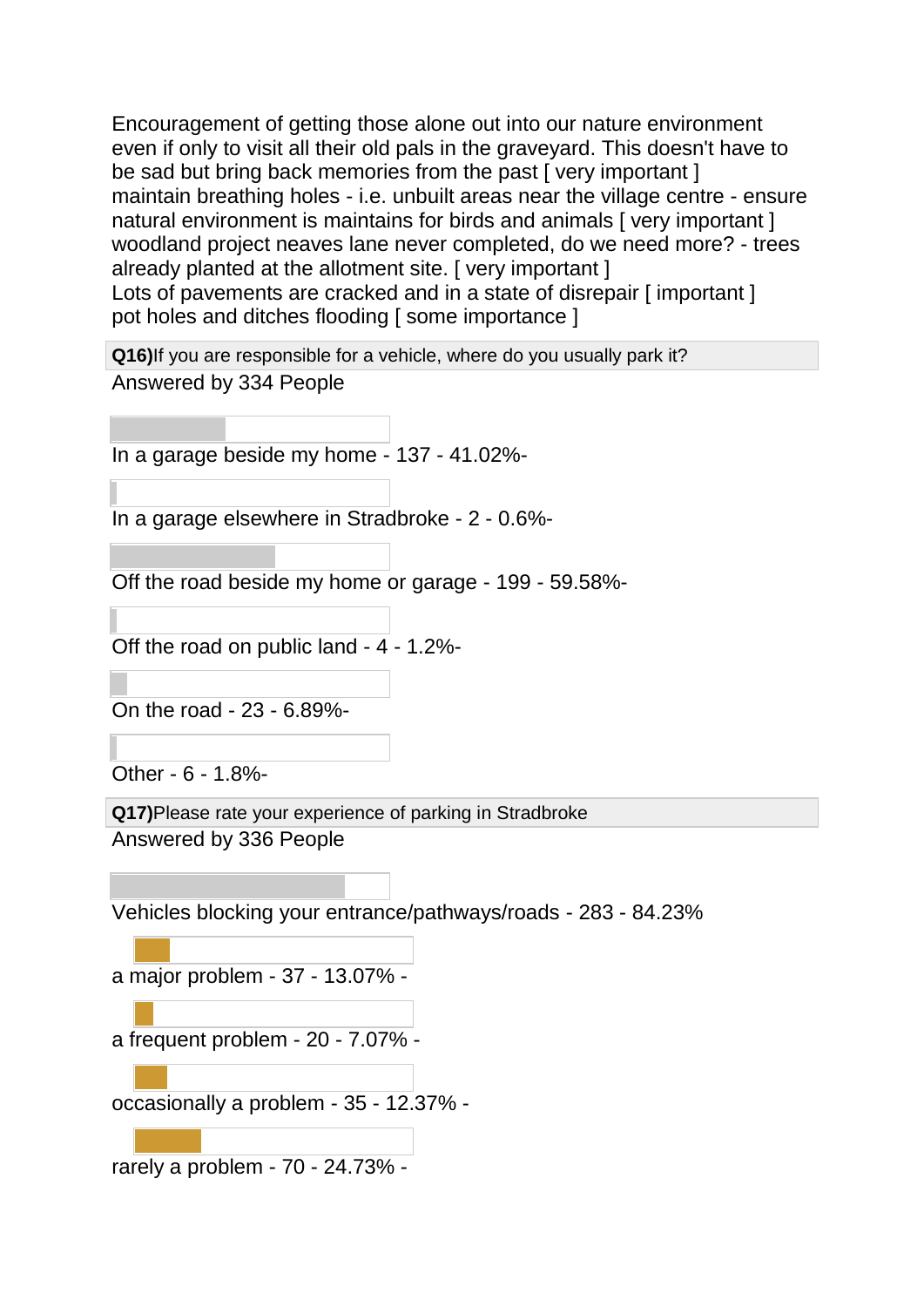Encouragement of getting those alone out into our nature environment even if only to visit all their old pals in the graveyard. This doesn't have to be sad but bring back memories from the past [ very important ]
maintain breathing holes - i.e. unbuilt areas near the village centre - ensure natural environment is maintains for birds and animals [ very important ]
woodland project neaves lane never completed, do we need more? - trees already planted at the allotment site. [ very important ]
Lots of pavements are cracked and in a state of disrepair [ important ]
pot holes and ditches flooding [ some importance ]

**Q16)** If you are responsible for a vehicle, where do you usually park it?

Answered by 334 People

In a garage beside my home - 137 - 41.02%-

In a garage elsewhere in Stradbroke - 2 - 0.6%-

Off the road beside my home or garage - 199 - 59.58%-

Off the road on public land - 4 - 1.2%-

On the road - 23 - 6.89%-

Other - 6 - 1.8%-

**Q17)** Please rate your experience of parking in Stradbroke

Answered by 336 People

Vehicles blocking your entrance/pathways/roads - 283 - 84.23%

a major problem - 37 - 13.07% -

a frequent problem - 20 - 7.07% -

occasionally a problem - 35 - 12.37% -

rarely a problem - 70 - 24.73% -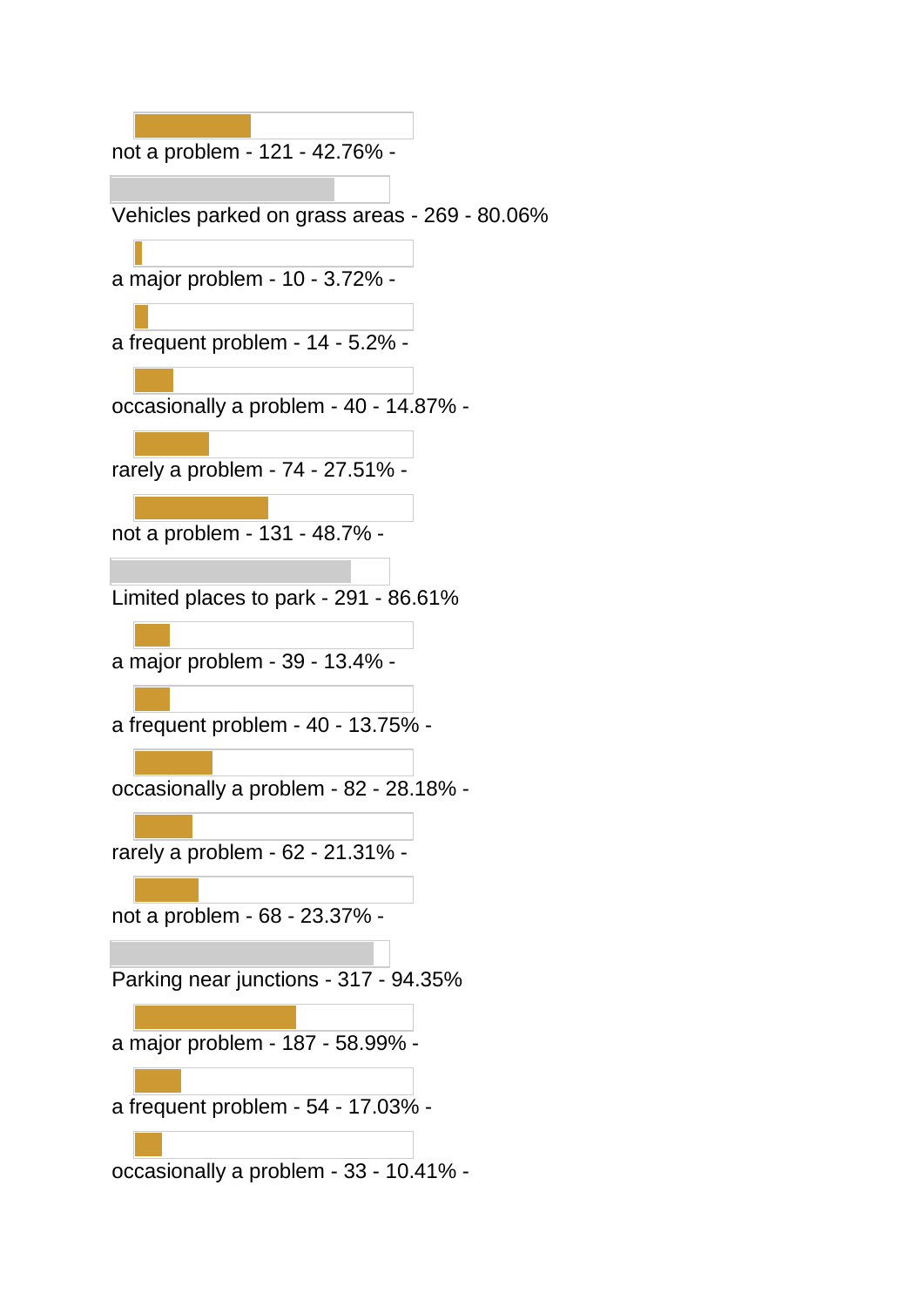not a problem - 121 - 42.76% -

Vehicles parked on grass areas - 269 - 80.06%

a major problem - 10 - 3.72% -

a frequent problem - 14 - 5.2% -

occasionally a problem - 40 - 14.87% -

rarely a problem - 74 - 27.51% -

not a problem - 131 - 48.7% -

Limited places to park - 291 - 86.61%

a major problem - 39 - 13.4% -

a frequent problem - 40 - 13.75% -

occasionally a problem - 82 - 28.18% -

rarely a problem - 62 - 21.31% -

not a problem - 68 - 23.37% -

Parking near junctions - 317 - 94.35%

a major problem - 187 - 58.99% -

a frequent problem - 54 - 17.03% -

occasionally a problem - 33 - 10.41% -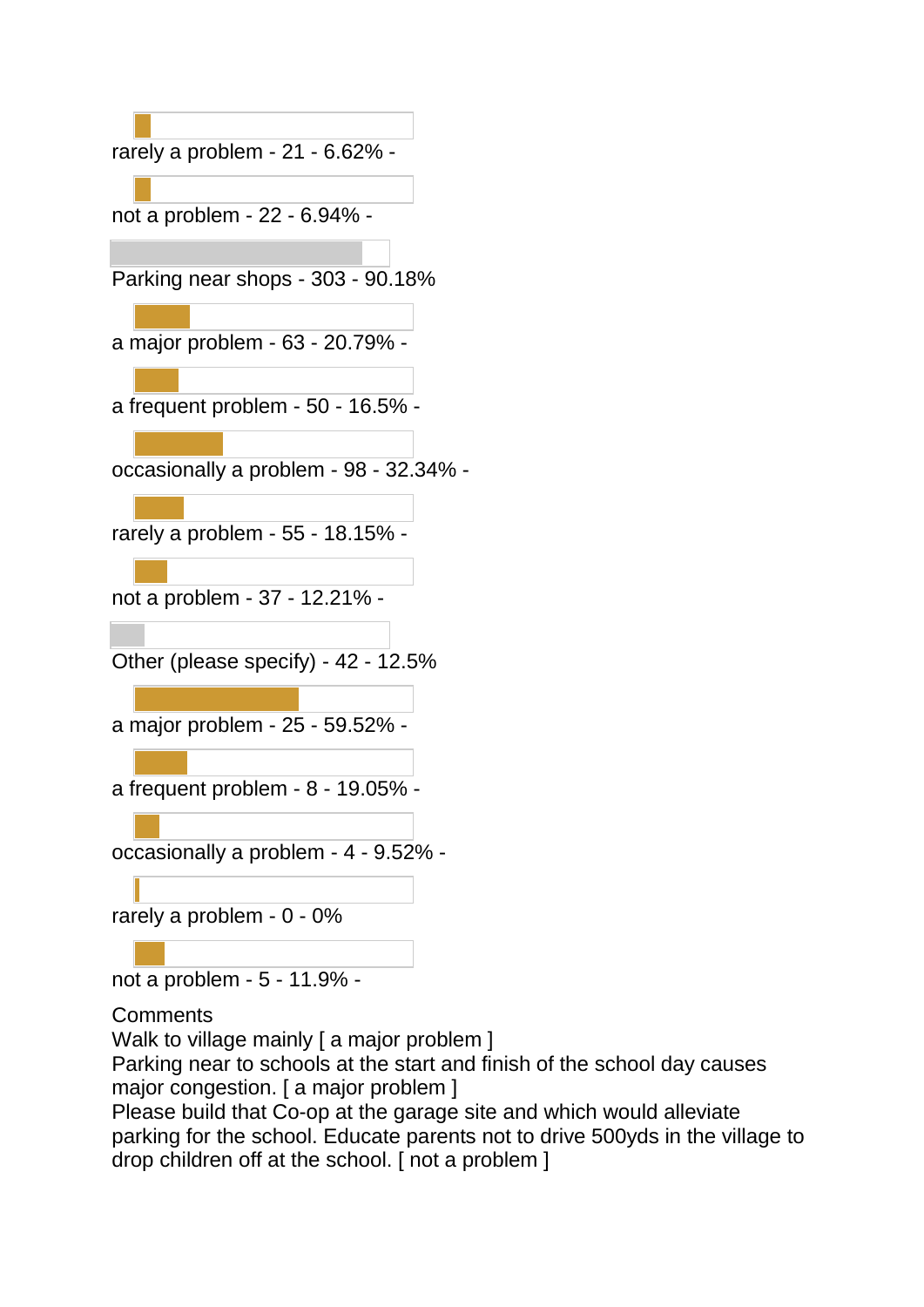rarely a problem - 21 - 6.62% -

not a problem - 22 - 6.94% -

Parking near shops - 303 - 90.18%

a major problem - 63 - 20.79% -

a frequent problem - 50 - 16.5% -

occasionally a problem - 98 - 32.34% -

rarely a problem - 55 - 18.15% -

not a problem - 37 - 12.21% -

Other (please specify) - 42 - 12.5%

a major problem - 25 - 59.52% -

a frequent problem - 8 - 19.05% -

occasionally a problem - 4 - 9.52% -

rarely a problem - 0 - 0%

not a problem - 5 - 11.9% -

Comments

Walk to village mainly [ a major problem ]

Parking near to schools at the start and finish of the school day causes major congestion. [ a major problem ]

Please build that Co-op at the garage site and which would alleviate parking for the school. Educate parents not to drive 500yds in the village to drop children off at the school. [ not a problem ]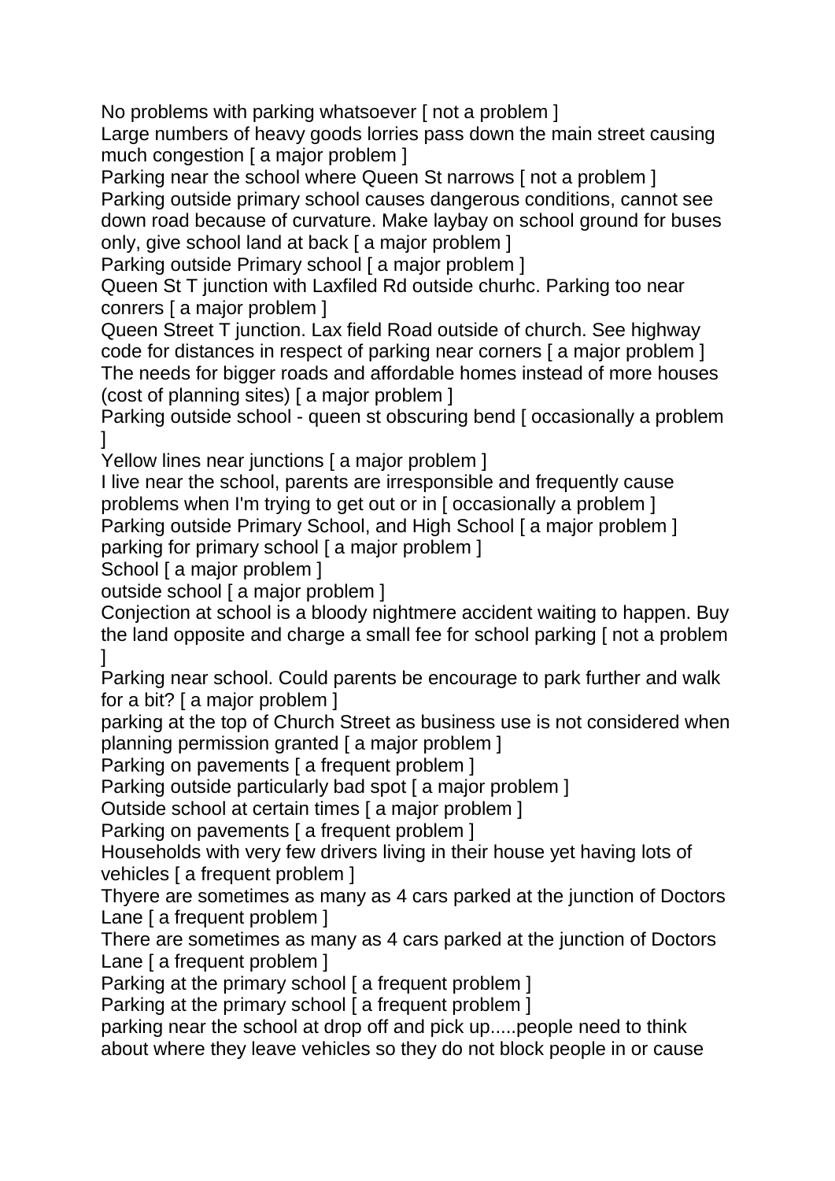No problems with parking whatsoever [ not a problem ]
Large numbers of heavy goods lorries pass down the main street causing much congestion [ a major problem ]
Parking near the school where Queen St narrows [ not a problem ]
Parking outside primary school causes dangerous conditions, cannot see down road because of curvature. Make laybay on school ground for buses only, give school land at back [ a major problem ]
Parking outside Primary school [ a major problem ]
Queen St T junction with Laxfiled Rd outside churhc. Parking too near conrers [ a major problem ]
Queen Street T junction. Lax field Road outside of church. See highway code for distances in respect of parking near corners [ a major problem ]
The needs for bigger roads and affordable homes instead of more houses (cost of planning sites) [ a major problem ]
Parking outside school - queen st obscuring bend [ occasionally a problem ]
Yellow lines near junctions [ a major problem ]
I live near the school, parents are irresponsible and frequently cause problems when I'm trying to get out or in [ occasionally a problem ]
Parking outside Primary School, and High School [ a major problem ]
parking for primary school [ a major problem ]
School [ a major problem ]
outside school [ a major problem ]
Conjection at school is a bloody nightmere accident waiting to happen. Buy the land opposite and charge a small fee for school parking [ not a problem ]
Parking near school. Could parents be encourage to park further and walk for a bit? [ a major problem ]
parking at the top of Church Street as business use is not considered when planning permission granted [ a major problem ]
Parking on pavements [ a frequent problem ]
Parking outside particularly bad spot [ a major problem ]
Outside school at certain times [ a major problem ]
Parking on pavements [ a frequent problem ]
Households with very few drivers living in their house yet having lots of vehicles [ a frequent problem ]
Thyere are sometimes as many as 4 cars parked at the junction of Doctors Lane [ a frequent problem ]
There are sometimes as many as 4 cars parked at the junction of Doctors Lane [ a frequent problem ]
Parking at the primary school [ a frequent problem ]
Parking at the primary school [ a frequent problem ]
parking near the school at drop off and pick up.....people need to think about where they leave vehicles so they do not block people in or cause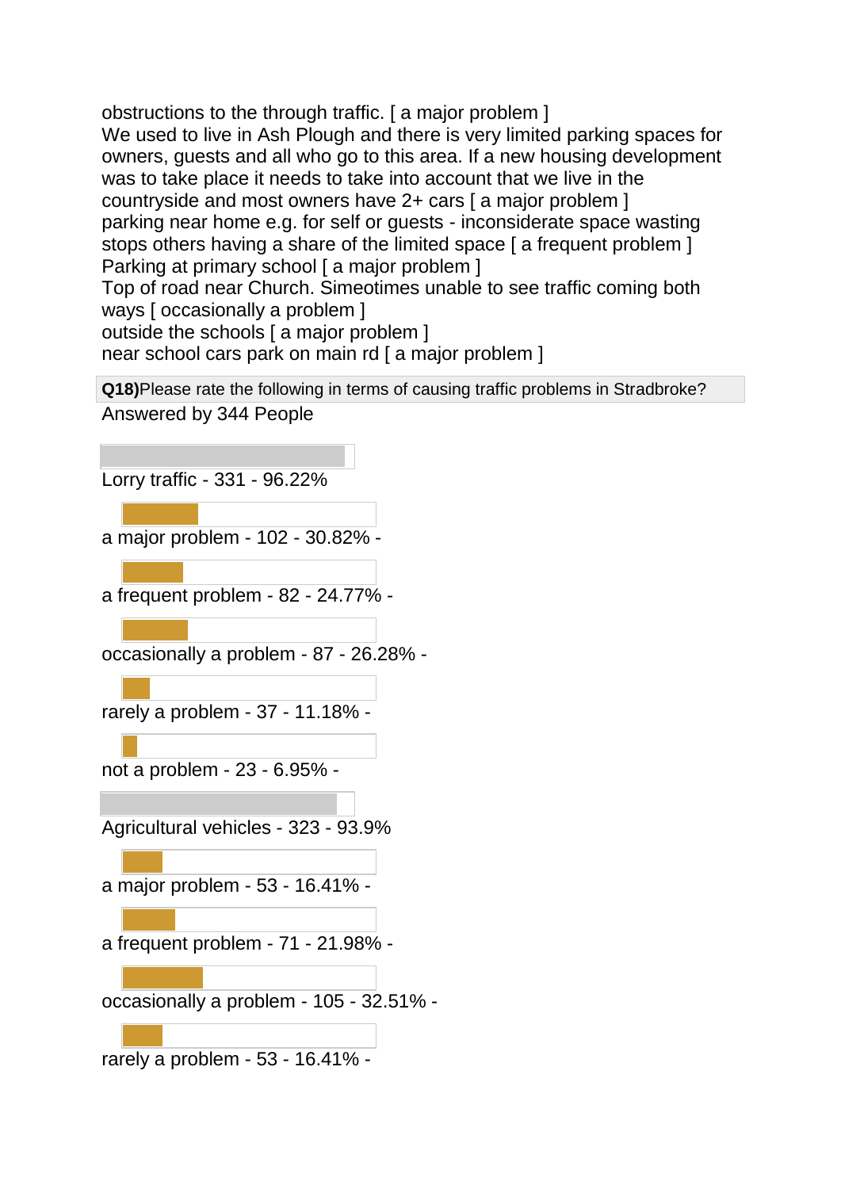obstructions to the through traffic. [ a major problem ]
We used to live in Ash Plough and there is very limited parking spaces for owners, guests and all who go to this area. If a new housing development was to take place it needs to take into account that we live in the countryside and most owners have 2+ cars [ a major problem ]
parking near home e.g. for self or guests - inconsiderate space wasting stops others having a share of the limited space [ a frequent problem ]
Parking at primary school [ a major problem ]
Top of road near Church. Simeotimes unable to see traffic coming both ways [ occasionally a problem ]
outside the schools [ a major problem ]
near school cars park on main rd [ a major problem ]

**Q18)**Please rate the following in terms of causing traffic problems in Stradbroke?

Answered by 344 People

Lorry traffic - 331 - 96.22%

a major problem - 102 - 30.82% -

a frequent problem - 82 - 24.77% -

occasionally a problem - 87 - 26.28% -

rarely a problem - 37 - 11.18% -

not a problem - 23 - 6.95% -

Agricultural vehicles - 323 - 93.9%

a major problem - 53 - 16.41% -

a frequent problem - 71 - 21.98% -

occasionally a problem - 105 - 32.51% -

rarely a problem - 53 - 16.41% -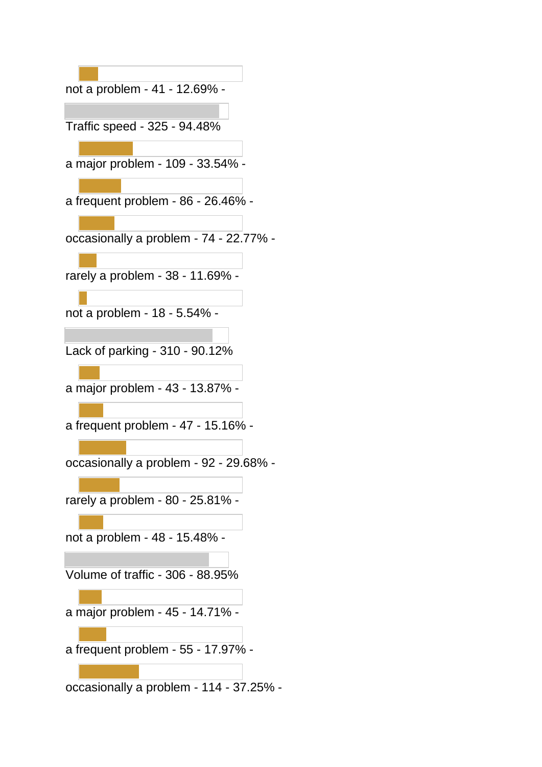not a problem - 41 - 12.69% -

Traffic speed - 325 - 94.48%

a major problem - 109 - 33.54% -

a frequent problem - 86 - 26.46% -

occasionally a problem - 74 - 22.77% -

rarely a problem - 38 - 11.69% -

not a problem - 18 - 5.54% -

Lack of parking - 310 - 90.12%

a major problem - 43 - 13.87% -

a frequent problem - 47 - 15.16% -

occasionally a problem - 92 - 29.68% -

rarely a problem - 80 - 25.81% -

not a problem - 48 - 15.48% -

Volume of traffic - 306 - 88.95%

a major problem - 45 - 14.71% -

a frequent problem - 55 - 17.97% -

occasionally a problem - 114 - 37.25% -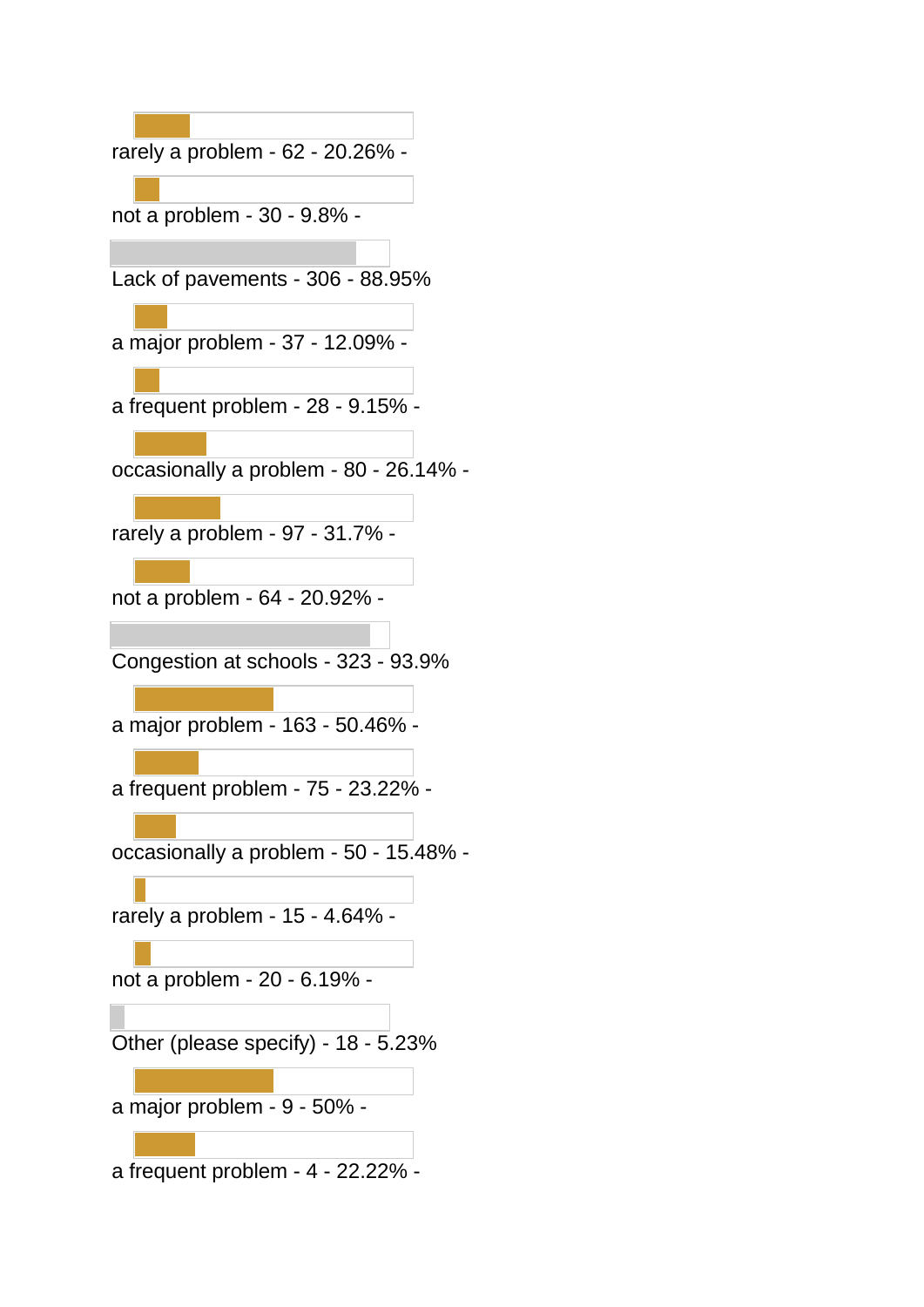rarely a problem - 62 - 20.26% -

not a problem - 30 - 9.8% -

Lack of pavements - 306 - 88.95%

a major problem - 37 - 12.09% -

a frequent problem - 28 - 9.15% -

occasionally a problem - 80 - 26.14% -

rarely a problem - 97 - 31.7% -

not a problem - 64 - 20.92% -

Congestion at schools - 323 - 93.9%

a major problem - 163 - 50.46% -

a frequent problem - 75 - 23.22% -

occasionally a problem - 50 - 15.48% -

rarely a problem - 15 - 4.64% -

not a problem - 20 - 6.19% -

Other (please specify) - 18 - 5.23%

a major problem - 9 - 50% -

a frequent problem - 4 - 22.22% -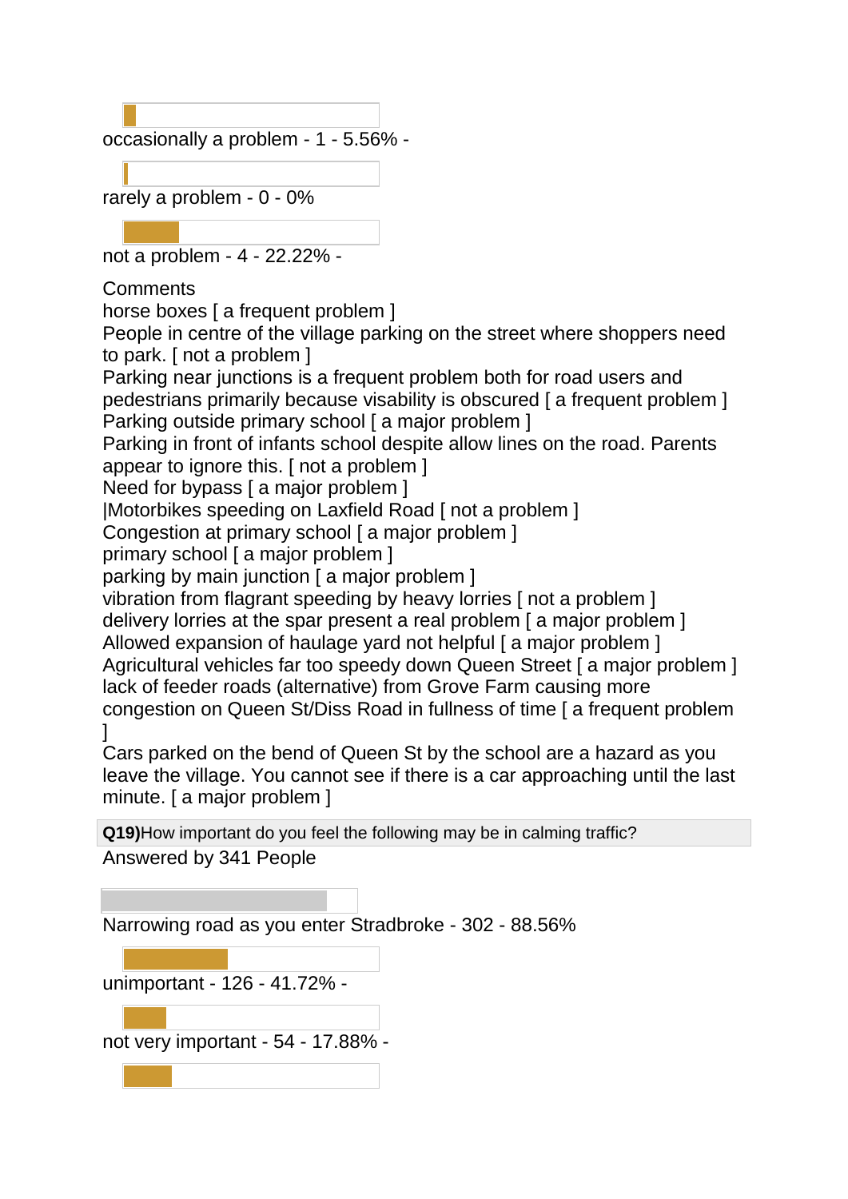occasionally a problem - 1 - 5.56% -

rarely a problem - 0 - 0%

not a problem - 4 - 22.22% -

Comments

horse boxes [ a frequent problem ]

People in centre of the village parking on the street where shoppers need to park. [ not a problem ]

Parking near junctions is a frequent problem both for road users and pedestrians primarily because visability is obscured [ a frequent problem ]

Parking outside primary school [ a major problem ]

Parking in front of infants school despite allow lines on the road. Parents appear to ignore this. [ not a problem ]

Need for bypass [ a major problem ]

|Motorbikes speeding on Laxfield Road [ not a problem ]

Congestion at primary school [ a major problem ]

primary school [ a major problem ]

parking by main junction [ a major problem ]

vibration from flagrant speeding by heavy lorries [ not a problem ]

delivery lorries at the spar present a real problem [ a major problem ]

Allowed expansion of haulage yard not helpful [ a major problem ]

Agricultural vehicles far too speedy down Queen Street [ a major problem ]

lack of feeder roads (alternative) from Grove Farm causing more congestion on Queen St/Diss Road in fullness of time [ a frequent problem ]

Cars parked on the bend of Queen St by the school are a hazard as you leave the village. You cannot see if there is a car approaching until the last minute. [ a major problem ]

**Q19)**How important do you feel the following may be in calming traffic?

Answered by 341 People

Narrowing road as you enter Stradbroke - 302 - 88.56%

unimportant - 126 - 41.72% -

not very important - 54 - 17.88% -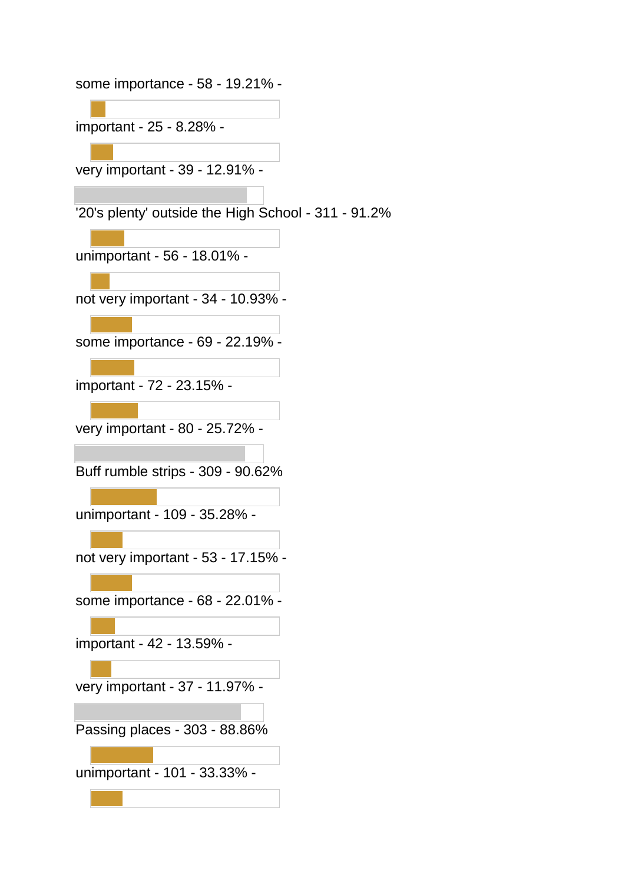some importance - 58 - 19.21% -

important - 25 - 8.28% -

very important - 39 - 12.91% -

'20's plenty' outside the High School - 311 - 91.2%

unimportant - 56 - 18.01% -

not very important - 34 - 10.93% -

some importance - 69 - 22.19% -

important - 72 - 23.15% -

very important - 80 - 25.72% -

Buff rumble strips - 309 - 90.62%

unimportant - 109 - 35.28% -

not very important - 53 - 17.15% -

some importance - 68 - 22.01% -

important - 42 - 13.59% -

very important - 37 - 11.97% -

Passing places - 303 - 88.86%

unimportant - 101 - 33.33% -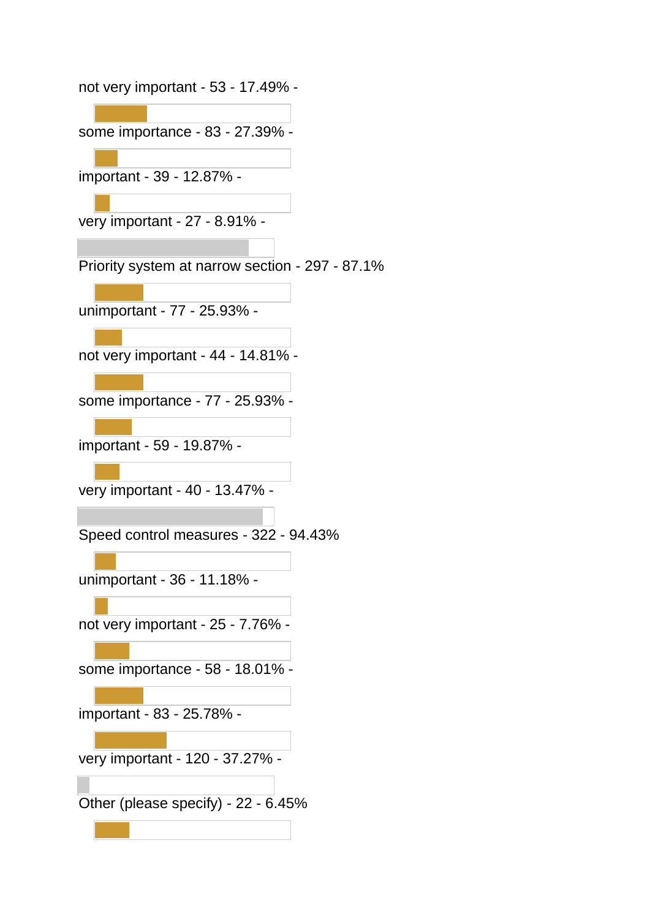not very important - 53 - 17.49% -

some importance - 83 - 27.39% -

important - 39 - 12.87% -

very important - 27 - 8.91% -

Priority system at narrow section - 297 - 87.1%

unimportant - 77 - 25.93% -

not very important - 44 - 14.81% -

some importance - 77 - 25.93% -

important - 59 - 19.87% -

very important - 40 - 13.47% -

Speed control measures - 322 - 94.43%

unimportant - 36 - 11.18% -

not very important - 25 - 7.76% -

some importance - 58 - 18.01% -

important - 83 - 25.78% -

very important - 120 - 37.27% -

Other (please specify) - 22 - 6.45%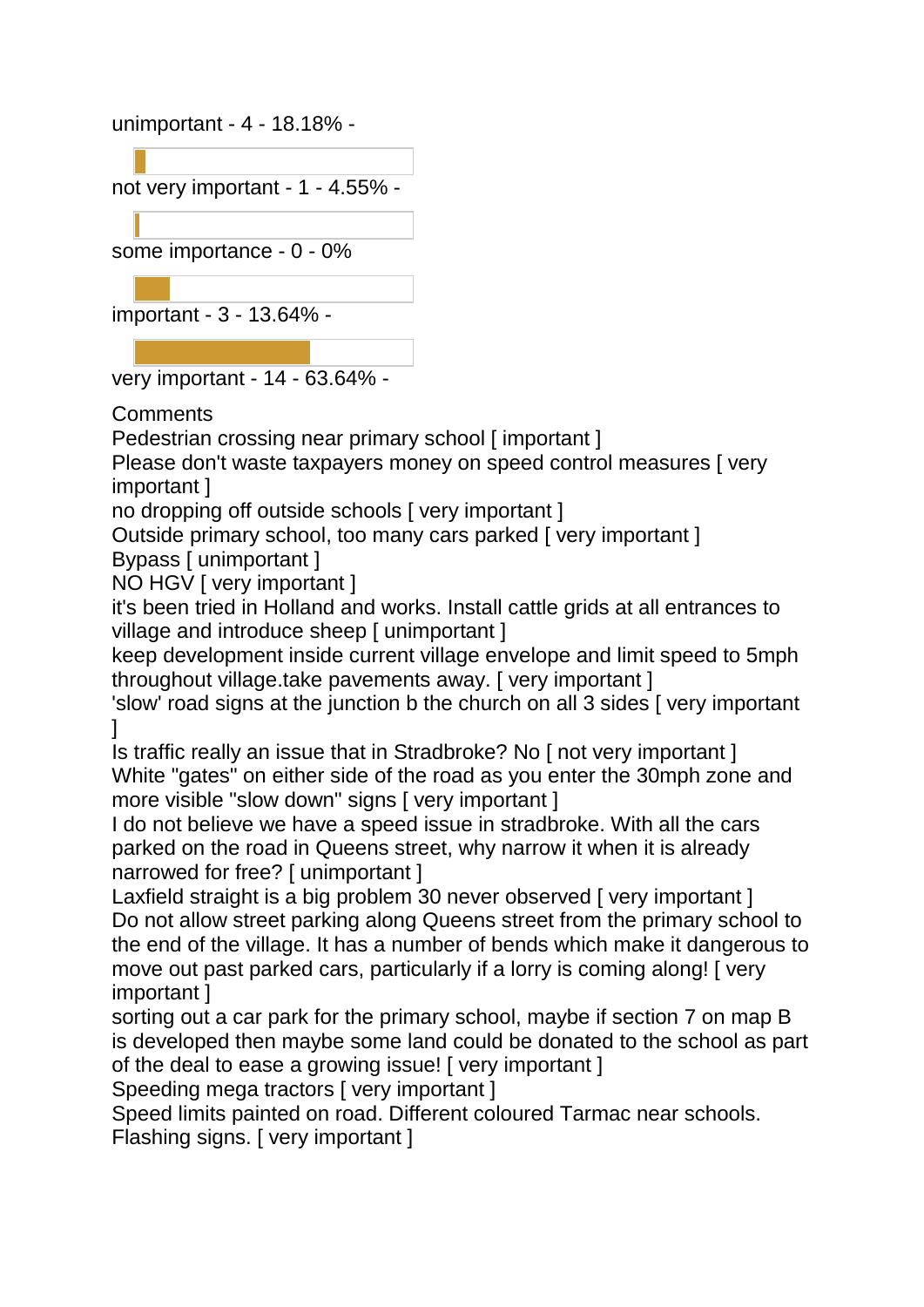unimportant - 4 - 18.18% -

not very important - 1 - 4.55% -

some importance - 0 - 0%

important - 3 - 13.64% -

very important - 14 - 63.64% -

Comments

Pedestrian crossing near primary school [ important ]

Please don't waste taxpayers money on speed control measures [ very important ]

no dropping off outside schools [ very important ]

Outside primary school, too many cars parked [ very important ]

Bypass [ unimportant ]

NO HGV [ very important ]

it's been tried in Holland and works. Install cattle grids at all entrances to village and introduce sheep [ unimportant ]

keep development inside current village envelope and limit speed to 5mph throughout village.take pavements away. [ very important ]

'slow' road signs at the junction b the church on all 3 sides [ very important ]

Is traffic really an issue that in Stradbroke? No [ not very important ]

White "gates" on either side of the road as you enter the 30mph zone and more visible "slow down" signs [ very important ]

I do not believe we have a speed issue in stradbroke. With all the cars parked on the road in Queens street, why narrow it when it is already narrowed for free? [ unimportant ]

Laxfield straight is a big problem 30 never observed [ very important ]

Do not allow street parking along Queens street from the primary school to the end of the village. It has a number of bends which make it dangerous to move out past parked cars, particularly if a lorry is coming along! [ very important ]

sorting out a car park for the primary school, maybe if section 7 on map B is developed then maybe some land could be donated to the school as part of the deal to ease a growing issue! [ very important ]

Speeding mega tractors [ very important ]

Speed limits painted on road. Different coloured Tarmac near schools. Flashing signs. [ very important ]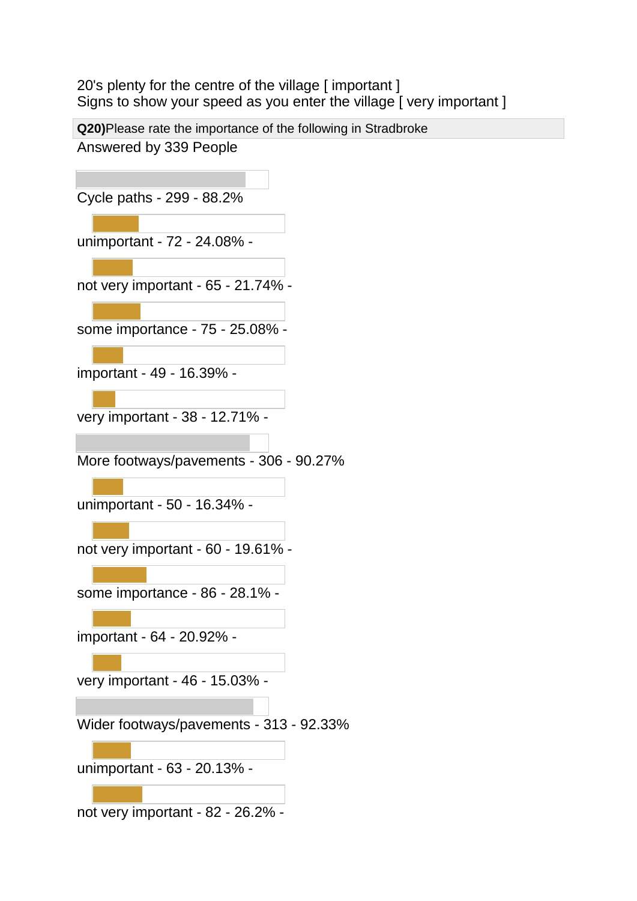20's plenty for the centre of the village [ important ]
Signs to show your speed as you enter the village [ very important ]

**Q20)**Please rate the importance of the following in Stradbroke

Answered by 339 People

Cycle paths - 299 - 88.2%

unimportant - 72 - 24.08% -

not very important - 65 - 21.74% -

some importance - 75 - 25.08% -

important - 49 - 16.39% -

very important - 38 - 12.71% -

More footways/pavements - 306 - 90.27%

unimportant - 50 - 16.34% -

not very important - 60 - 19.61% -

some importance - 86 - 28.1% -

important - 64 - 20.92% -

very important - 46 - 15.03% -

Wider footways/pavements - 313 - 92.33%

unimportant - 63 - 20.13% -

not very important - 82 - 26.2% -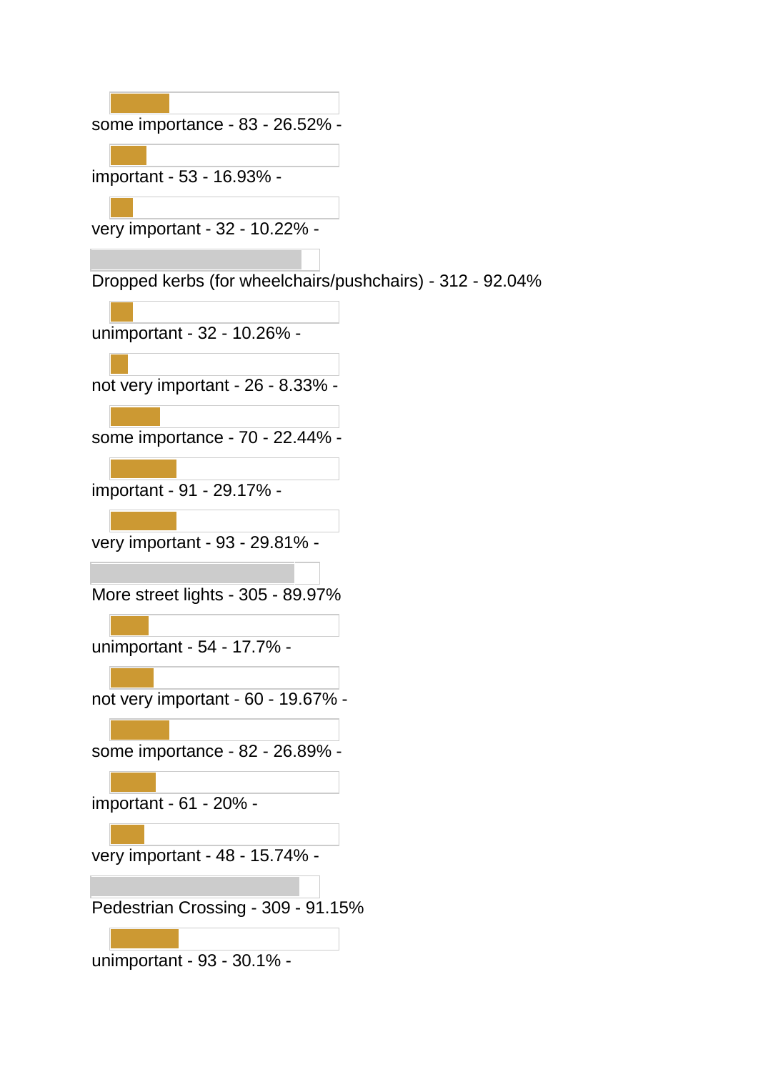some importance - 83 - 26.52% -

important - 53 - 16.93% -

very important - 32 - 10.22% -

Dropped kerbs (for wheelchairs/pushchairs) - 312 - 92.04%

unimportant - 32 - 10.26% -

not very important - 26 - 8.33% -

some importance - 70 - 22.44% -

important - 91 - 29.17% -

very important - 93 - 29.81% -

More street lights - 305 - 89.97%

unimportant - 54 - 17.7% -

not very important - 60 - 19.67% -

some importance - 82 - 26.89% -

important - 61 - 20% -

very important - 48 - 15.74% -

Pedestrian Crossing - 309 - 91.15%

unimportant - 93 - 30.1% -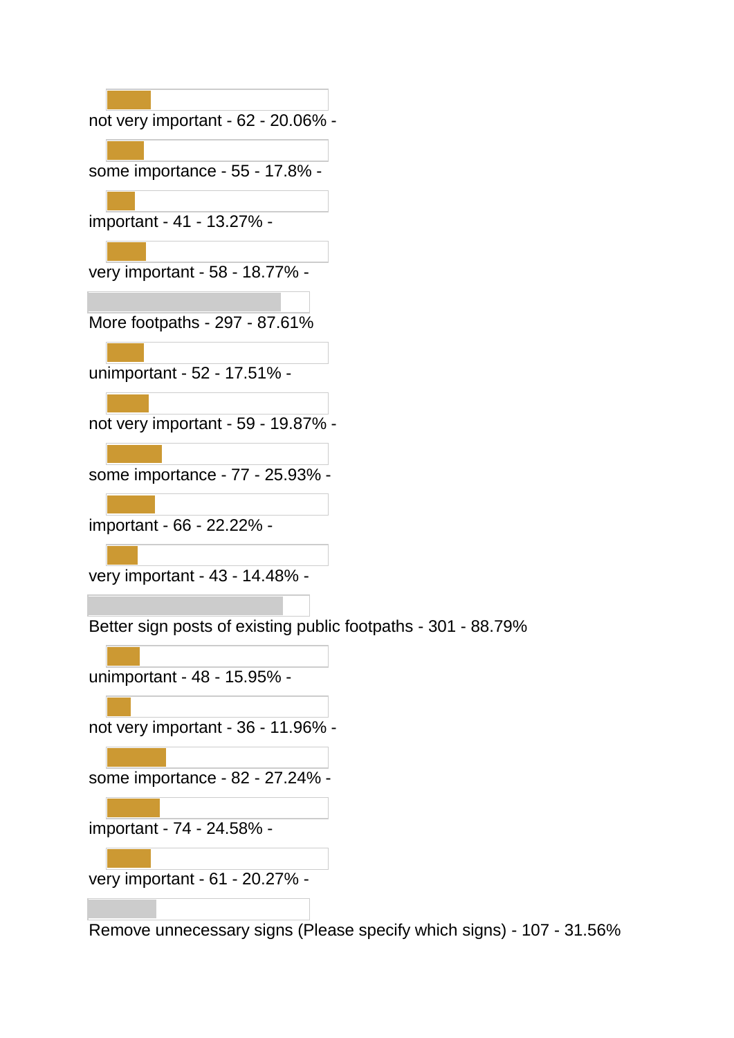not very important - 62 - 20.06% -

some importance - 55 - 17.8% -

important - 41 - 13.27% -

very important - 58 - 18.77% -

More footpaths - 297 - 87.61%

unimportant - 52 - 17.51% -

not very important - 59 - 19.87% -

some importance - 77 - 25.93% -

important - 66 - 22.22% -

very important - 43 - 14.48% -

Better sign posts of existing public footpaths - 301 - 88.79%

unimportant - 48 - 15.95% -

not very important - 36 - 11.96% -

some importance - 82 - 27.24% -

important - 74 - 24.58% -

very important - 61 - 20.27% -

Remove unnecessary signs (Please specify which signs) - 107 - 31.56%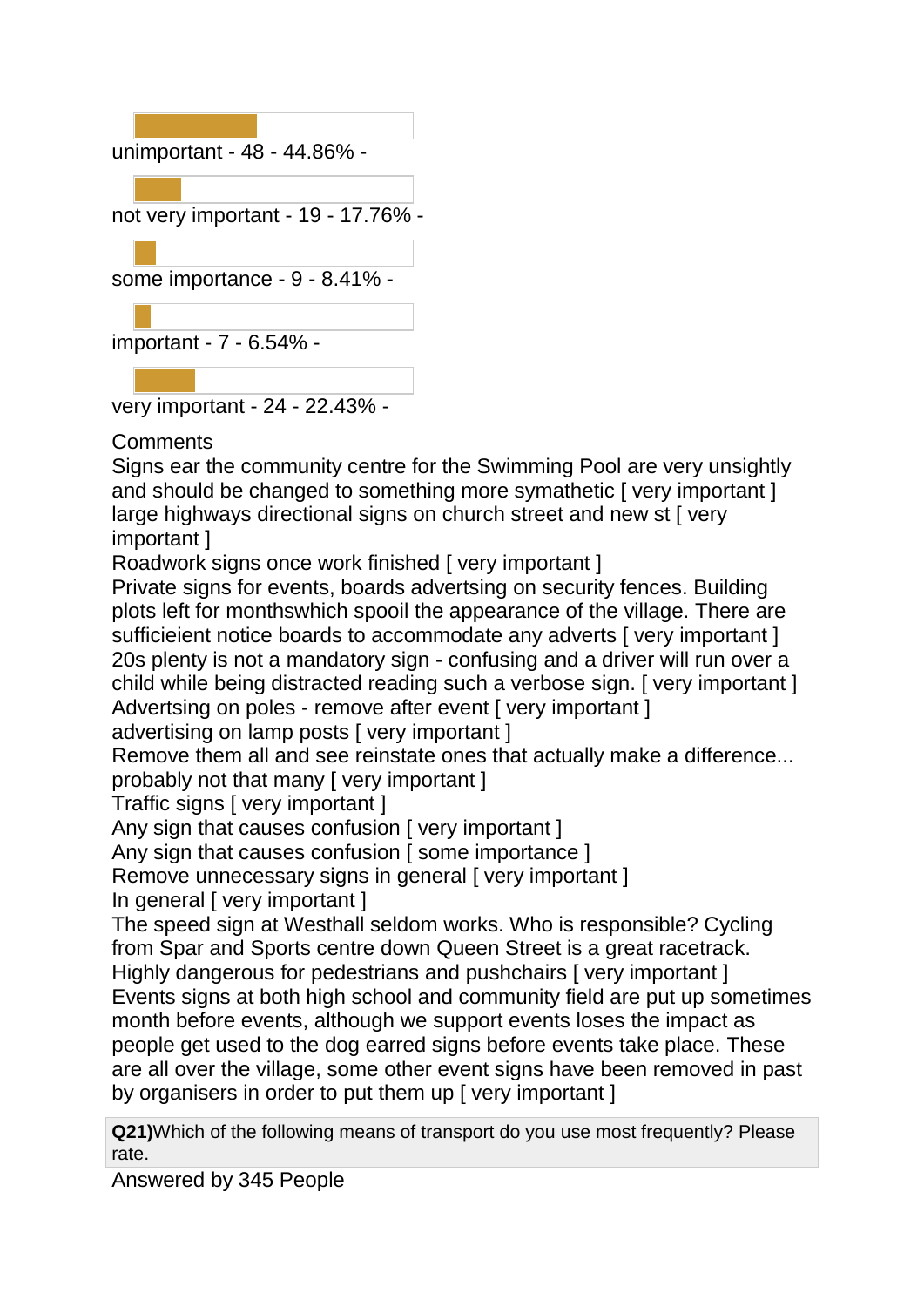unimportant - 48 - 44.86% -

not very important - 19 - 17.76% -

some importance - 9 - 8.41% -

important - 7 - 6.54% -

very important - 24 - 22.43% -

Comments

Signs ear the community centre for the Swimming Pool are very unsightly and should be changed to something more symathetic [ very important ]

large highways directional signs on church street and new st [ very important ]

Roadwork signs once work finished [ very important ]

Private signs for events, boards advertsing on security fences. Building plots left for monthswhich spooil the appearance of the village. There are sufficieient notice boards to accommodate any adverts [ very important ]

20s plenty is not a mandatory sign - confusing and a driver will run over a child while being distracted reading such a verbose sign. [ very important ]

Advertsing on poles - remove after event [ very important ]

advertising on lamp posts [ very important ]

Remove them all and see reinstate ones that actually make a difference... probably not that many [ very important ]

Traffic signs [ very important ]

Any sign that causes confusion [ very important ]

Any sign that causes confusion [ some importance ]

Remove unnecessary signs in general [ very important ]

In general [ very important ]

The speed sign at Westhall seldom works. Who is responsible? Cycling from Spar and Sports centre down Queen Street is a great racetrack. Highly dangerous for pedestrians and pushchairs [ very important ]

Events signs at both high school and community field are put up sometimes month before events, although we support events loses the impact as people get used to the dog earred signs before events take place. These are all over the village, some other event signs have been removed in past by organisers in order to put them up [ very important ]

**Q21)**Which of the following means of transport do you use most frequently? Please rate.

Answered by 345 People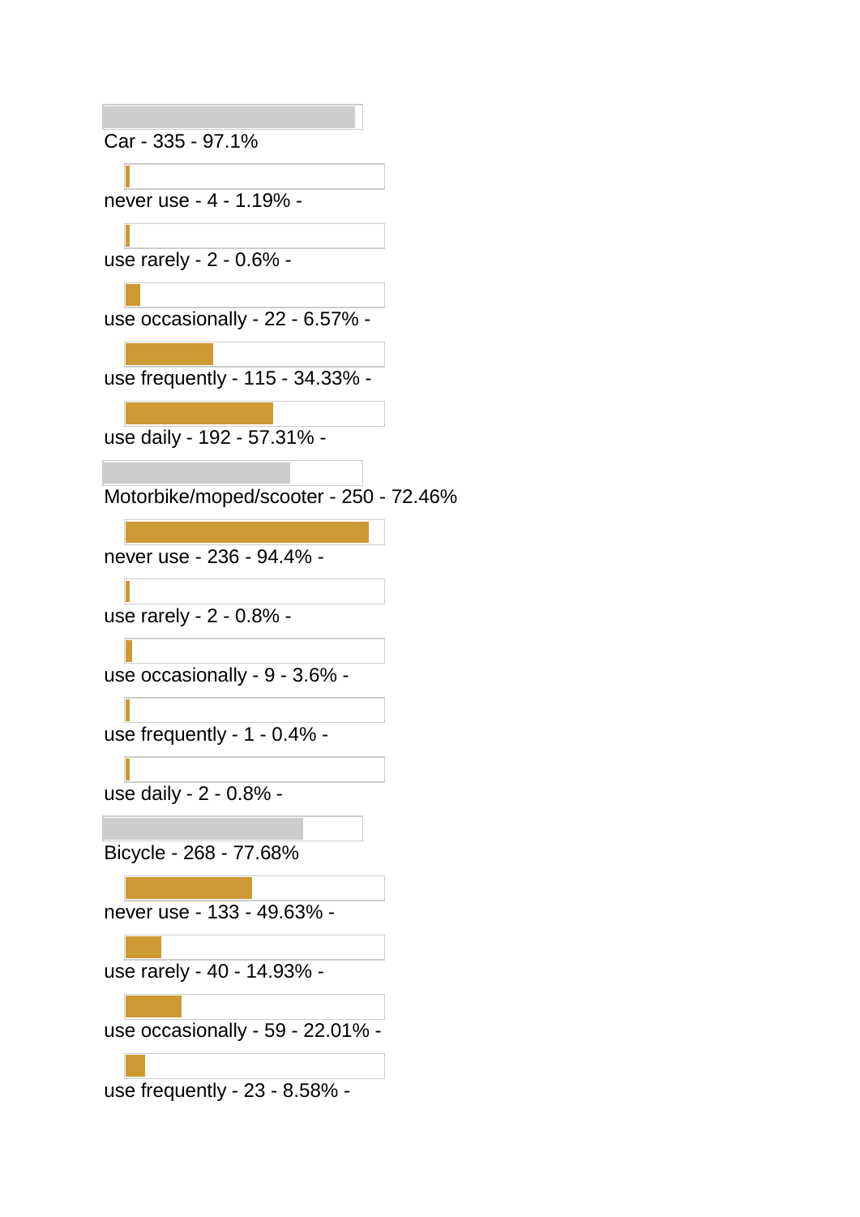Car - 335 - 97.1%

never use - 4 - 1.19% -

use rarely - 2 - 0.6% -

use occasionally - 22 - 6.57% -

use frequently - 115 - 34.33% -

use daily - 192 - 57.31% -

Motorbike/moped/scooter - 250 - 72.46%

never use - 236 - 94.4% -

use rarely - 2 - 0.8% -

use occasionally - 9 - 3.6% -

use frequently - 1 - 0.4% -

use daily - 2 - 0.8% -

Bicycle - 268 - 77.68%

never use - 133 - 49.63% -

use rarely - 40 - 14.93% -

use occasionally - 59 - 22.01% -

use frequently - 23 - 8.58% -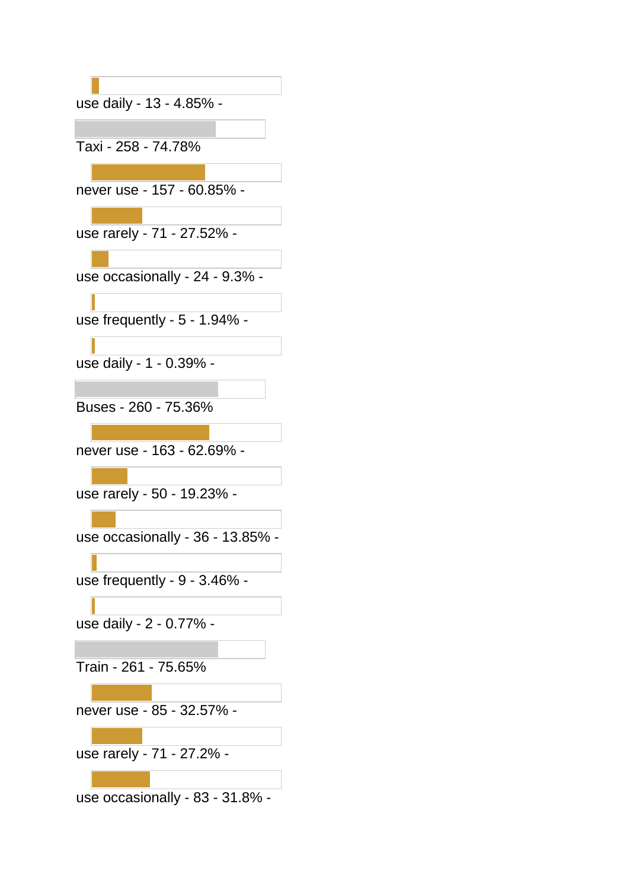use daily - 13 - 4.85% -

Taxi - 258 - 74.78%

never use - 157 - 60.85% -

use rarely - 71 - 27.52% -

use occasionally - 24 - 9.3% -

use frequently - 5 - 1.94% -

use daily - 1 - 0.39% -

Buses - 260 - 75.36%

never use - 163 - 62.69% -

use rarely - 50 - 19.23% -

use occasionally - 36 - 13.85% -

use frequently - 9 - 3.46% -

use daily - 2 - 0.77% -

Train - 261 - 75.65%

never use - 85 - 32.57% -

use rarely - 71 - 27.2% -

use occasionally - 83 - 31.8% -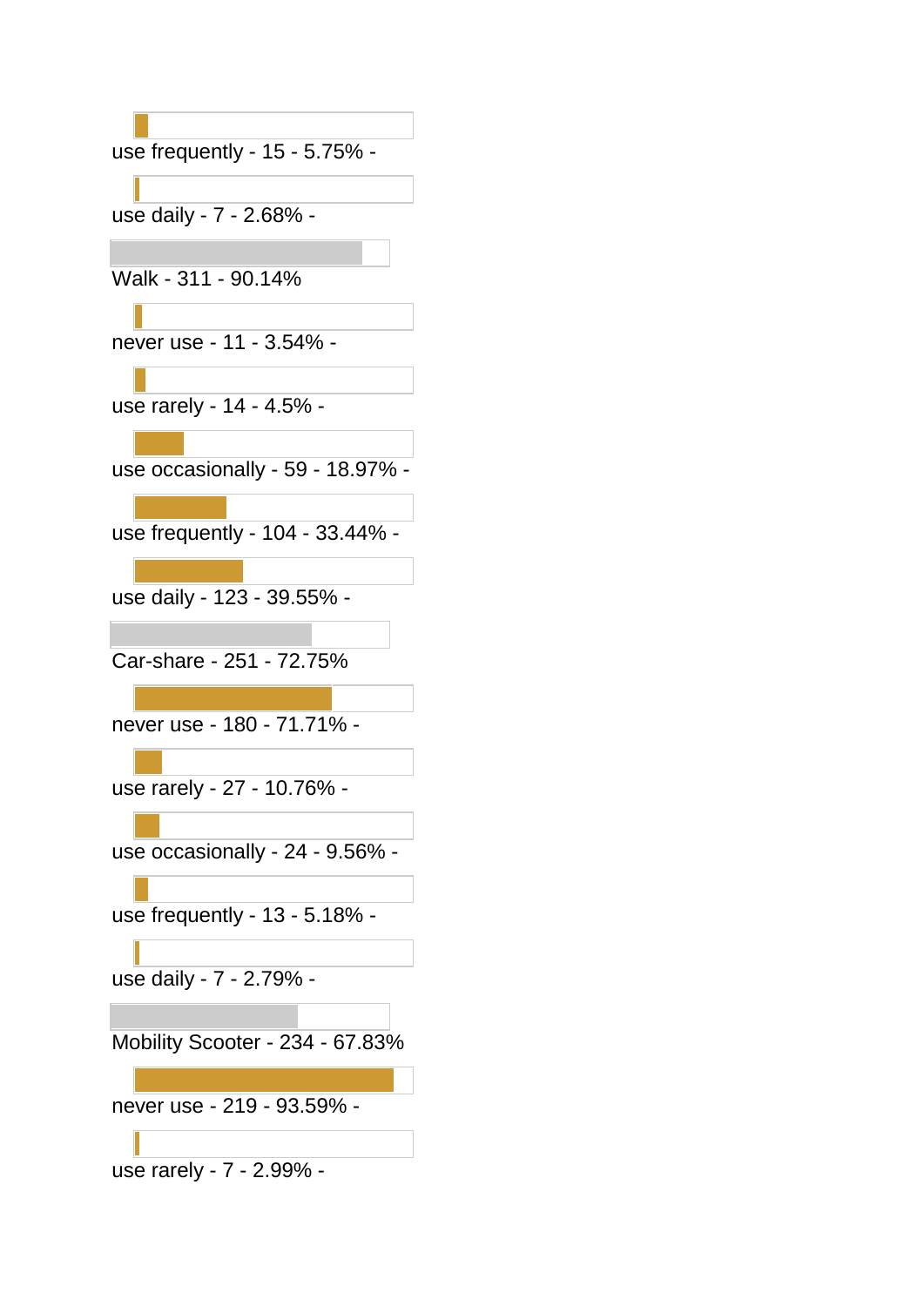use frequently - 15 - 5.75% -

use daily - 7 - 2.68% -

Walk - 311 - 90.14%

never use - 11 - 3.54% -

use rarely - 14 - 4.5% -

use occasionally - 59 - 18.97% -

use frequently - 104 - 33.44% -

use daily - 123 - 39.55% -

Car-share - 251 - 72.75%

never use - 180 - 71.71% -

use rarely - 27 - 10.76% -

use occasionally - 24 - 9.56% -

use frequently - 13 - 5.18% -

use daily - 7 - 2.79% -

Mobility Scooter - 234 - 67.83%

never use - 219 - 93.59% -

use rarely - 7 - 2.99% -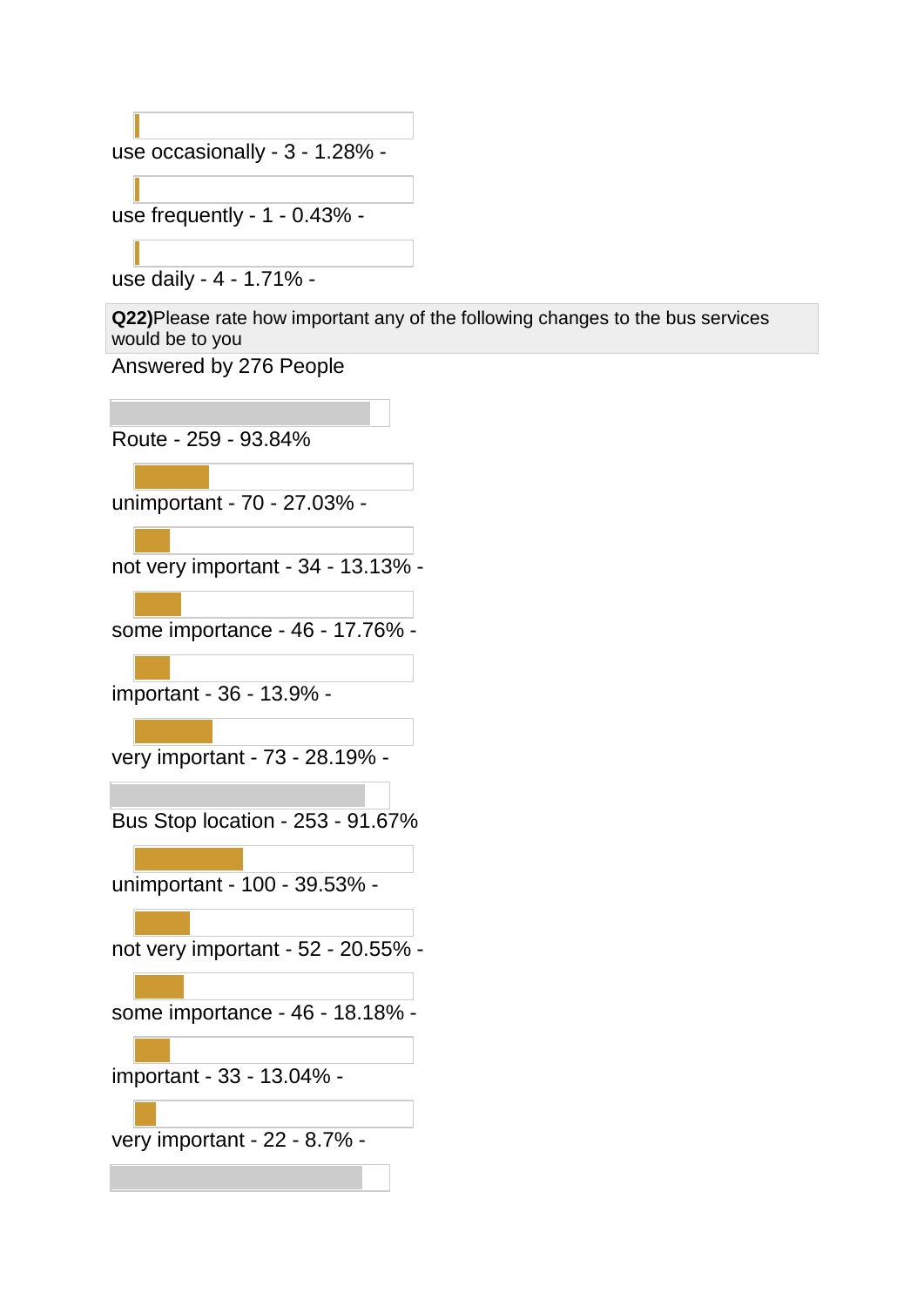use occasionally - 3 - 1.28% -

use frequently - 1 - 0.43% -

use daily - 4 - 1.71% -

**Q22)** Please rate how important any of the following changes to the bus services would be to you

Answered by 276 People

Route - 259 - 93.84%

unimportant - 70 - 27.03% -

not very important - 34 - 13.13% -

some importance - 46 - 17.76% -

important - 36 - 13.9% -

very important - 73 - 28.19% -

Bus Stop location - 253 - 91.67%

unimportant - 100 - 39.53% -

not very important - 52 - 20.55% -

some importance - 46 - 18.18% -

important - 33 - 13.04% -

very important - 22 - 8.7% -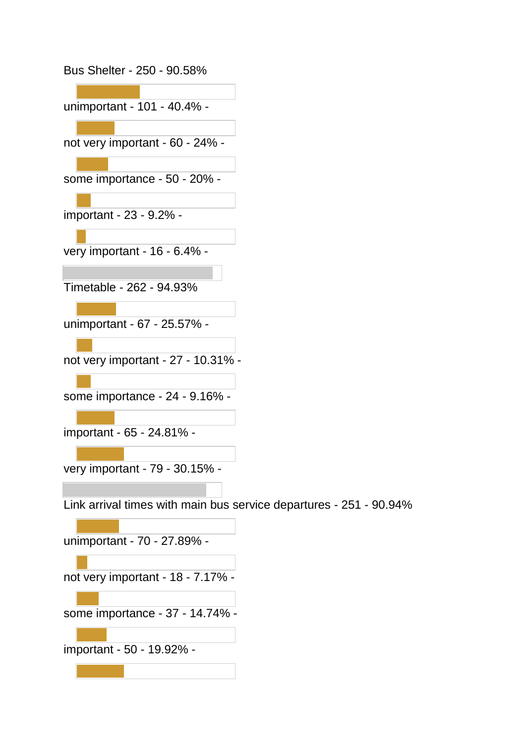Bus Shelter - 250 - 90.58%

unimportant - 101 - 40.4% -

not very important - 60 - 24% -

some importance - 50 - 20% -

important - 23 - 9.2% -

very important - 16 - 6.4% -

Timetable - 262 - 94.93%

unimportant - 67 - 25.57% -

not very important - 27 - 10.31% -

some importance - 24 - 9.16% -

important - 65 - 24.81% -

very important - 79 - 30.15% -

Link arrival times with main bus service departures - 251 - 90.94%

unimportant - 70 - 27.89% -

not very important - 18 - 7.17% -

some importance - 37 - 14.74% -

important - 50 - 19.92% -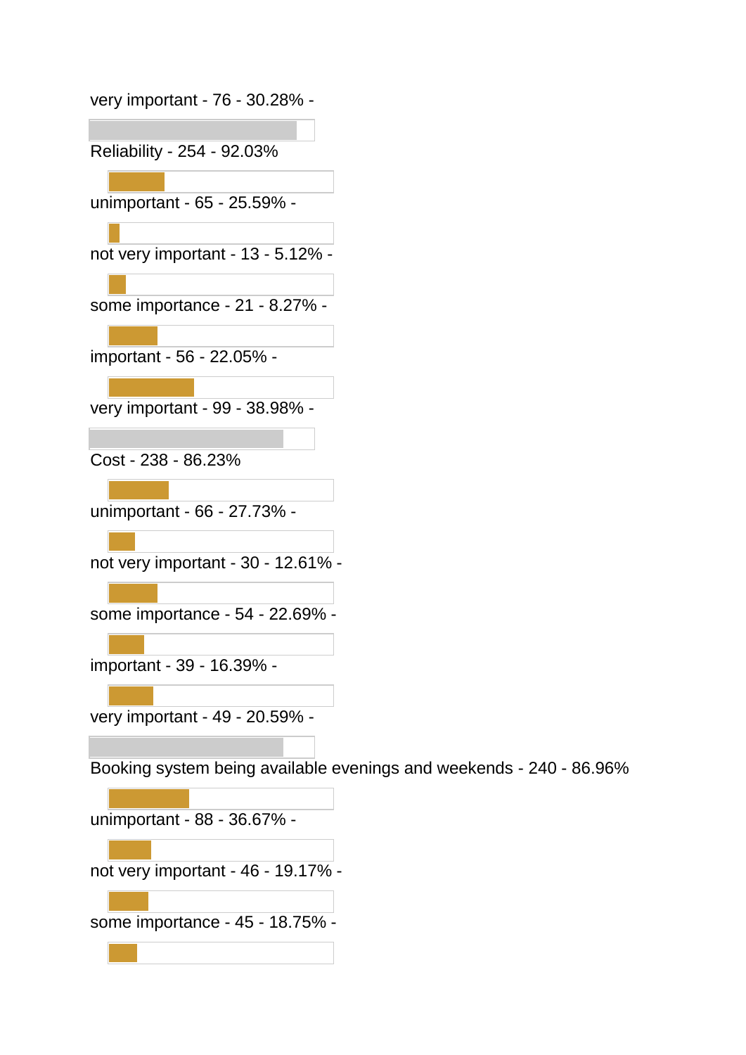very important - 76 - 30.28% -

Reliability - 254 - 92.03%

unimportant - 65 - 25.59% -

not very important - 13 - 5.12% -

some importance - 21 - 8.27% -

important - 56 - 22.05% -

very important - 99 - 38.98% -

Cost - 238 - 86.23%

unimportant - 66 - 27.73% -

not very important - 30 - 12.61% -

some importance - 54 - 22.69% -

important - 39 - 16.39% -

very important - 49 - 20.59% -

Booking system being available evenings and weekends - 240 - 86.96%

unimportant - 88 - 36.67% -

not very important - 46 - 19.17% -

some importance - 45 - 18.75% -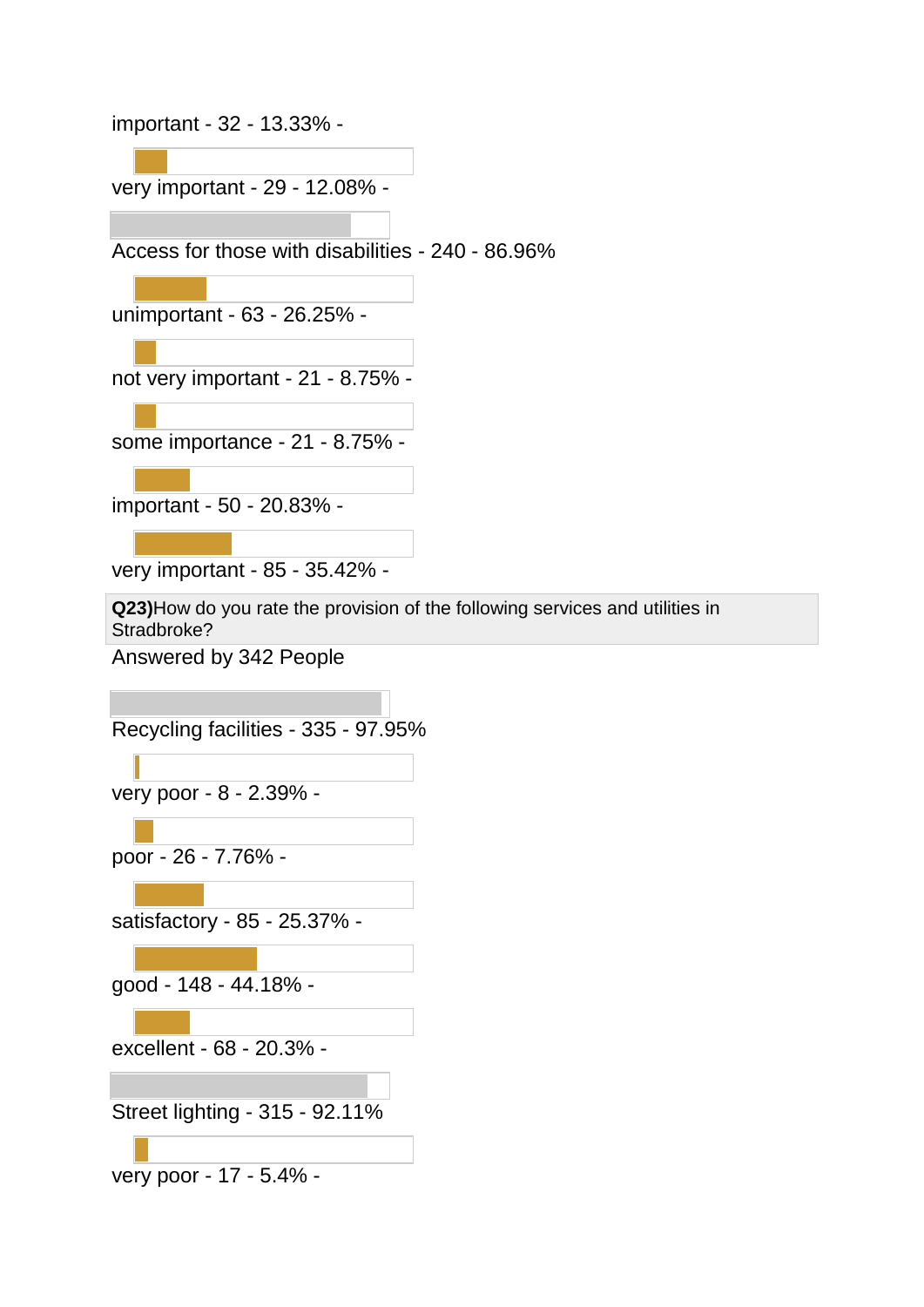important - 32 - 13.33% -

very important - 29 - 12.08% -

Access for those with disabilities - 240 - 86.96%

unimportant - 63 - 26.25% -

not very important - 21 - 8.75% -

some importance - 21 - 8.75% -

important - 50 - 20.83% -

very important - 85 - 35.42% -

**Q23)**How do you rate the provision of the following services and utilities in Stradbroke?

Answered by 342 People

Recycling facilities - 335 - 97.95%

very poor - 8 - 2.39% -

poor - 26 - 7.76% -

satisfactory - 85 - 25.37% -

good - 148 - 44.18% -

excellent - 68 - 20.3% -

Street lighting - 315 - 92.11%

very poor - 17 - 5.4% -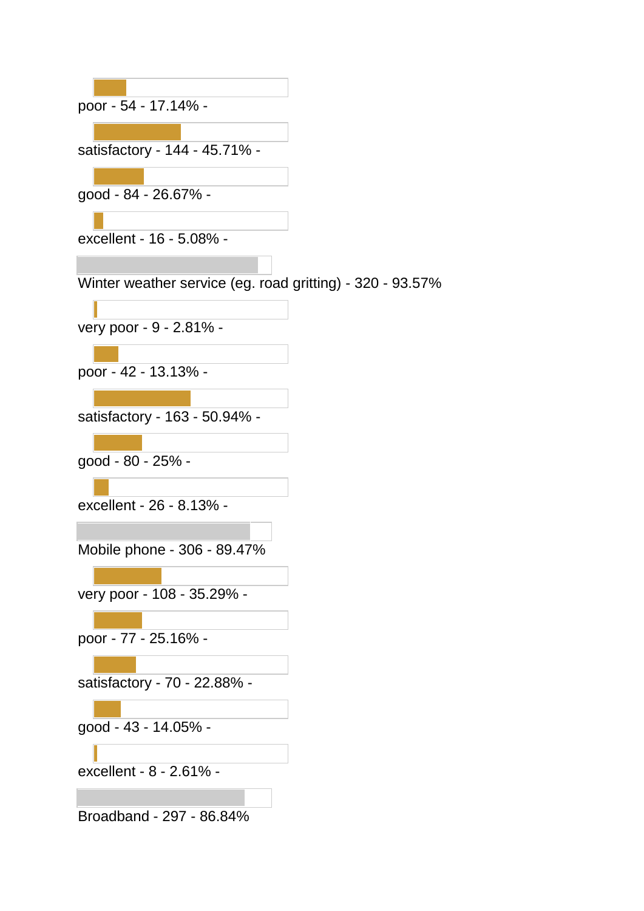poor - 54 - 17.14% -

satisfactory - 144 - 45.71% -

good - 84 - 26.67% -

excellent - 16 - 5.08% -

Winter weather service (eg. road gritting) - 320 - 93.57%

very poor - 9 - 2.81% -

poor - 42 - 13.13% -

satisfactory - 163 - 50.94% -

good - 80 - 25% -

excellent - 26 - 8.13% -

Mobile phone - 306 - 89.47%

very poor - 108 - 35.29% -

poor - 77 - 25.16% -

satisfactory - 70 - 22.88% -

good - 43 - 14.05% -

excellent - 8 - 2.61% -

Broadband - 297 - 86.84%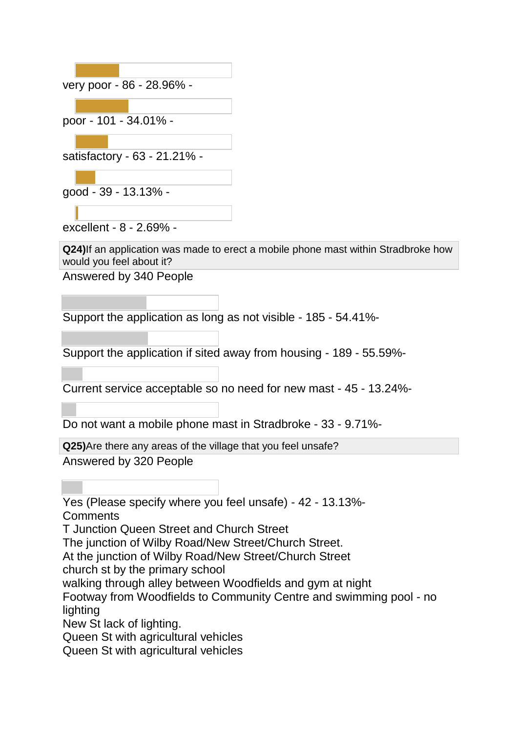very poor - 86 - 28.96% -

poor - 101 - 34.01% -

satisfactory - 63 - 21.21% -

good - 39 - 13.13% -

excellent - 8 - 2.69% -

**Q24)**If an application was made to erect a mobile phone mast within Stradbroke how would you feel about it?

Answered by 340 People

Support the application as long as not visible - 185 - 54.41%-

Support the application if sited away from housing - 189 - 55.59%-

Current service acceptable so no need for new mast - 45 - 13.24%-

Do not want a mobile phone mast in Stradbroke - 33 - 9.71%-

**Q25)**Are there any areas of the village that you feel unsafe?

Answered by 320 People

Yes (Please specify where you feel unsafe) - 42 - 13.13%-

Comments

T Junction Queen Street and Church Street

The junction of Wilby Road/New Street/Church Street.

At the junction of Wilby Road/New Street/Church Street

church st by the primary school

walking through alley between Woodfields and gym at night

Footway from Woodfields to Community Centre and swimming pool - no lighting

New St lack of lighting.

Queen St with agricultural vehicles

Queen St with agricultural vehicles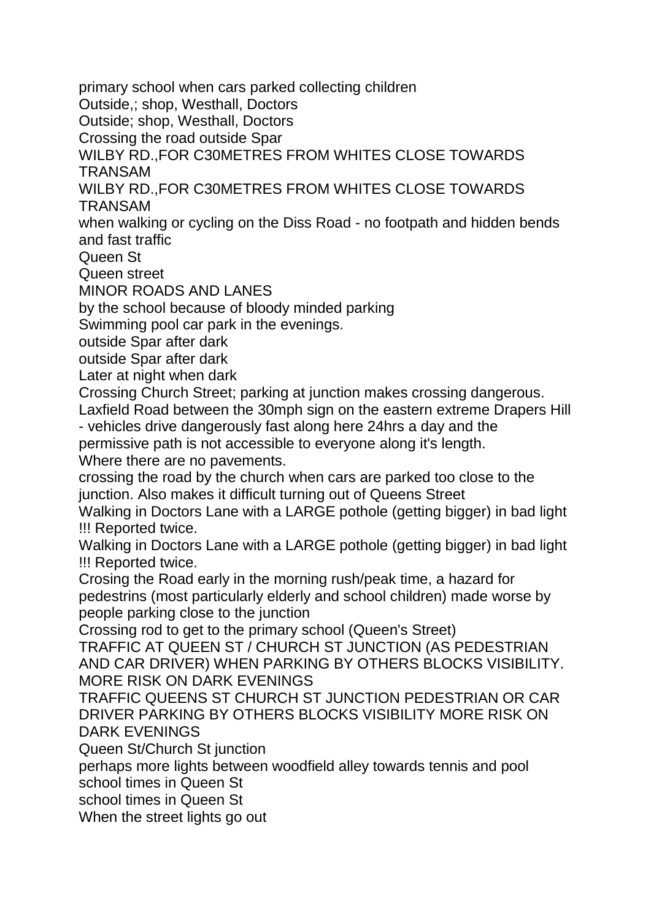primary school when cars parked collecting children

Outside,; shop, Westhall, Doctors

Outside; shop, Westhall, Doctors

Crossing the road outside Spar

WILBY RD.,FOR C30METRES FROM WHITES CLOSE TOWARDS TRANSAM

WILBY RD.,FOR C30METRES FROM WHITES CLOSE TOWARDS TRANSAM

when walking or cycling on the Diss Road - no footpath and hidden bends and fast traffic

Queen St

Queen street

MINOR ROADS AND LANES

by the school because of bloody minded parking

Swimming pool car park in the evenings.

outside Spar after dark

outside Spar after dark

Later at night when dark

Crossing Church Street; parking at junction makes crossing dangerous.

Laxfield Road between the 30mph sign on the eastern extreme Drapers Hill - vehicles drive dangerously fast along here 24hrs a day and the permissive path is not accessible to everyone along it's length.

Where there are no pavements.

crossing the road by the church when cars are parked too close to the junction. Also makes it difficult turning out of Queens Street

Walking in Doctors Lane with a LARGE pothole (getting bigger) in bad light !!! Reported twice.

Walking in Doctors Lane with a LARGE pothole (getting bigger) in bad light !!! Reported twice.

Crosing the Road early in the morning rush/peak time, a hazard for pedestrins (most particularly elderly and school children) made worse by people parking close to the junction

Crossing rod to get to the primary school (Queen's Street)

TRAFFIC AT QUEEN ST / CHURCH ST JUNCTION (AS PEDESTRIAN AND CAR DRIVER) WHEN PARKING BY OTHERS BLOCKS VISIBILITY. MORE RISK ON DARK EVENINGS

TRAFFIC QUEENS ST CHURCH ST JUNCTION PEDESTRIAN OR CAR DRIVER PARKING BY OTHERS BLOCKS VISIBILITY MORE RISK ON DARK EVENINGS

Queen St/Church St junction

perhaps more lights between woodfield alley towards tennis and pool

school times in Queen St

school times in Queen St

When the street lights go out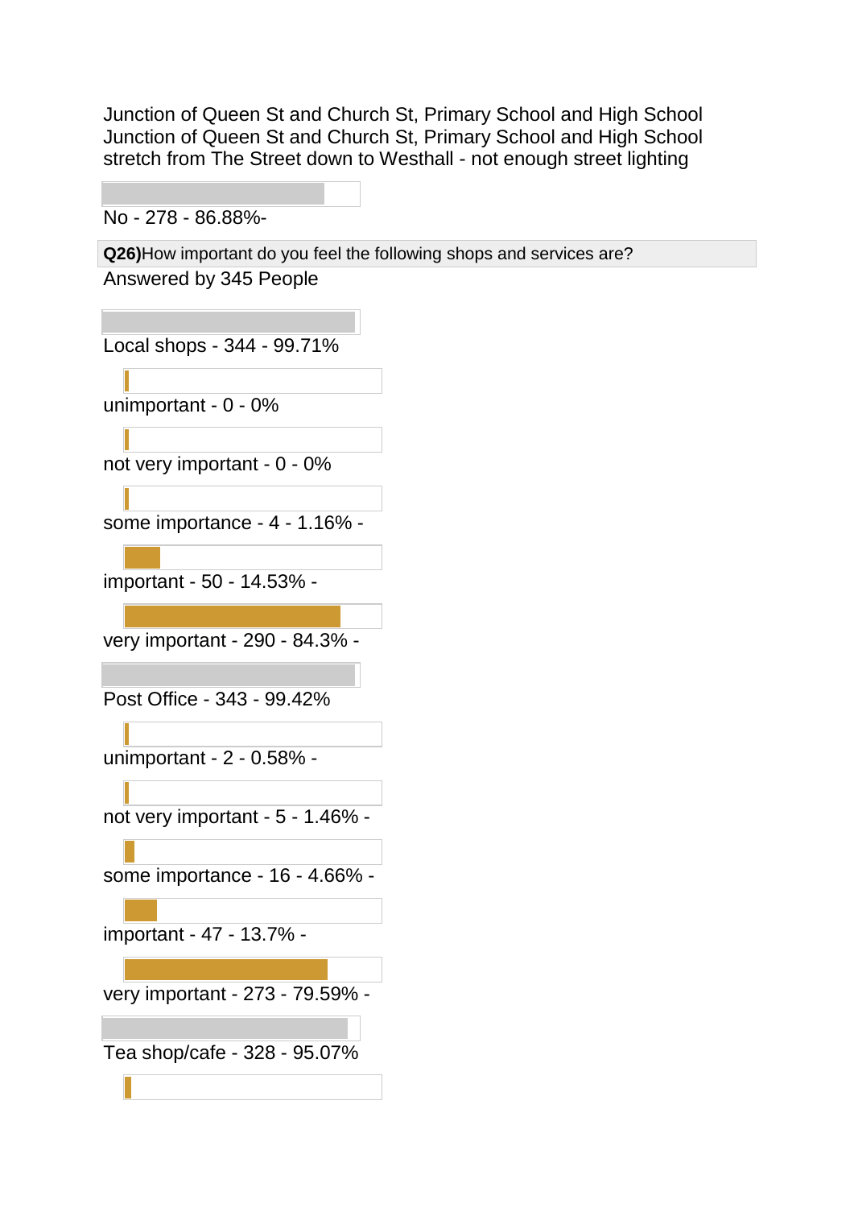Junction of Queen St and Church St, Primary School and High School
Junction of Queen St and Church St, Primary School and High School
stretch from The Street down to Westhall - not enough street lighting

No - 278 - 86.88%-

**Q26)**How important do you feel the following shops and services are?
Answered by 345 People

Local shops - 344 - 99.71%

unimportant - 0 - 0%

not very important - 0 - 0%

some importance - 4 - 1.16% -

important - 50 - 14.53% -

very important - 290 - 84.3% -

Post Office - 343 - 99.42%

unimportant - 2 - 0.58% -

not very important - 5 - 1.46% -

some importance - 16 - 4.66% -

important - 47 - 13.7% -

very important - 273 - 79.59% -

Tea shop/cafe - 328 - 95.07%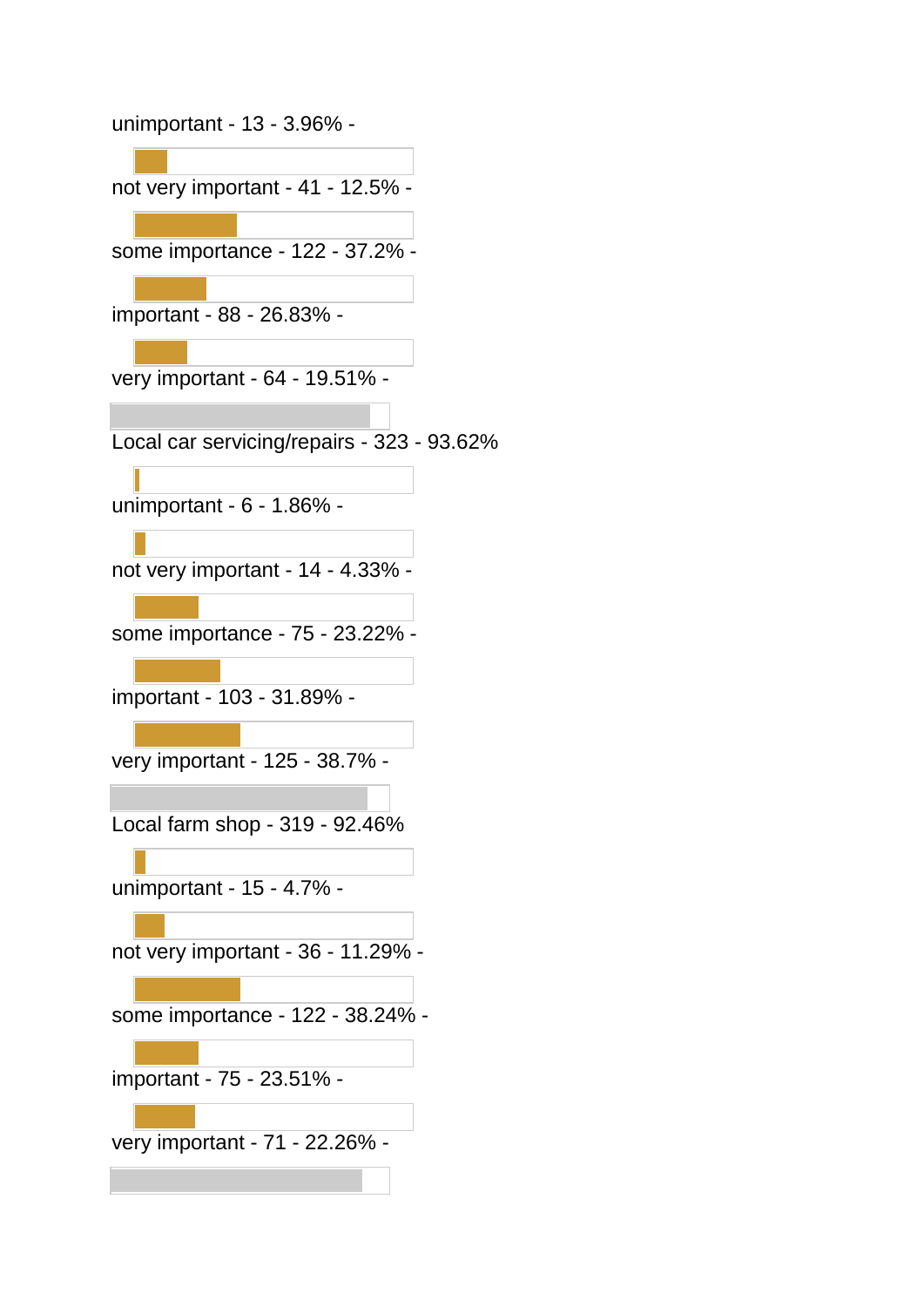unimportant - 13 - 3.96% -

not very important - 41 - 12.5% -

some importance - 122 - 37.2% -

important - 88 - 26.83% -

very important - 64 - 19.51% -

Local car servicing/repairs - 323 - 93.62%

unimportant - 6 - 1.86% -

not very important - 14 - 4.33% -

some importance - 75 - 23.22% -

important - 103 - 31.89% -

very important - 125 - 38.7% -

Local farm shop - 319 - 92.46%

unimportant - 15 - 4.7% -

not very important - 36 - 11.29% -

some importance - 122 - 38.24% -

important - 75 - 23.51% -

very important - 71 - 22.26% -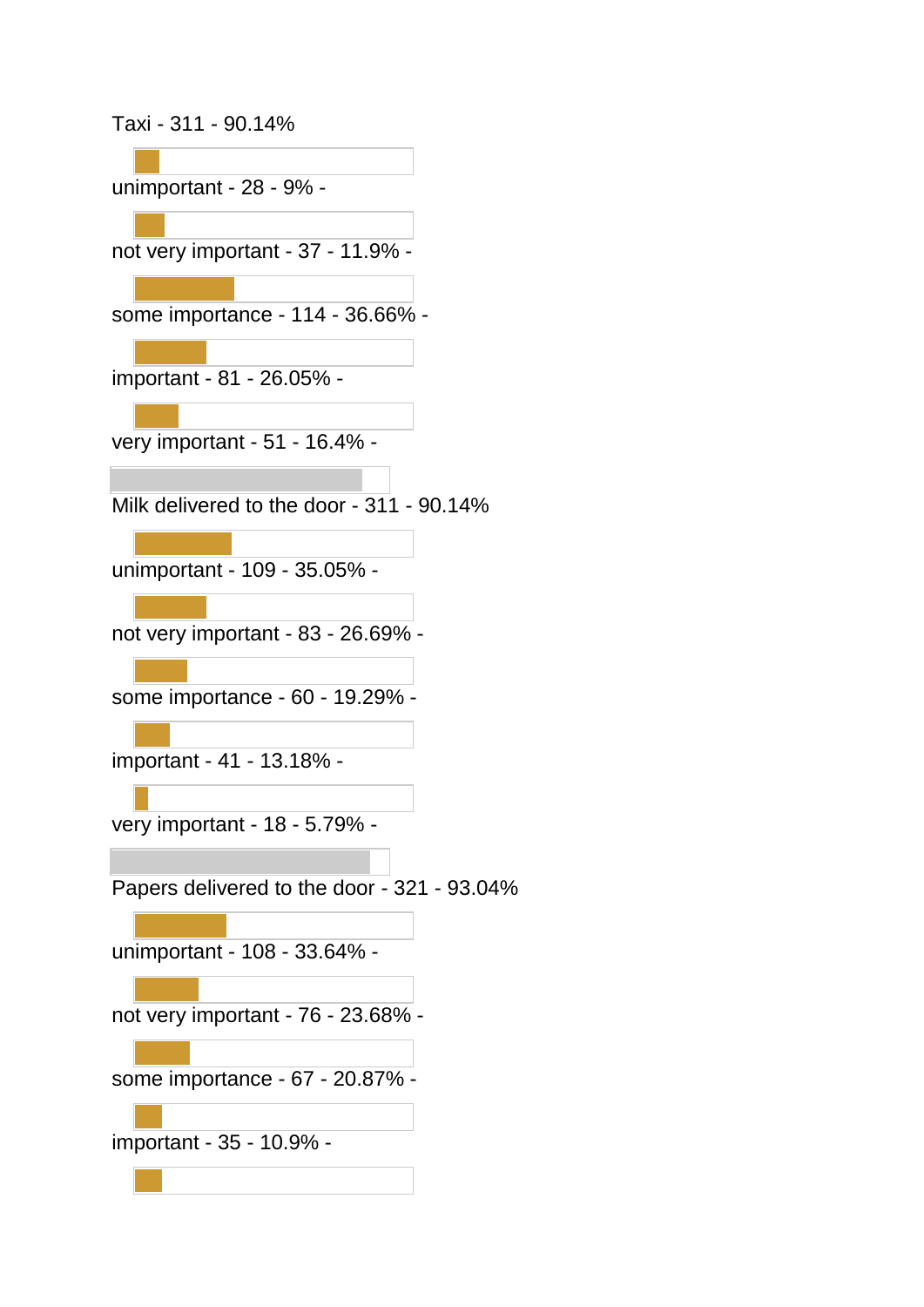Taxi - 311 - 90.14%

unimportant - 28 - 9% -

not very important - 37 - 11.9% -

some importance - 114 - 36.66% -

important - 81 - 26.05% -

very important - 51 - 16.4% -

Milk delivered to the door - 311 - 90.14%

unimportant - 109 - 35.05% -

not very important - 83 - 26.69% -

some importance - 60 - 19.29% -

important - 41 - 13.18% -

very important - 18 - 5.79% -

Papers delivered to the door - 321 - 93.04%

unimportant - 108 - 33.64% -

not very important - 76 - 23.68% -

some importance - 67 - 20.87% -

important - 35 - 10.9% -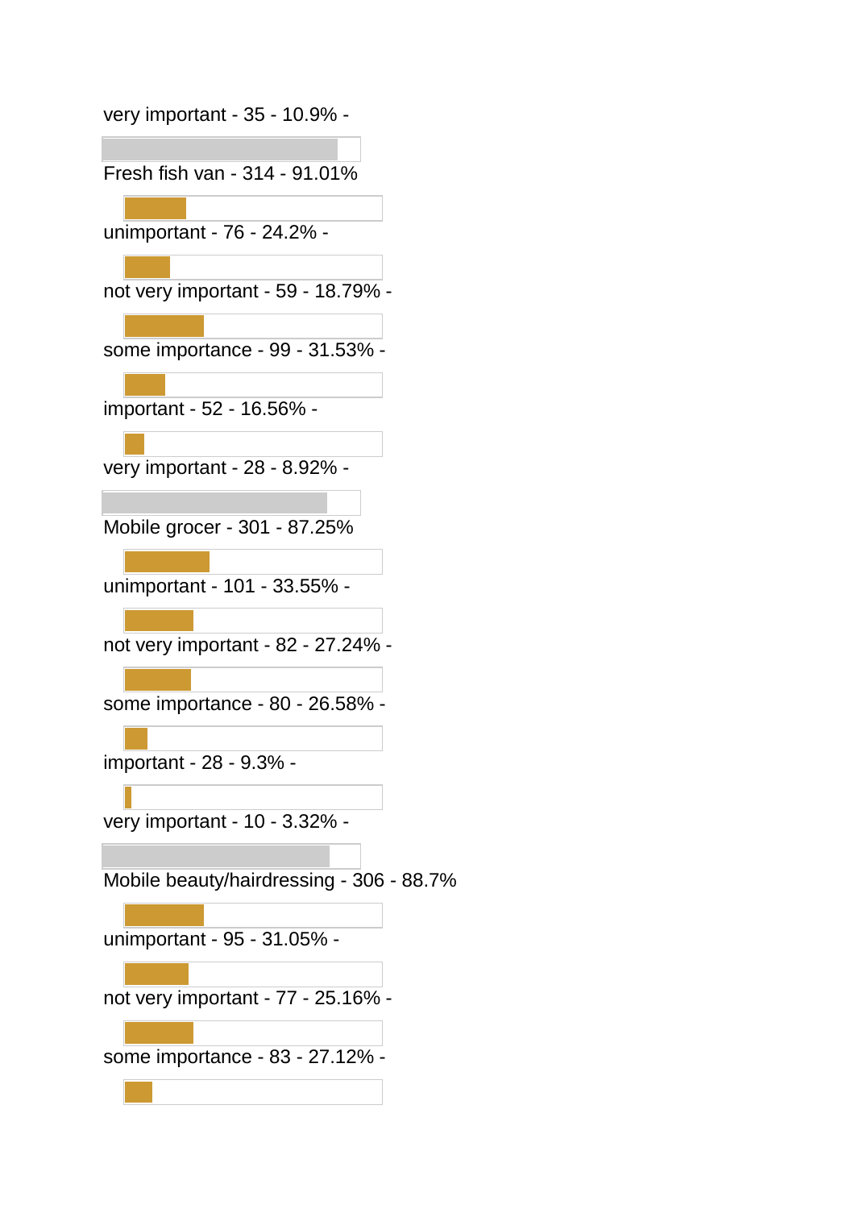very important - 35 - 10.9% -

Fresh fish van - 314 - 91.01%

unimportant - 76 - 24.2% -

not very important - 59 - 18.79% -

some importance - 99 - 31.53% -

important - 52 - 16.56% -

very important - 28 - 8.92% -

Mobile grocer - 301 - 87.25%

unimportant - 101 - 33.55% -

not very important - 82 - 27.24% -

some importance - 80 - 26.58% -

important - 28 - 9.3% -

very important - 10 - 3.32% -

Mobile beauty/hairdressing - 306 - 88.7%

unimportant - 95 - 31.05% -

not very important - 77 - 25.16% -

some importance - 83 - 27.12% -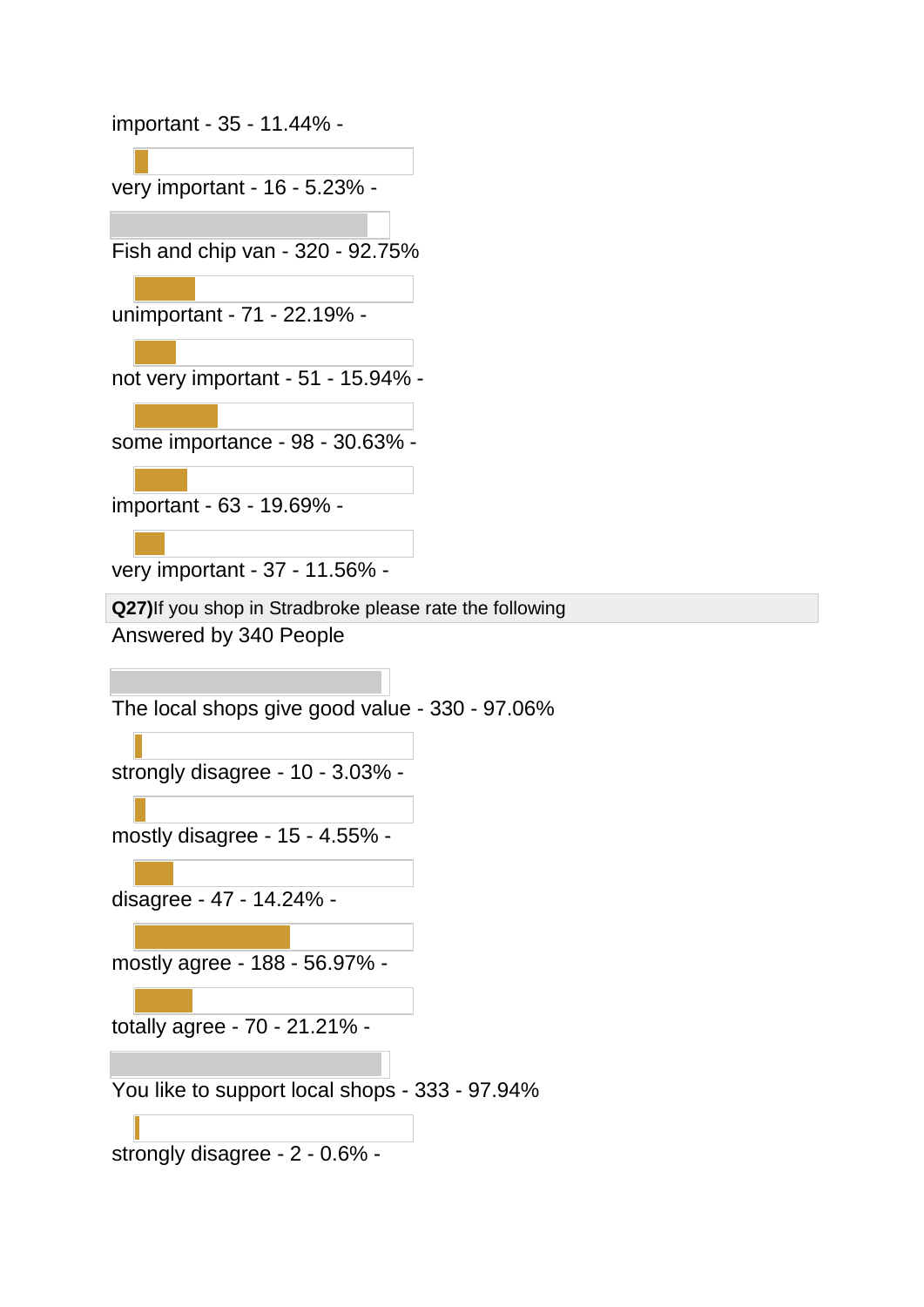important - 35 - 11.44% -

very important - 16 - 5.23% -

Fish and chip van - 320 - 92.75%

unimportant - 71 - 22.19% -

not very important - 51 - 15.94% -

some importance - 98 - 30.63% -

important - 63 - 19.69% -

very important - 37 - 11.56% -

**Q27)**If you shop in Stradbroke please rate the following

Answered by 340 People

The local shops give good value - 330 - 97.06%

strongly disagree - 10 - 3.03% -

mostly disagree - 15 - 4.55% -

disagree - 47 - 14.24% -

mostly agree - 188 - 56.97% -

totally agree - 70 - 21.21% -

You like to support local shops - 333 - 97.94%

strongly disagree - 2 - 0.6% -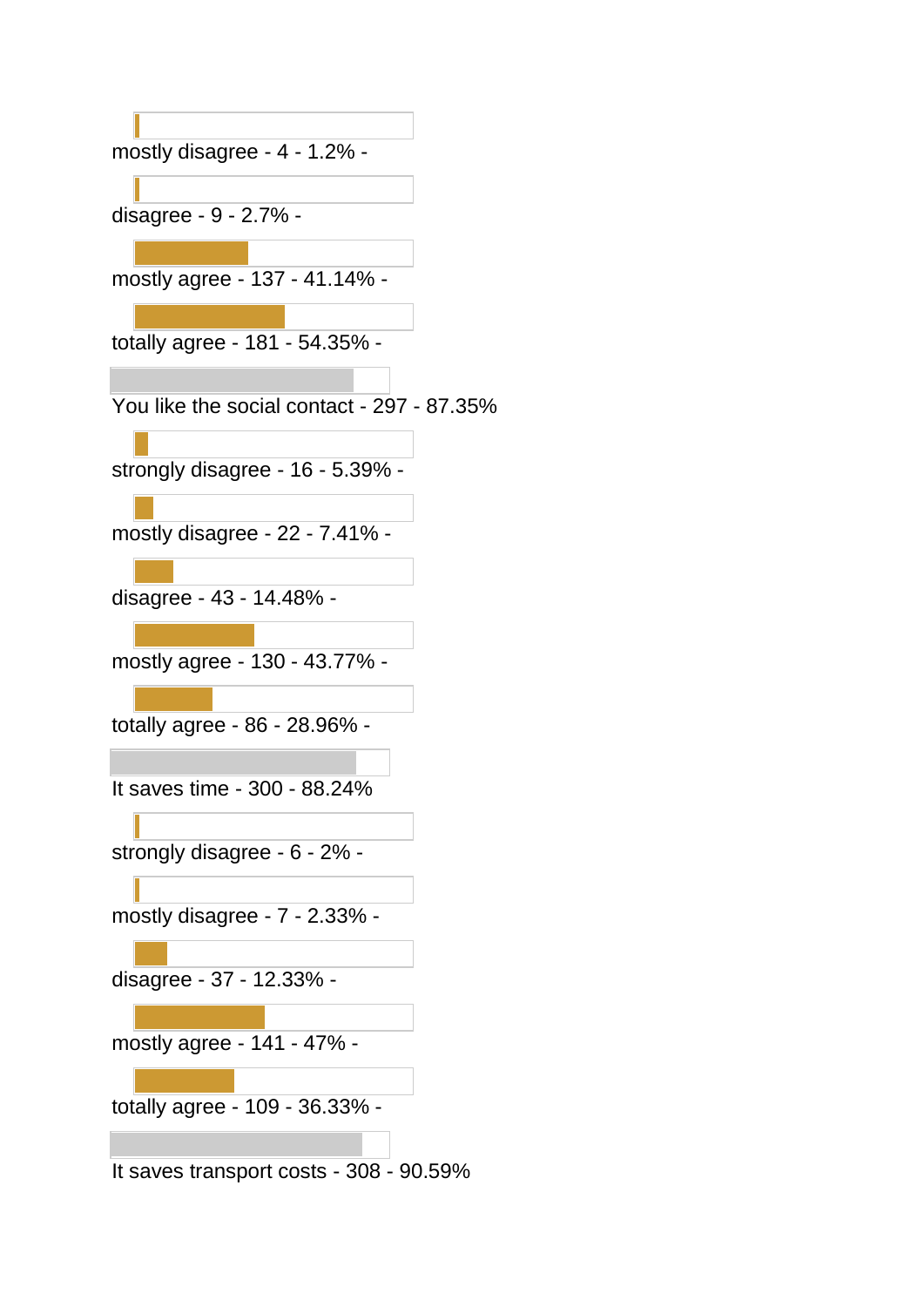mostly disagree - 4 - 1.2% -

disagree - 9 - 2.7% -

mostly agree - 137 - 41.14% -

totally agree - 181 - 54.35% -

You like the social contact - 297 - 87.35%

strongly disagree - 16 - 5.39% -

mostly disagree - 22 - 7.41% -

disagree - 43 - 14.48% -

mostly agree - 130 - 43.77% -

totally agree - 86 - 28.96% -

It saves time - 300 - 88.24%

strongly disagree - 6 - 2% -

mostly disagree - 7 - 2.33% -

disagree - 37 - 12.33% -

mostly agree - 141 - 47% -

totally agree - 109 - 36.33% -

It saves transport costs - 308 - 90.59%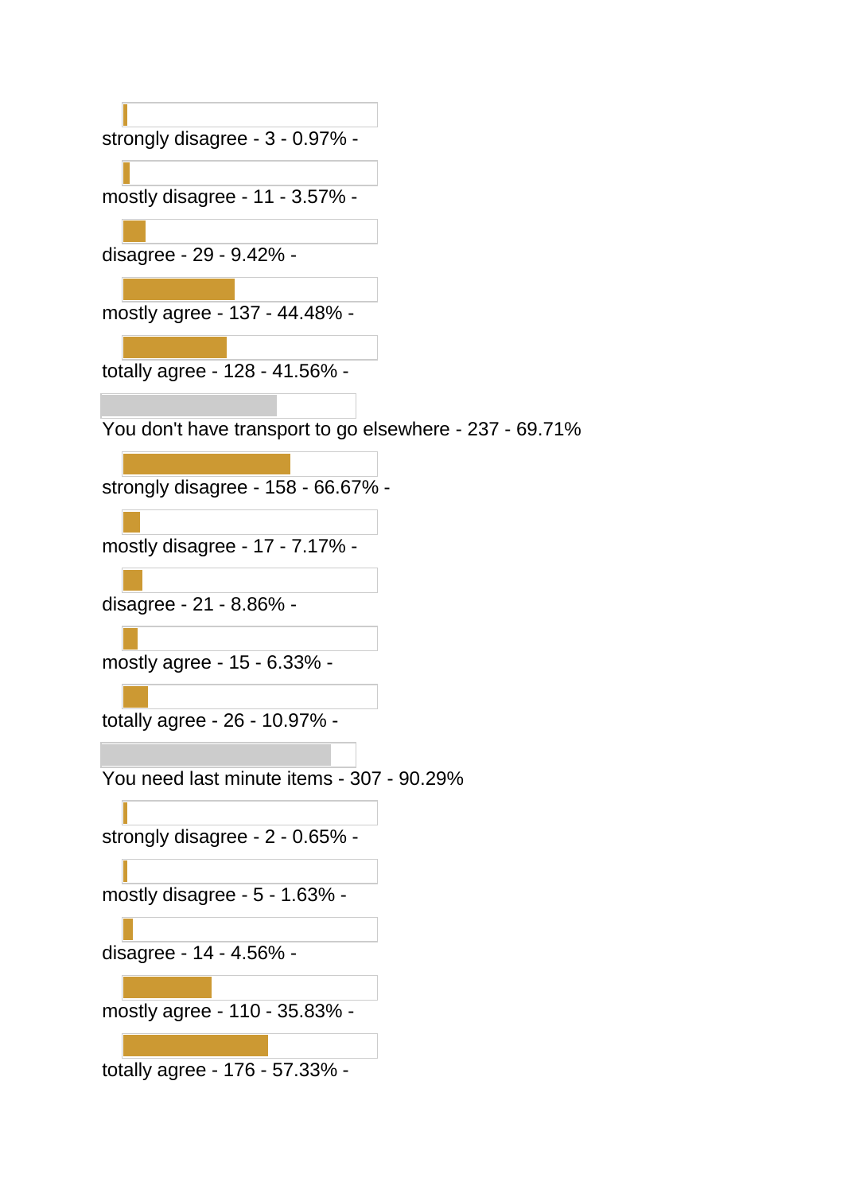strongly disagree - 3 - 0.97% -

mostly disagree - 11 - 3.57% -

disagree - 29 - 9.42% -

mostly agree - 137 - 44.48% -

totally agree - 128 - 41.56% -

You don't have transport to go elsewhere - 237 - 69.71%

strongly disagree - 158 - 66.67% -

mostly disagree - 17 - 7.17% -

disagree - 21 - 8.86% -

mostly agree - 15 - 6.33% -

totally agree - 26 - 10.97% -

You need last minute items - 307 - 90.29%

strongly disagree - 2 - 0.65% -

mostly disagree - 5 - 1.63% -

disagree - 14 - 4.56% -

mostly agree - 110 - 35.83% -

totally agree - 176 - 57.33% -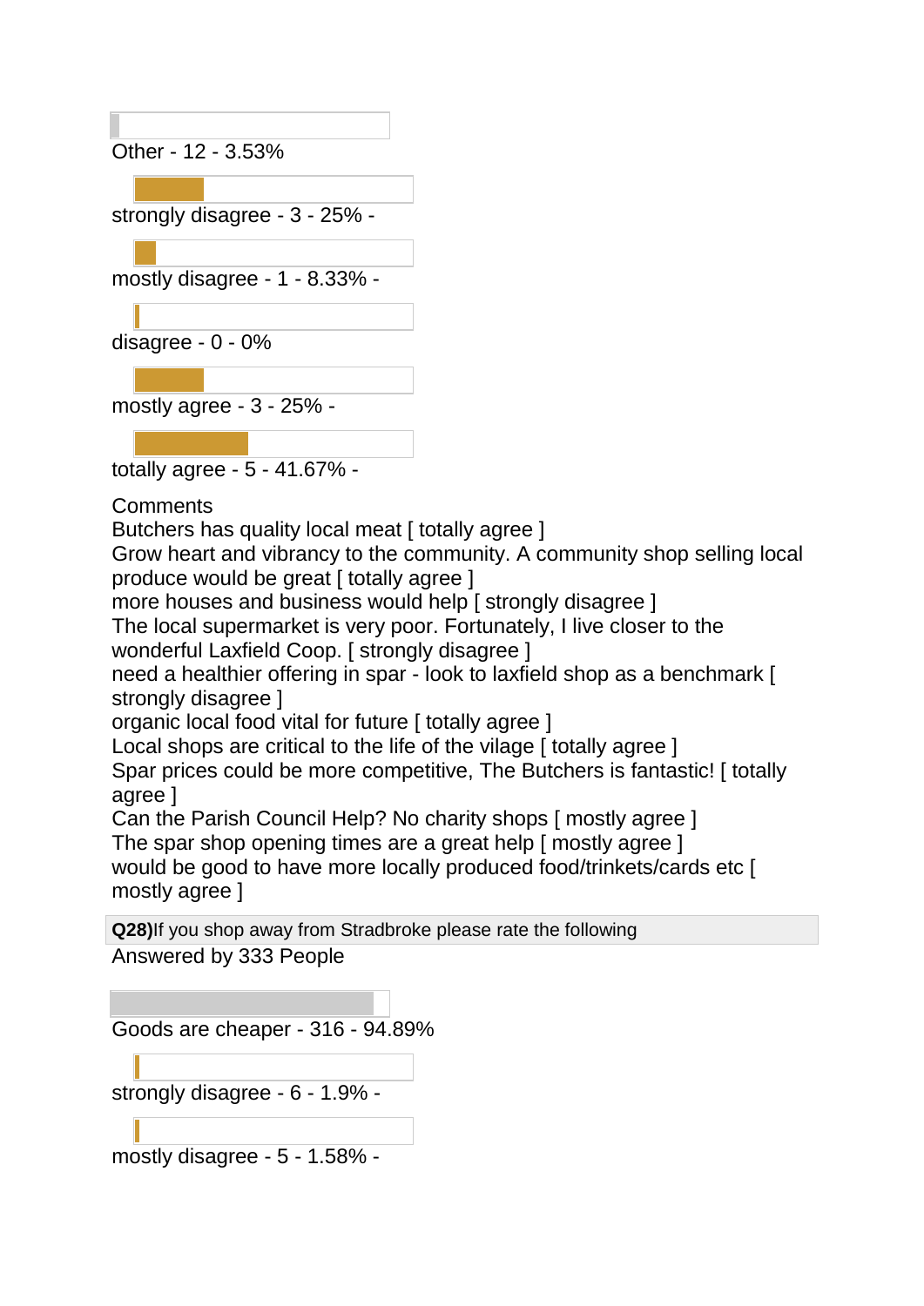Other - 12 - 3.53%

strongly disagree - 3 - 25% -

mostly disagree - 1 - 8.33% -

disagree - 0 - 0%

mostly agree - 3 - 25% -

totally agree - 5 - 41.67% -

Comments

Butchers has quality local meat [ totally agree ]
Grow heart and vibrancy to the community. A community shop selling local produce would be great [ totally agree ]
more houses and business would help [ strongly disagree ]
The local supermarket is very poor. Fortunately, I live closer to the wonderful Laxfield Coop. [ strongly disagree ]
need a healthier offering in spar - look to laxfield shop as a benchmark [ strongly disagree ]
organic local food vital for future [ totally agree ]
Local shops are critical to the life of the vilage [ totally agree ]
Spar prices could be more competitive, The Butchers is fantastic! [ totally agree ]
Can the Parish Council Help? No charity shops [ mostly agree ]
The spar shop opening times are a great help [ mostly agree ]
would be good to have more locally produced food/trinkets/cards etc [ mostly agree ]

**Q28)** If you shop away from Stradbroke please rate the following

Answered by 333 People

Goods are cheaper - 316 - 94.89%

strongly disagree - 6 - 1.9% -

mostly disagree - 5 - 1.58% -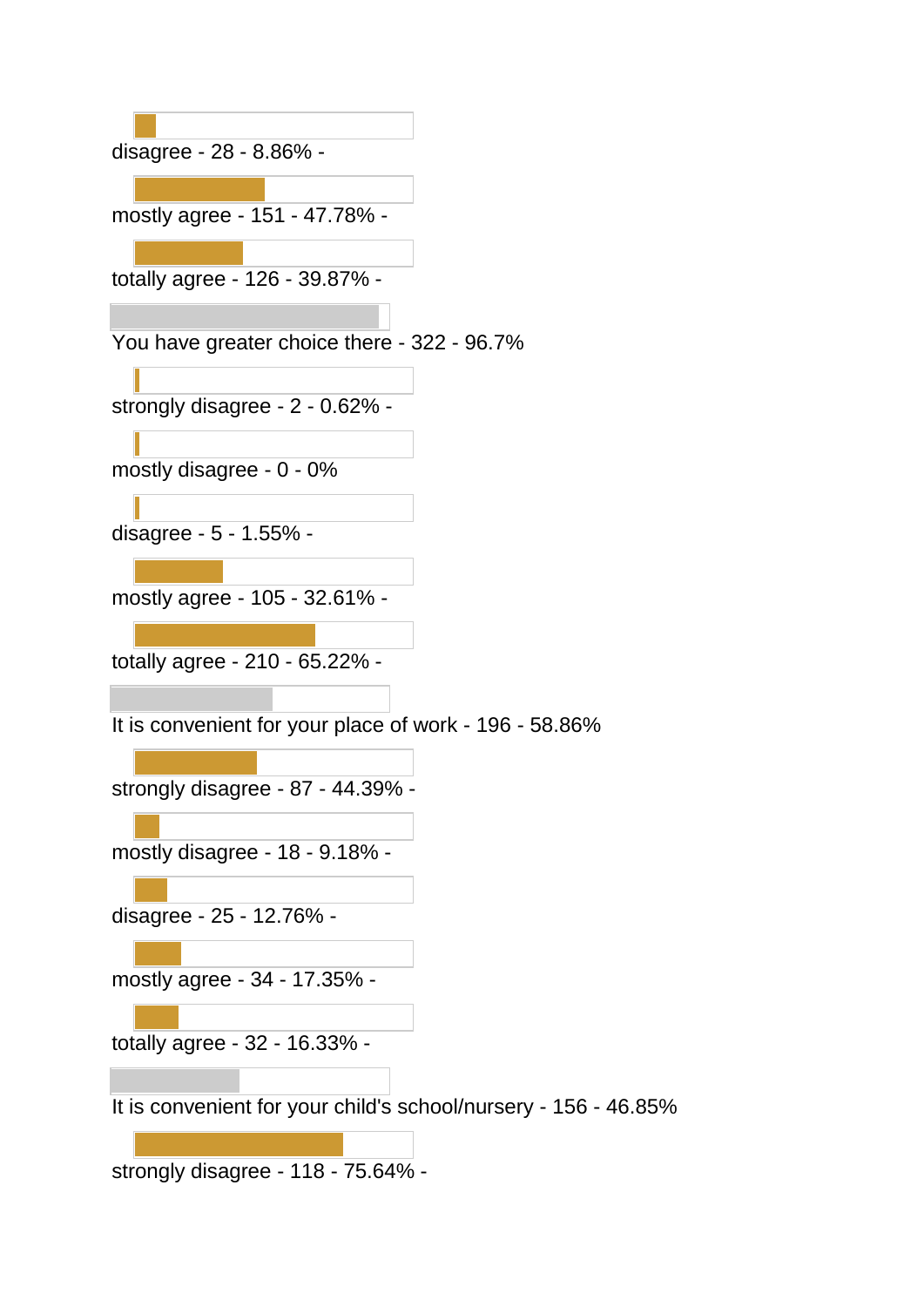disagree - 28 - 8.86% -

mostly agree - 151 - 47.78% -

totally agree - 126 - 39.87% -

You have greater choice there - 322 - 96.7%

strongly disagree - 2 - 0.62% -

mostly disagree - 0 - 0%

disagree - 5 - 1.55% -

mostly agree - 105 - 32.61% -

totally agree - 210 - 65.22% -

It is convenient for your place of work - 196 - 58.86%

strongly disagree - 87 - 44.39% -

mostly disagree - 18 - 9.18% -

disagree - 25 - 12.76% -

mostly agree - 34 - 17.35% -

totally agree - 32 - 16.33% -

It is convenient for your child's school/nursery - 156 - 46.85%

strongly disagree - 118 - 75.64% -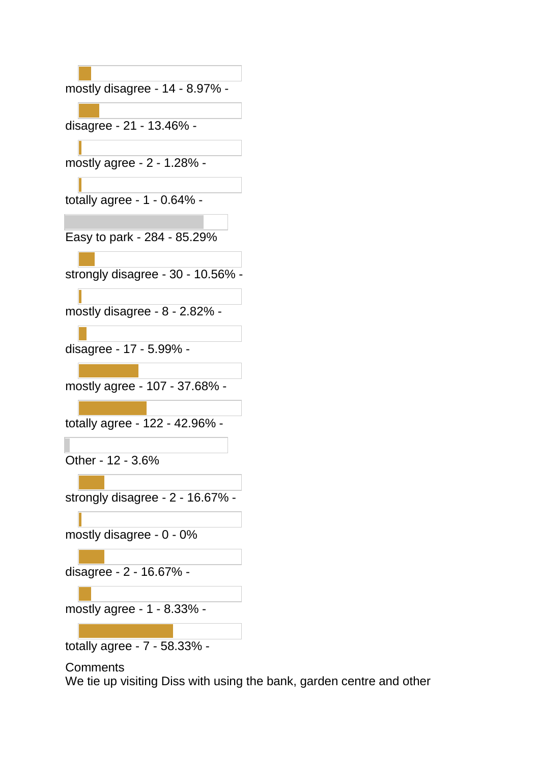mostly disagree - 14 - 8.97% -

disagree - 21 - 13.46% -

mostly agree - 2 - 1.28% -

totally agree - 1 - 0.64% -

Easy to park - 284 - 85.29%

strongly disagree - 30 - 10.56% -

mostly disagree - 8 - 2.82% -

disagree - 17 - 5.99% -

mostly agree - 107 - 37.68% -

totally agree - 122 - 42.96% -

Other - 12 - 3.6%

strongly disagree - 2 - 16.67% -

mostly disagree - 0 - 0%

disagree - 2 - 16.67% -

mostly agree - 1 - 8.33% -

totally agree - 7 - 58.33% -

Comments

We tie up visiting Diss with using the bank, garden centre and other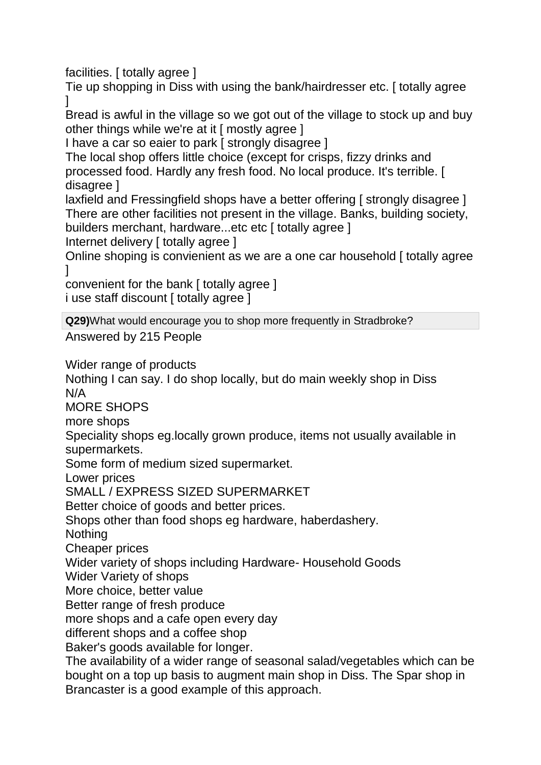facilities. [ totally agree ]

Tie up shopping in Diss with using the bank/hairdresser etc. [ totally agree ]

Bread is awful in the village so we got out of the village to stock up and buy other things while we're at it [ mostly agree ]

I have a car so eaier to park [ strongly disagree ]

The local shop offers little choice (except for crisps, fizzy drinks and processed food. Hardly any fresh food. No local produce. It's terrible. [ disagree ]

laxfield and Fressingfield shops have a better offering [ strongly disagree ]

There are other facilities not present in the village. Banks, building society, builders merchant, hardware...etc etc [ totally agree ]

Internet delivery [ totally agree ]

Online shoping is convienient as we are a one car household [ totally agree ]

convenient for the bank [ totally agree ]

i use staff discount [ totally agree ]

**Q29)** What would encourage you to shop more frequently in Stradbroke?

Answered by 215 People

Wider range of products

Nothing I can say. I do shop locally, but do main weekly shop in Diss

N/A

MORE SHOPS

more shops

Speciality shops eg.locally grown produce, items not usually available in supermarkets.

Some form of medium sized supermarket.

Lower prices

SMALL / EXPRESS SIZED SUPERMARKET

Better choice of goods and better prices.

Shops other than food shops eg hardware, haberdashery.

Nothing

Cheaper prices

Wider variety of shops including Hardware- Household Goods

Wider Variety of shops

More choice, better value

Better range of fresh produce

more shops and a cafe open every day

different shops and a coffee shop

Baker's goods available for longer.

The availability of a wider range of seasonal salad/vegetables which can be bought on a top up basis to augment main shop in Diss. The Spar shop in Brancaster is a good example of this approach.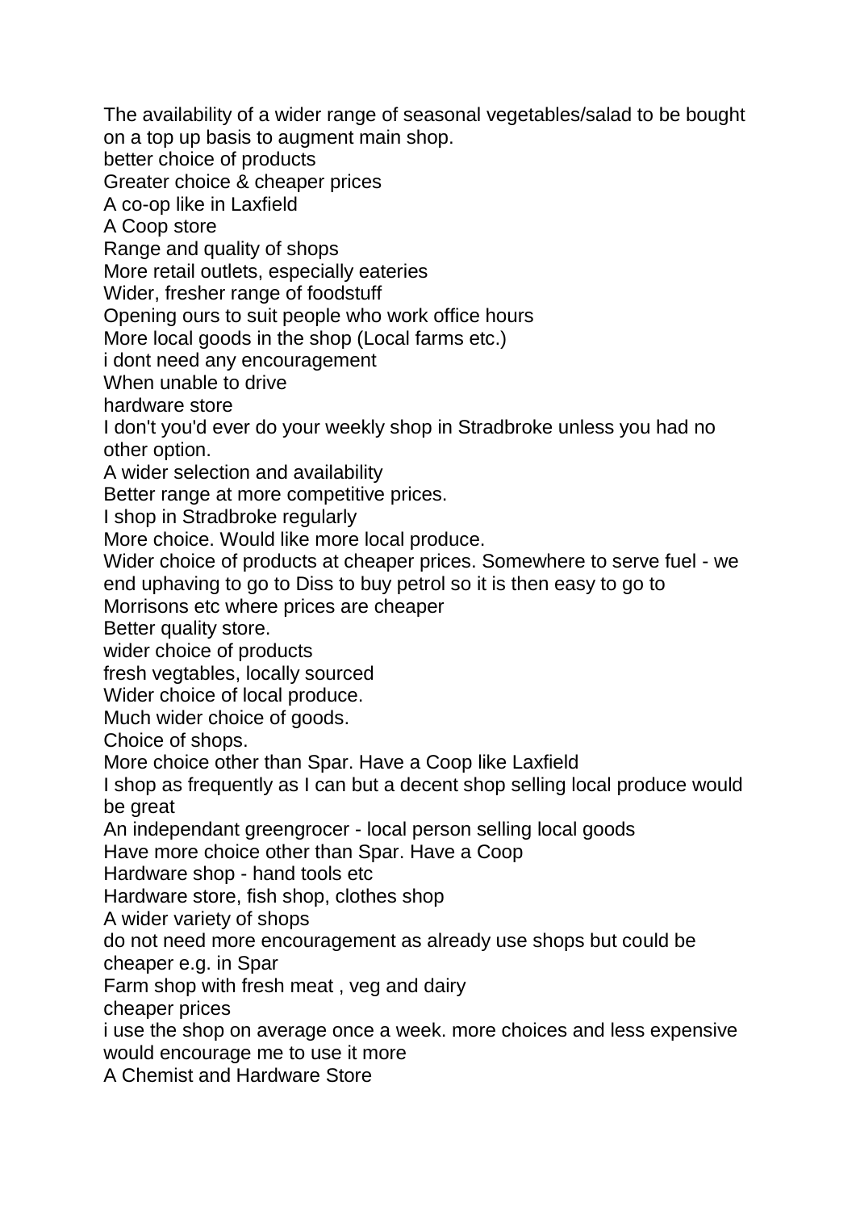The availability of a wider range of seasonal vegetables/salad to be bought on a top up basis to augment main shop.

better choice of products

Greater choice & cheaper prices

A co-op like in Laxfield

A Coop store

Range and quality of shops

More retail outlets, especially eateries

Wider, fresher range of foodstuff

Opening ours to suit people who work office hours

More local goods in the shop (Local farms etc.)

i dont need any encouragement

When unable to drive

hardware store

I don't you'd ever do your weekly shop in Stradbroke unless you had no other option.

A wider selection and availability

Better range at more competitive prices.

I shop in Stradbroke regularly

More choice. Would like more local produce.

Wider choice of products at cheaper prices. Somewhere to serve fuel - we end uphaving to go to Diss to buy petrol so it is then easy to go to Morrisons etc where prices are cheaper

Better quality store.

wider choice of products

fresh vegtables, locally sourced

Wider choice of local produce.

Much wider choice of goods.

Choice of shops.

More choice other than Spar. Have a Coop like Laxfield

I shop as frequently as I can but a decent shop selling local produce would be great

An independant greengrocer - local person selling local goods

Have more choice other than Spar. Have a Coop

Hardware shop - hand tools etc

Hardware store, fish shop, clothes shop

A wider variety of shops

do not need more encouragement as already use shops but could be cheaper e.g. in Spar

Farm shop with fresh meat , veg and dairy

cheaper prices

i use the shop on average once a week. more choices and less expensive would encourage me to use it more

A Chemist and Hardware Store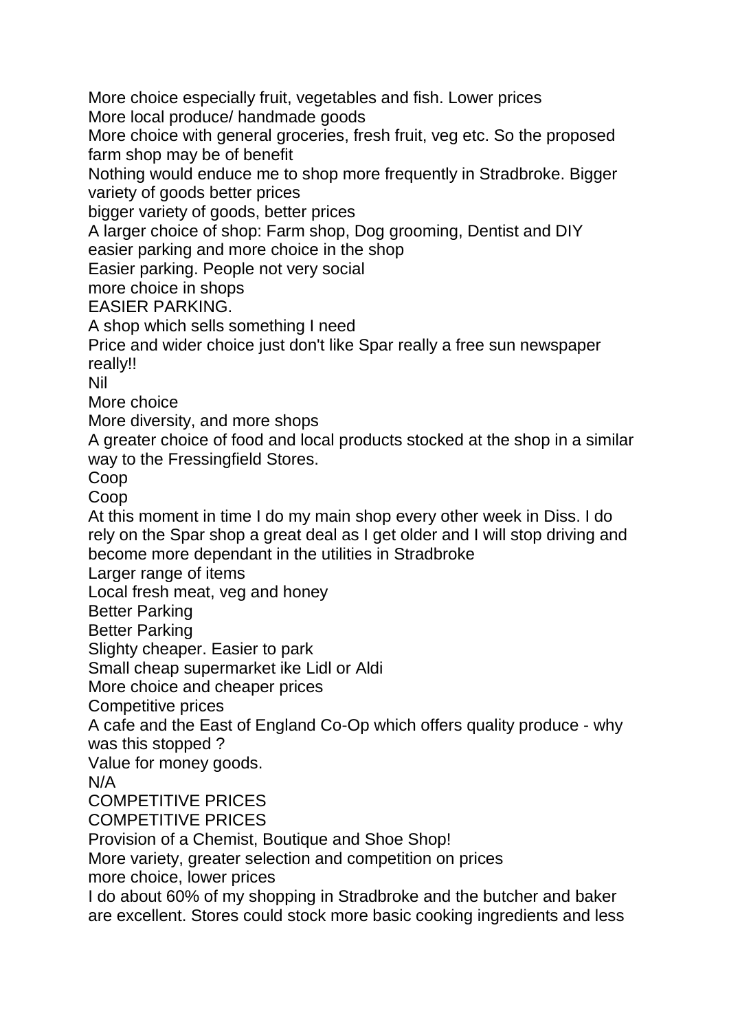More choice especially fruit, vegetables and fish. Lower prices
More local produce/ handmade goods
More choice with general groceries, fresh fruit, veg etc. So the proposed farm shop may be of benefit
Nothing would enduce me to shop more frequently in Stradbroke. Bigger variety of goods better prices
bigger variety of goods, better prices
A larger choice of shop: Farm shop, Dog grooming, Dentist and DIY
easier parking and more choice in the shop
Easier parking. People not very social
more choice in shops
EASIER PARKING.
A shop which sells something I need
Price and wider choice just don't like Spar really a free sun newspaper really!!
Nil
More choice
More diversity, and more shops
A greater choice of food and local products stocked at the shop in a similar way to the Fressingfield Stores.
Coop
Coop
At this moment in time I do my main shop every other week in Diss. I do rely on the Spar shop a great deal as I get older and I will stop driving and become more dependant in the utilities in Stradbroke
Larger range of items
Local fresh meat, veg and honey
Better Parking
Better Parking
Slighty cheaper. Easier to park
Small cheap supermarket ike Lidl or Aldi
More choice and cheaper prices
Competitive prices
A cafe and the East of England Co-Op which offers quality produce - why was this stopped ?
Value for money goods.
N/A
COMPETITIVE PRICES
COMPETITIVE PRICES
Provision of a Chemist, Boutique and Shoe Shop!
More variety, greater selection and competition on prices
more choice, lower prices
I do about 60% of my shopping in Stradbroke and the butcher and baker are excellent. Stores could stock more basic cooking ingredients and less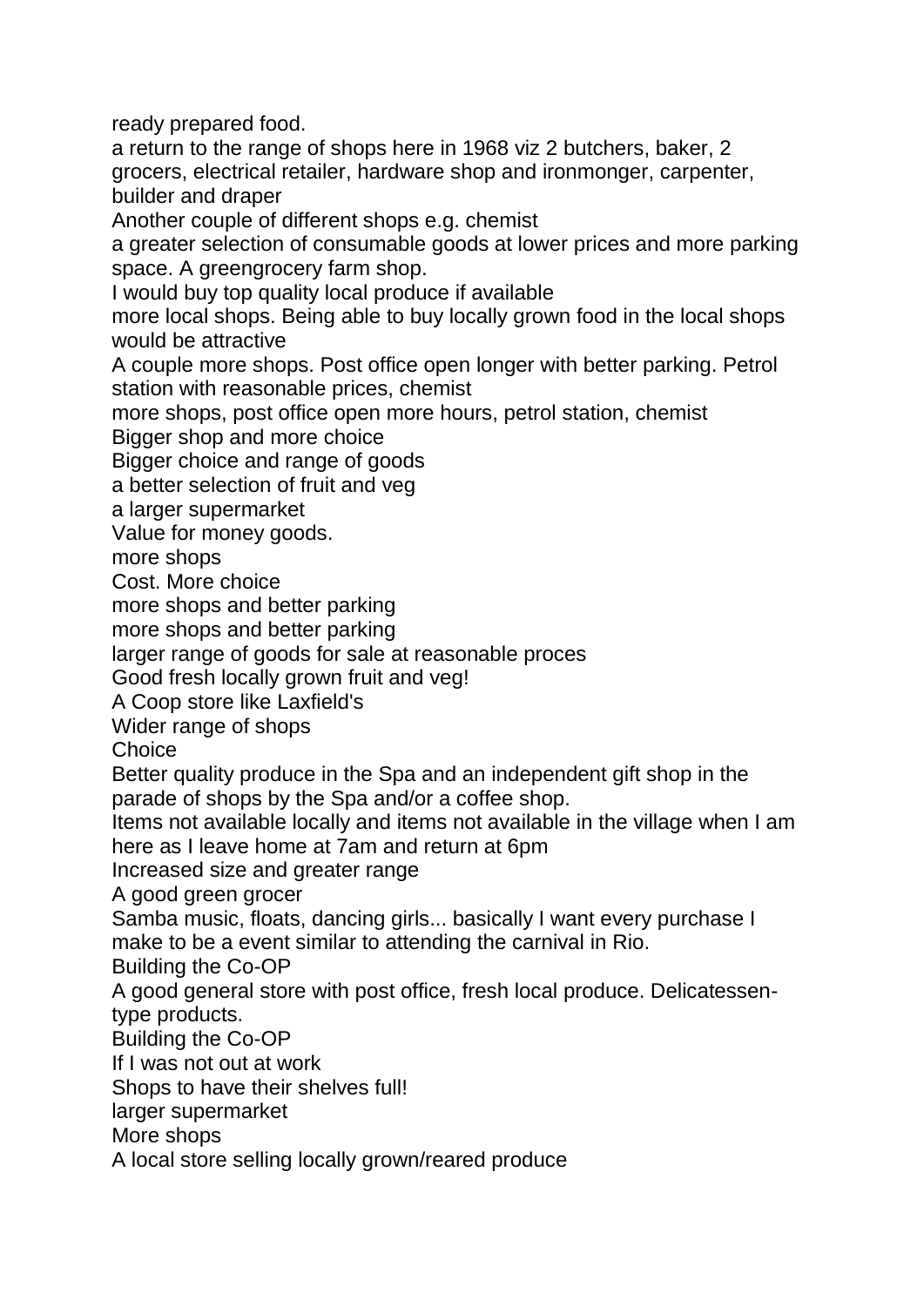ready prepared food.

a return to the range of shops here in 1968 viz 2 butchers, baker, 2 grocers, electrical retailer, hardware shop and ironmonger, carpenter, builder and draper

Another couple of different shops e.g. chemist

a greater selection of consumable goods at lower prices and more parking space. A greengrocery farm shop.

I would buy top quality local produce if available

more local shops. Being able to buy locally grown food in the local shops would be attractive

A couple more shops. Post office open longer with better parking. Petrol station with reasonable prices, chemist

more shops, post office open more hours, petrol station, chemist

Bigger shop and more choice

Bigger choice and range of goods

a better selection of fruit and veg

a larger supermarket

Value for money goods.

more shops

Cost. More choice

more shops and better parking

more shops and better parking

larger range of goods for sale at reasonable proces

Good fresh locally grown fruit and veg!

A Coop store like Laxfield's

Wider range of shops

Choice

Better quality produce in the Spa and an independent gift shop in the parade of shops by the Spa and/or a coffee shop.

Items not available locally and items not available in the village when I am here as I leave home at 7am and return at 6pm

Increased size and greater range

A good green grocer

Samba music, floats, dancing girls... basically I want every purchase I make to be a event similar to attending the carnival in Rio.

Building the Co-OP

A good general store with post office, fresh local produce. Delicatessen-type products.

Building the Co-OP

If I was not out at work

Shops to have their shelves full!

larger supermarket

More shops

A local store selling locally grown/reared produce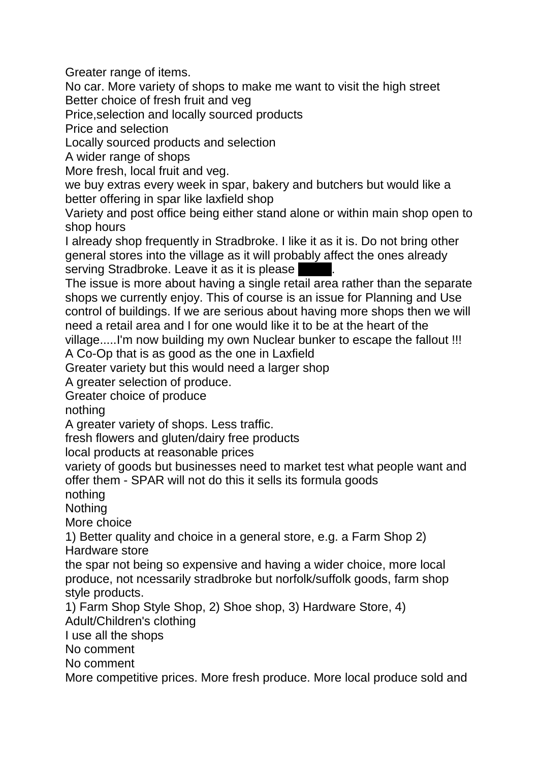Greater range of items.

No car. More variety of shops to make me want to visit the high street

Better choice of fresh fruit and veg

Price,selection and locally sourced products

Price and selection

Locally sourced products and selection

A wider range of shops

More fresh, local fruit and veg.

we buy extras every week in spar, bakery and butchers but would like a better offering in spar like laxfield shop

Variety and post office being either stand alone or within main shop open to shop hours

I already shop frequently in Stradbroke. I like it as it is. Do not bring other general stores into the village as it will probably affect the ones already serving Stradbroke. Leave it as it is please ████.

The issue is more about having a single retail area rather than the separate shops we currently enjoy. This of course is an issue for Planning and Use control of buildings. If we are serious about having more shops then we will need a retail area and I for one would like it to be at the heart of the village.....I'm now building my own Nuclear bunker to escape the fallout !!!

A Co-Op that is as good as the one in Laxfield

Greater variety but this would need a larger shop

A greater selection of produce.

Greater choice of produce

nothing

A greater variety of shops. Less traffic.

fresh flowers and gluten/dairy free products

local products at reasonable prices

variety of goods but businesses need to market test what people want and offer them - SPAR will not do this it sells its formula goods

nothing

Nothing

More choice

1) Better quality and choice in a general store, e.g. a Farm Shop 2) Hardware store

the spar not being so expensive and having a wider choice, more local produce, not ncessarily stradbroke but norfolk/suffolk goods, farm shop style products.

1) Farm Shop Style Shop, 2) Shoe shop, 3) Hardware Store, 4) Adult/Children's clothing

I use all the shops

No comment

No comment

More competitive prices. More fresh produce. More local produce sold and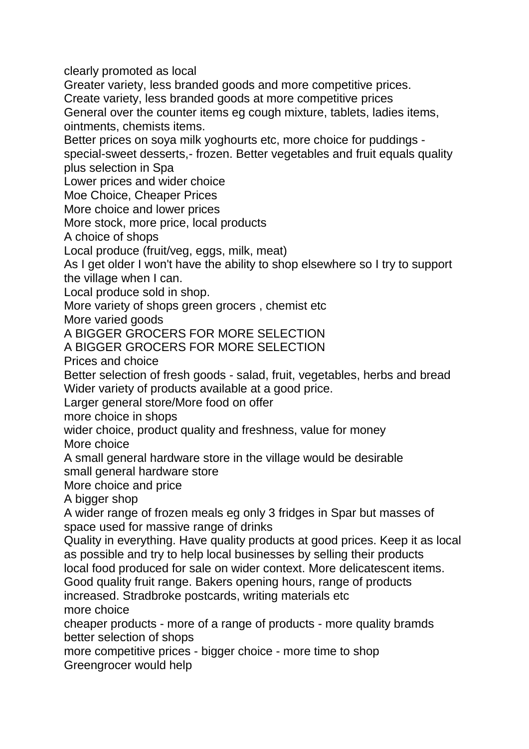clearly promoted as local
Greater variety, less branded goods and more competitive prices.
Create variety, less branded goods at more competitive prices
General over the counter items eg cough mixture, tablets, ladies items, ointments, chemists items.
Better prices on soya milk yoghourts etc, more choice for puddings - special-sweet desserts,- frozen. Better vegetables and fruit equals quality plus selection in Spa
Lower prices and wider choice
Moe Choice, Cheaper Prices
More choice and lower prices
More stock, more price, local products
A choice of shops
Local produce (fruit/veg, eggs, milk, meat)
As I get older I won't have the ability to shop elsewhere so I try to support the village when I can.
Local produce sold in shop.
More variety of shops green grocers , chemist etc
More varied goods
A BIGGER GROCERS FOR MORE SELECTION
A BIGGER GROCERS FOR MORE SELECTION
Prices and choice
Better selection of fresh goods - salad, fruit, vegetables, herbs and bread
Wider variety of products available at a good price.
Larger general store/More food on offer
more choice in shops
wider choice, product quality and freshness, value for money
More choice
A small general hardware store in the village would be desirable
small general hardware store
More choice and price
A bigger shop
A wider range of frozen meals eg only 3 fridges in Spar but masses of space used for massive range of drinks
Quality in everything. Have quality products at good prices. Keep it as local as possible and try to help local businesses by selling their products
local food produced for sale on wider context. More delicatescent items. Good quality fruit range. Bakers opening hours, range of products increased. Stradbroke postcards, writing materials etc
more choice
cheaper products - more of a range of products - more quality bramds
better selection of shops
more competitive prices - bigger choice - more time to shop
Greengrocer would help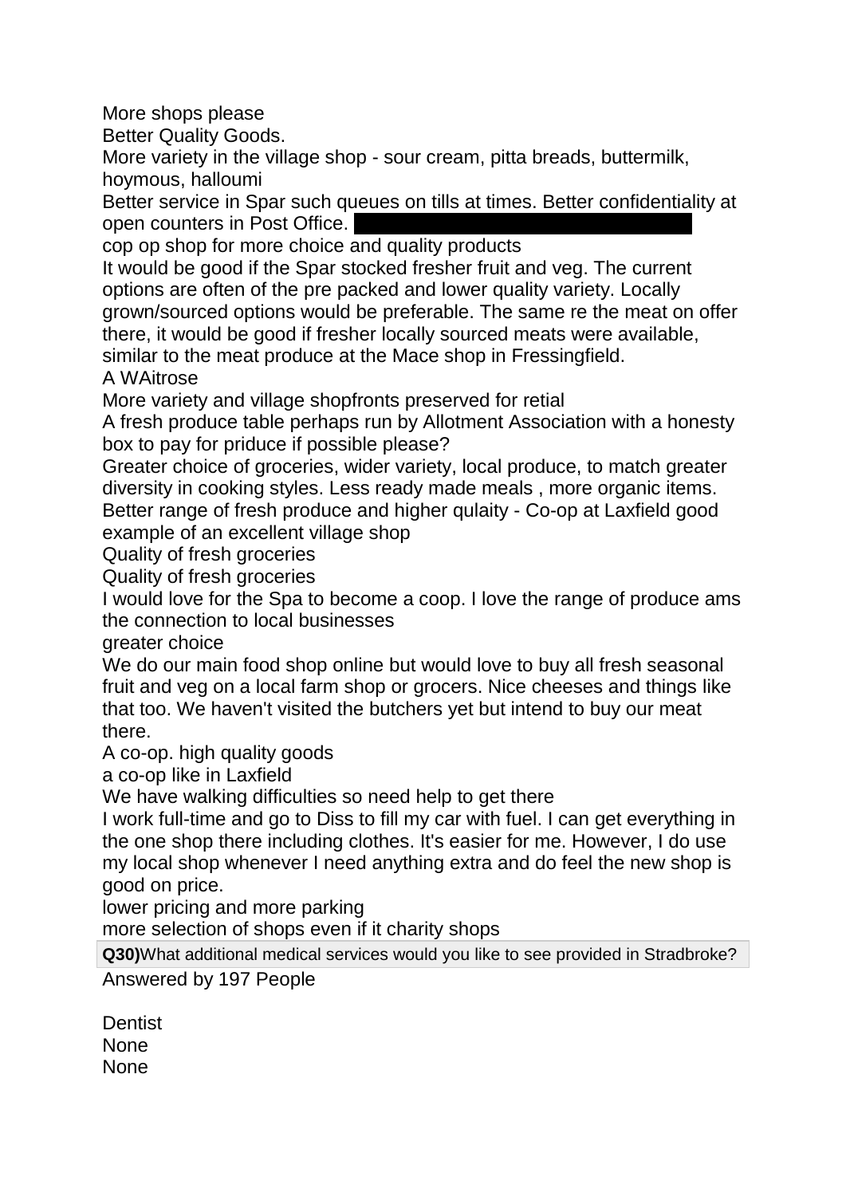More shops please
Better Quality Goods.
More variety in the village shop - sour cream, pitta breads, buttermilk, hoymous, halloumi
Better service in Spar such queues on tills at times. Better confidentiality at open counters in Post Office.
cop op shop for more choice and quality products
It would be good if the Spar stocked fresher fruit and veg. The current options are often of the pre packed and lower quality variety. Locally grown/sourced options would be preferable. The same re the meat on offer there, it would be good if fresher locally sourced meats were available, similar to the meat produce at the Mace shop in Fressingfield.
A WAitrose
More variety and village shopfronts preserved for retial
A fresh produce table perhaps run by Allotment Association with a honesty box to pay for priduce if possible please?
Greater choice of groceries, wider variety, local produce, to match greater diversity in cooking styles. Less ready made meals , more organic items.
Better range of fresh produce and higher qulaity - Co-op at Laxfield good example of an excellent village shop
Quality of fresh groceries
Quality of fresh groceries
I would love for the Spa to become a coop. I love the range of produce ams the connection to local businesses
greater choice
We do our main food shop online but would love to buy all fresh seasonal fruit and veg on a local farm shop or grocers. Nice cheeses and things like that too. We haven't visited the butchers yet but intend to buy our meat there.
A co-op. high quality goods
a co-op like in Laxfield
We have walking difficulties so need help to get there
I work full-time and go to Diss to fill my car with fuel. I can get everything in the one shop there including clothes. It's easier for me. However, I do use my local shop whenever I need anything extra and do feel the new shop is good on price.
lower pricing and more parking
more selection of shops even if it charity shops

**Q30)** What additional medical services would you like to see provided in Stradbroke?

Answered by 197 People

Dentist
None
None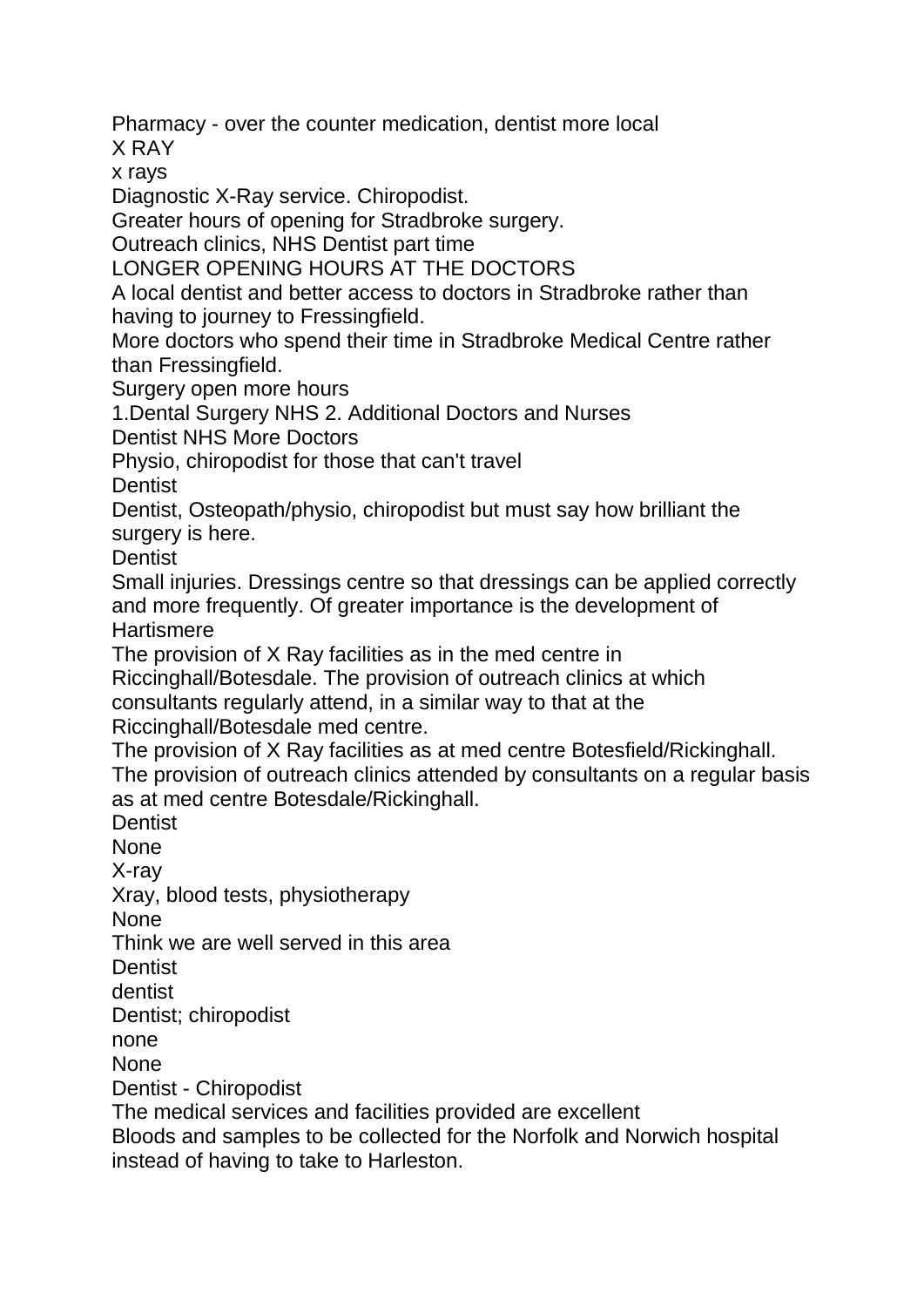Pharmacy - over the counter medication, dentist more local
X RAY
x rays
Diagnostic X-Ray service. Chiropodist.
Greater hours of opening for Stradbroke surgery.
Outreach clinics, NHS Dentist part time
LONGER OPENING HOURS AT THE DOCTORS
A local dentist and better access to doctors in Stradbroke rather than having to journey to Fressingfield.
More doctors who spend their time in Stradbroke Medical Centre rather than Fressingfield.
Surgery open more hours
1.Dental Surgery NHS 2. Additional Doctors and Nurses
Dentist NHS More Doctors
Physio, chiropodist for those that can't travel
Dentist
Dentist, Osteopath/physio, chiropodist but must say how brilliant the surgery is here.
Dentist
Small injuries. Dressings centre so that dressings can be applied correctly and more frequently. Of greater importance is the development of Hartismere
The provision of X Ray facilities as in the med centre in Riccinghall/Botesdale. The provision of outreach clinics at which consultants regularly attend, in a similar way to that at the Riccinghall/Botesdale med centre.
The provision of X Ray facilities as at med centre Botesfield/Rickinghall. The provision of outreach clinics attended by consultants on a regular basis as at med centre Botesdale/Rickinghall.
Dentist
None
X-ray
Xray, blood tests, physiotherapy
None
Think we are well served in this area
Dentist
dentist
Dentist; chiropodist
none
None
Dentist - Chiropodist
The medical services and facilities provided are excellent
Bloods and samples to be collected for the Norfolk and Norwich hospital instead of having to take to Harleston.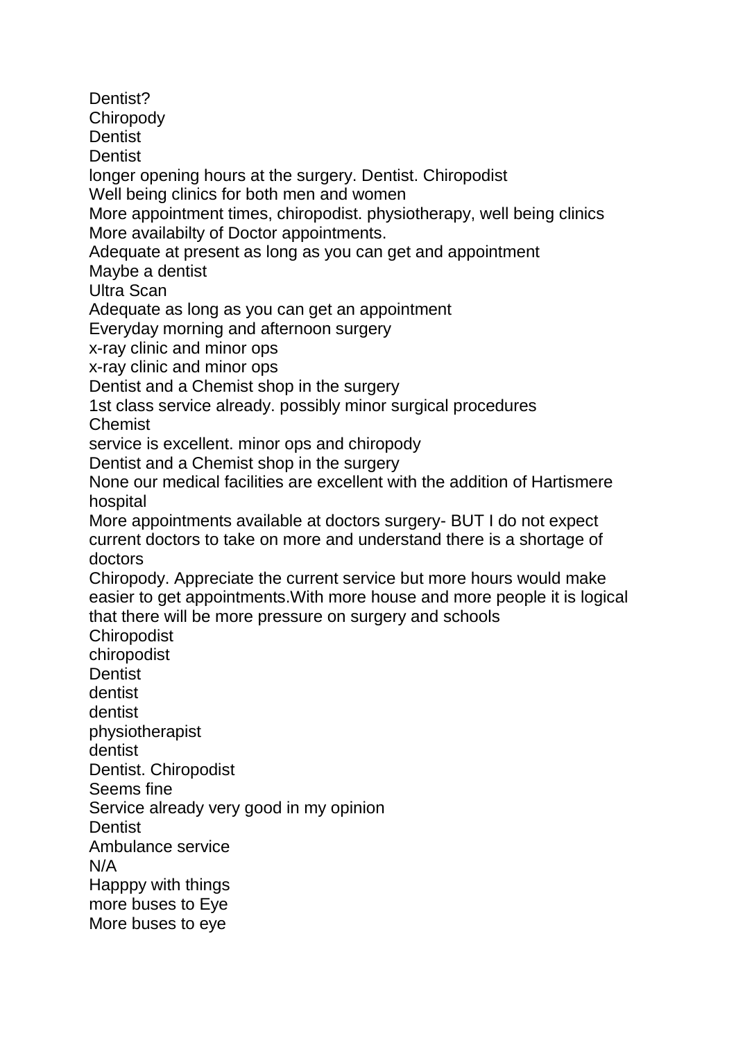Dentist?
Chiropody
Dentist
Dentist
longer opening hours at the surgery. Dentist. Chiropodist
Well being clinics for both men and women
More appointment times, chiropodist. physiotherapy, well being clinics
More availabilty of Doctor appointments.
Adequate at present as long as you can get and appointment
Maybe a dentist
Ultra Scan
Adequate as long as you can get an appointment
Everyday morning and afternoon surgery
x-ray clinic and minor ops
x-ray clinic and minor ops
Dentist and a Chemist shop in the surgery
1st class service already. possibly minor surgical procedures
Chemist
service is excellent. minor ops and chiropody
Dentist and a Chemist shop in the surgery
None our medical facilities are excellent with the addition of Hartismere hospital
More appointments available at doctors surgery- BUT I do not expect current doctors to take on more and understand there is a shortage of doctors
Chiropody. Appreciate the current service but more hours would make easier to get appointments.With more house and more people it is logical that there will be more pressure on surgery and schools
Chiropodist
chiropodist
Dentist
dentist
dentist
physiotherapist
dentist
Dentist. Chiropodist
Seems fine
Service already very good in my opinion
Dentist
Ambulance service
N/A
Happpy with things
more buses to Eye
More buses to eye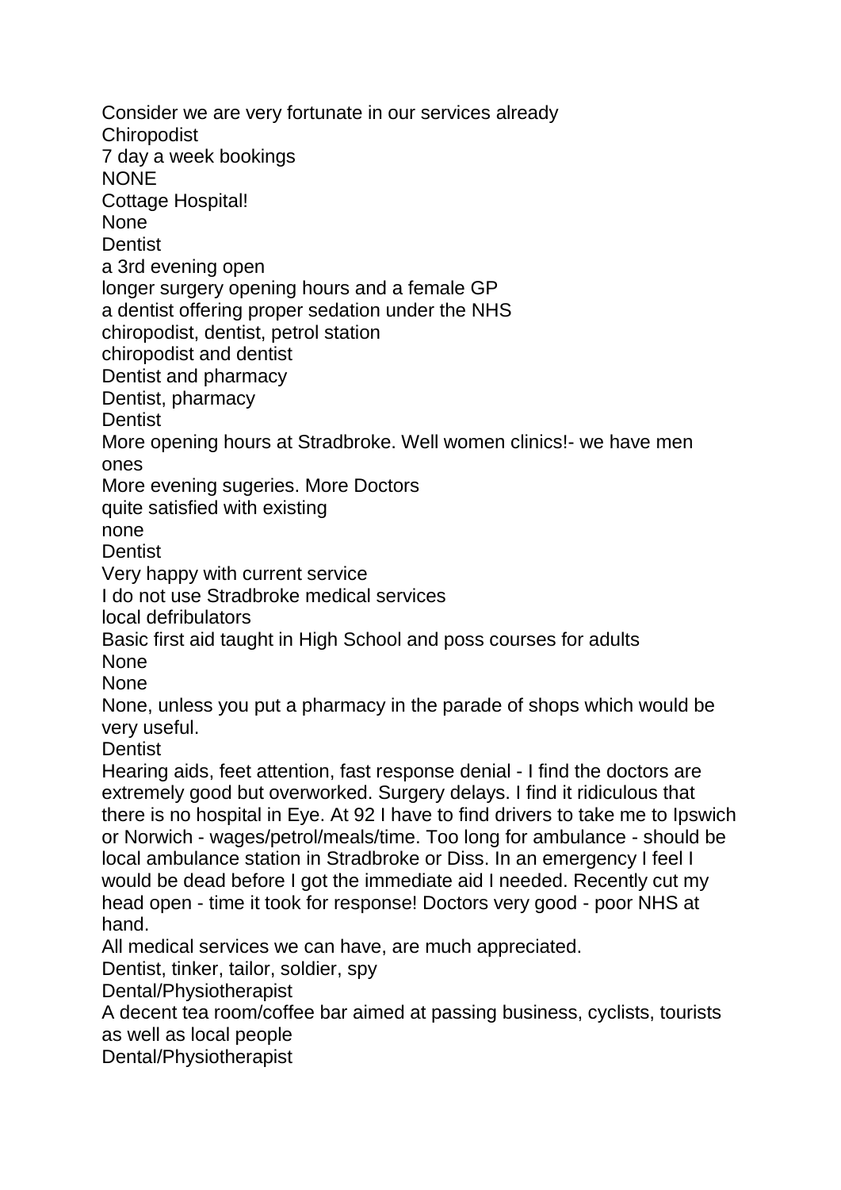Consider we are very fortunate in our services already
Chiropodist
7 day a week bookings
NONE
Cottage Hospital!
None
Dentist
a 3rd evening open
longer surgery opening hours and a female GP
a dentist offering proper sedation under the NHS
chiropodist, dentist, petrol station
chiropodist and dentist
Dentist and pharmacy
Dentist, pharmacy
Dentist
More opening hours at Stradbroke. Well women clinics!- we have men ones
More evening sugeries. More Doctors
quite satisfied with existing
none
Dentist
Very happy with current service
I do not use Stradbroke medical services
local defribulators
Basic first aid taught in High School and poss courses for adults
None
None
None, unless you put a pharmacy in the parade of shops which would be very useful.
Dentist
Hearing aids, feet attention, fast response denial - I find the doctors are extremely good but overworked. Surgery delays. I find it ridiculous that there is no hospital in Eye. At 92 I have to find drivers to take me to Ipswich or Norwich - wages/petrol/meals/time. Too long for ambulance - should be local ambulance station in Stradbroke or Diss. In an emergency I feel I would be dead before I got the immediate aid I needed. Recently cut my head open - time it took for response! Doctors very good - poor NHS at hand.
All medical services we can have, are much appreciated.
Dentist, tinker, tailor, soldier, spy
Dental/Physiotherapist
A decent tea room/coffee bar aimed at passing business, cyclists, tourists as well as local people
Dental/Physiotherapist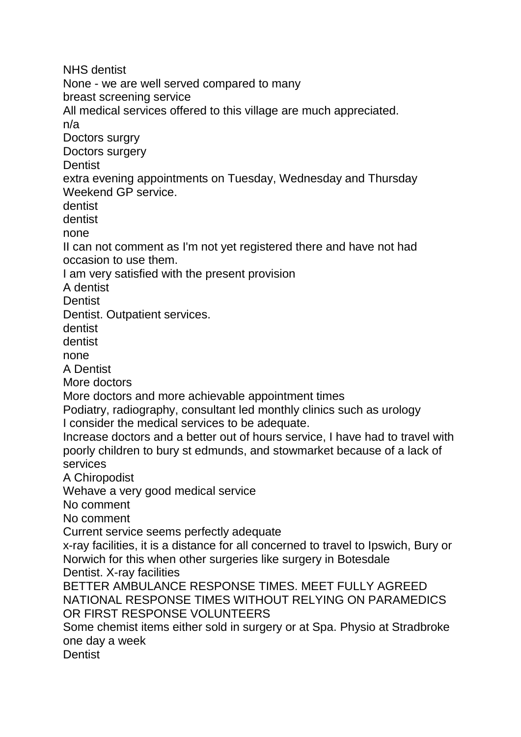NHS dentist
None - we are well served compared to many
breast screening service
All medical services offered to this village are much appreciated.
n/a
Doctors surgry
Doctors surgery
Dentist
extra evening appointments on Tuesday, Wednesday and Thursday
Weekend GP service.
dentist
dentist
none
II can not comment as I'm not yet registered there and have not had occasion to use them.
I am very satisfied with the present provision
A dentist
Dentist
Dentist. Outpatient services.
dentist
dentist
none
A Dentist
More doctors
More doctors and more achievable appointment times
Podiatry, radiography, consultant led monthly clinics such as urology
I consider the medical services to be adequate.
Increase doctors and a better out of hours service, I have had to travel with poorly children to bury st edmunds, and stowmarket because of a lack of services
A Chiropodist
Wehave a very good medical service
No comment
No comment
Current service seems perfectly adequate
x-ray facilities, it is a distance for all concerned to travel to Ipswich, Bury or Norwich for this when other surgeries like surgery in Botesdale
Dentist. X-ray facilities
BETTER AMBULANCE RESPONSE TIMES. MEET FULLY AGREED NATIONAL RESPONSE TIMES WITHOUT RELYING ON PARAMEDICS OR FIRST RESPONSE VOLUNTEERS
Some chemist items either sold in surgery or at Spa. Physio at Stradbroke one day a week
Dentist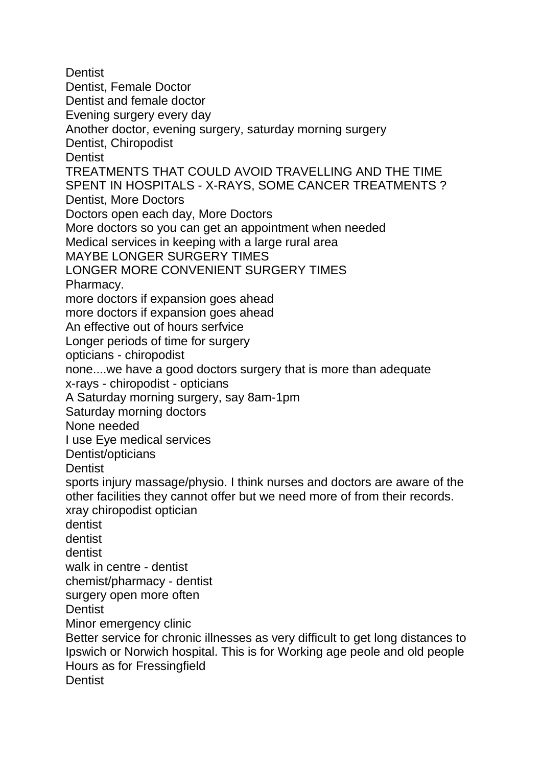Dentist
Dentist, Female Doctor
Dentist and female doctor
Evening surgery every day
Another doctor, evening surgery, saturday morning surgery
Dentist, Chiropodist
Dentist
TREATMENTS THAT COULD AVOID TRAVELLING AND THE TIME SPENT IN HOSPITALS - X-RAYS, SOME CANCER TREATMENTS ?
Dentist, More Doctors
Doctors open each day, More Doctors
More doctors so you can get an appointment when needed
Medical services in keeping with a large rural area
MAYBE LONGER SURGERY TIMES
LONGER MORE CONVENIENT SURGERY TIMES
Pharmacy.
more doctors if expansion goes ahead
more doctors if expansion goes ahead
An effective out of hours serfvice
Longer periods of time for surgery
opticians - chiropodist
none....we have a good doctors surgery that is more than adequate
x-rays - chiropodist - opticians
A Saturday morning surgery, say 8am-1pm
Saturday morning doctors
None needed
I use Eye medical services
Dentist/opticians
Dentist
sports injury massage/physio. I think nurses and doctors are aware of the other facilities they cannot offer but we need more of from their records.
xray chiropodist optician
dentist
dentist
dentist
walk in centre - dentist
chemist/pharmacy - dentist
surgery open more often
Dentist
Minor emergency clinic
Better service for chronic illnesses as very difficult to get long distances to Ipswich or Norwich hospital. This is for Working age peole and old people
Hours as for Fressingfield
Dentist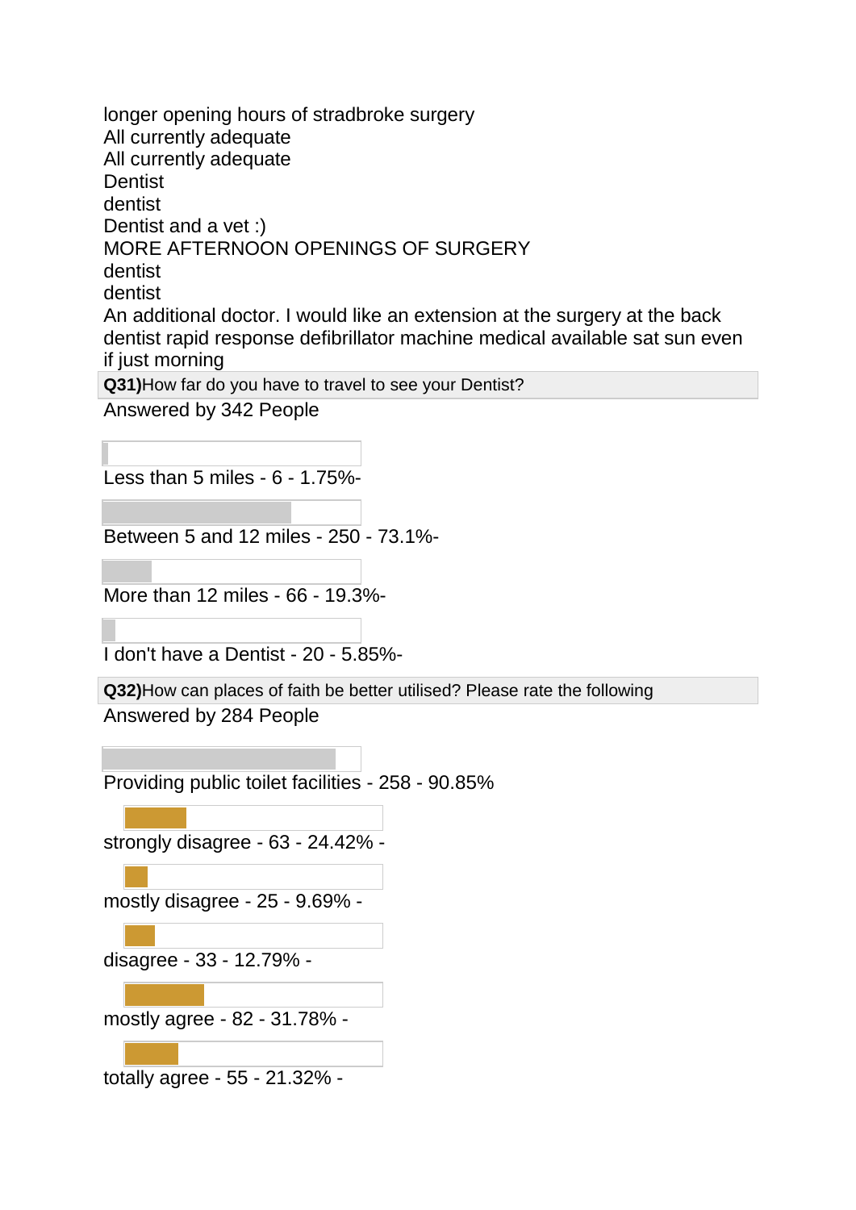longer opening hours of stradbroke surgery
All currently adequate
All currently adequate
Dentist
dentist
Dentist and a vet :)
MORE AFTERNOON OPENINGS OF SURGERY
dentist
dentist
An additional doctor. I would like an extension at the surgery at the back
dentist rapid response defibrillator machine medical available sat sun even if just morning

**Q31)**How far do you have to travel to see your Dentist?

Answered by 342 People

Less than 5 miles - 6 - 1.75%-

Between 5 and 12 miles - 250 - 73.1%-

More than 12 miles - 66 - 19.3%-

I don't have a Dentist - 20 - 5.85%-

**Q32)**How can places of faith be better utilised? Please rate the following

Answered by 284 People

Providing public toilet facilities - 258 - 90.85%

strongly disagree - 63 - 24.42% -

mostly disagree - 25 - 9.69% -

disagree - 33 - 12.79% -

mostly agree - 82 - 31.78% -

totally agree - 55 - 21.32% -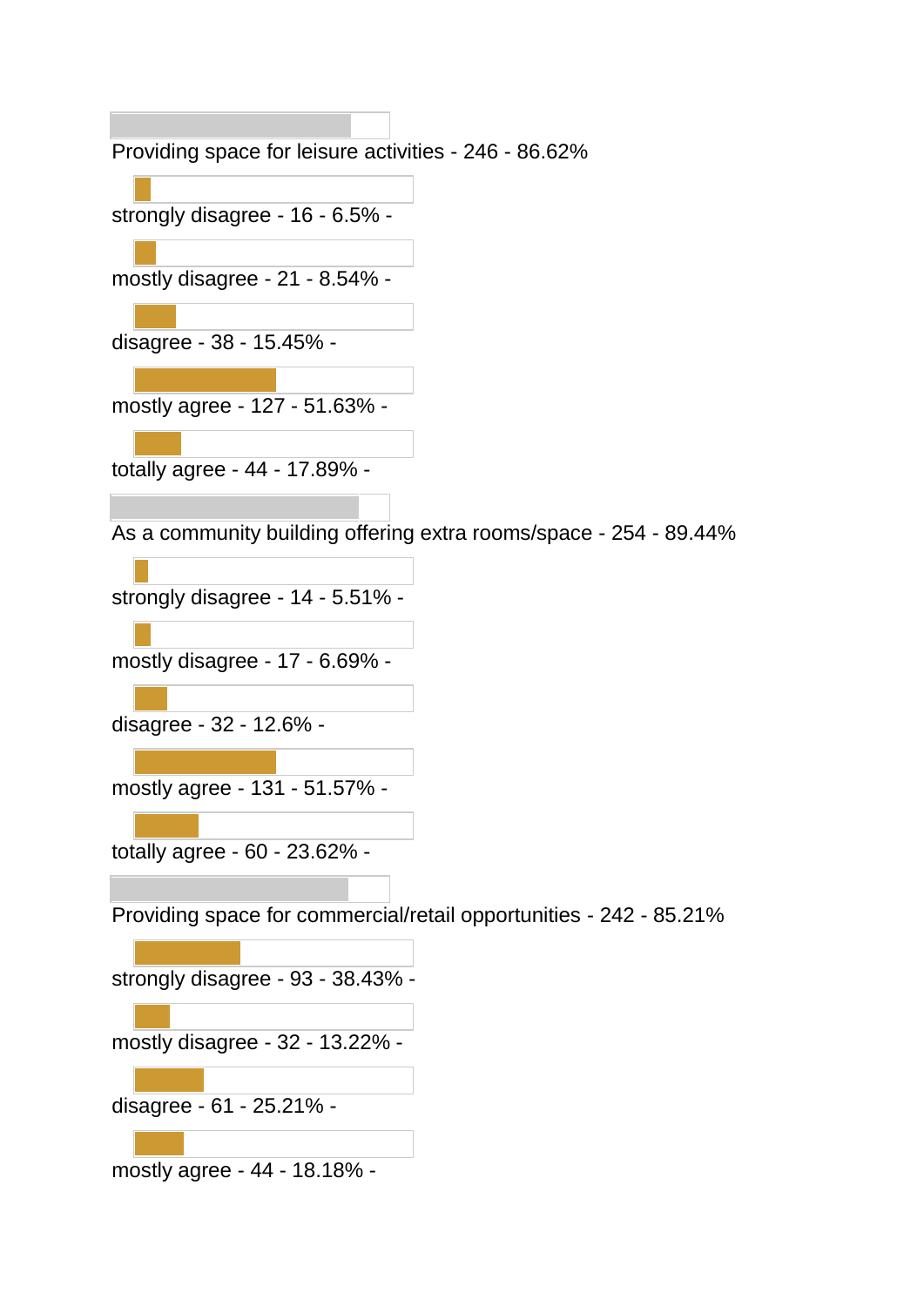Providing space for leisure activities - 246 - 86.62%

strongly disagree - 16 - 6.5% -

mostly disagree - 21 - 8.54% -

disagree - 38 - 15.45% -

mostly agree - 127 - 51.63% -

totally agree - 44 - 17.89% -

As a community building offering extra rooms/space - 254 - 89.44%

strongly disagree - 14 - 5.51% -

mostly disagree - 17 - 6.69% -

disagree - 32 - 12.6% -

mostly agree - 131 - 51.57% -

totally agree - 60 - 23.62% -

Providing space for commercial/retail opportunities - 242 - 85.21%

strongly disagree - 93 - 38.43% -

mostly disagree - 32 - 13.22% -

disagree - 61 - 25.21% -

mostly agree - 44 - 18.18% -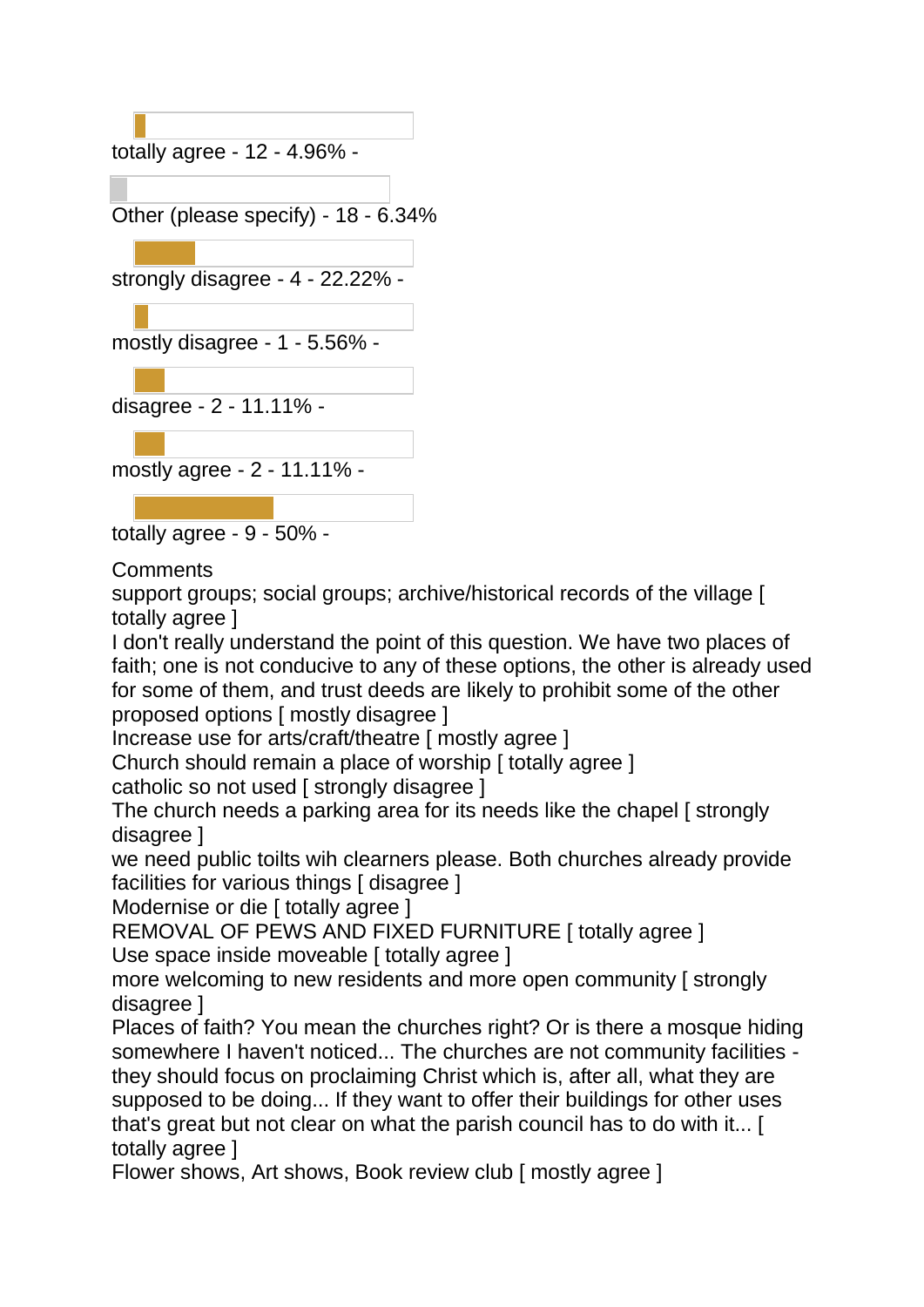totally agree - 12 - 4.96% -

Other (please specify) - 18 - 6.34%

strongly disagree - 4 - 22.22% -

mostly disagree - 1 - 5.56% -

disagree - 2 - 11.11% -

mostly agree - 2 - 11.11% -

totally agree - 9 - 50% -

Comments

support groups; social groups; archive/historical records of the village [ totally agree ]

I don't really understand the point of this question. We have two places of faith; one is not conducive to any of these options, the other is already used for some of them, and trust deeds are likely to prohibit some of the other proposed options [ mostly disagree ]

Increase use for arts/craft/theatre [ mostly agree ]

Church should remain a place of worship [ totally agree ]

catholic so not used [ strongly disagree ]

The church needs a parking area for its needs like the chapel [ strongly disagree ]

we need public toilts wih clearners please. Both churches already provide facilities for various things [ disagree ]

Modernise or die [ totally agree ]

REMOVAL OF PEWS AND FIXED FURNITURE [ totally agree ]

Use space inside moveable [ totally agree ]

more welcoming to new residents and more open community [ strongly disagree ]

Places of faith? You mean the churches right? Or is there a mosque hiding somewhere I haven't noticed... The churches are not community facilities - they should focus on proclaiming Christ which is, after all, what they are supposed to be doing... If they want to offer their buildings for other uses that's great but not clear on what the parish council has to do with it... [ totally agree ]

Flower shows, Art shows, Book review club [ mostly agree ]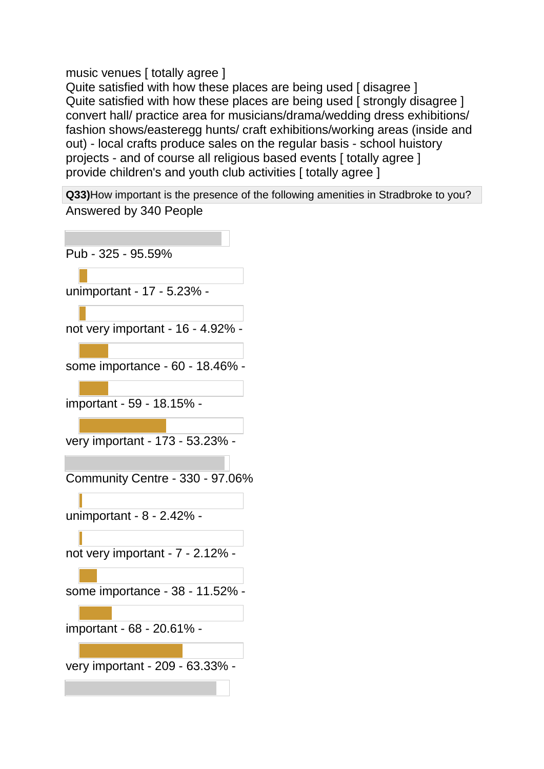music venues [ totally agree ]
Quite satisfied with how these places are being used [ disagree ]
Quite satisfied with how these places are being used [ strongly disagree ]
convert hall/ practice area for musicians/drama/wedding dress exhibitions/ fashion shows/easteregg hunts/ craft exhibitions/working areas (inside and out) - local crafts produce sales on the regular basis - school huistory projects - and of course all religious based events [ totally agree ]
provide children's and youth club activities [ totally agree ]

**Q33)**How important is the presence of the following amenities in Stradbroke to you?

Answered by 340 People

Pub - 325 - 95.59%

unimportant - 17 - 5.23% -

not very important - 16 - 4.92% -

some importance - 60 - 18.46% -

important - 59 - 18.15% -

very important - 173 - 53.23% -

Community Centre - 330 - 97.06%

unimportant - 8 - 2.42% -

not very important - 7 - 2.12% -

some importance - 38 - 11.52% -

important - 68 - 20.61% -

very important - 209 - 63.33% -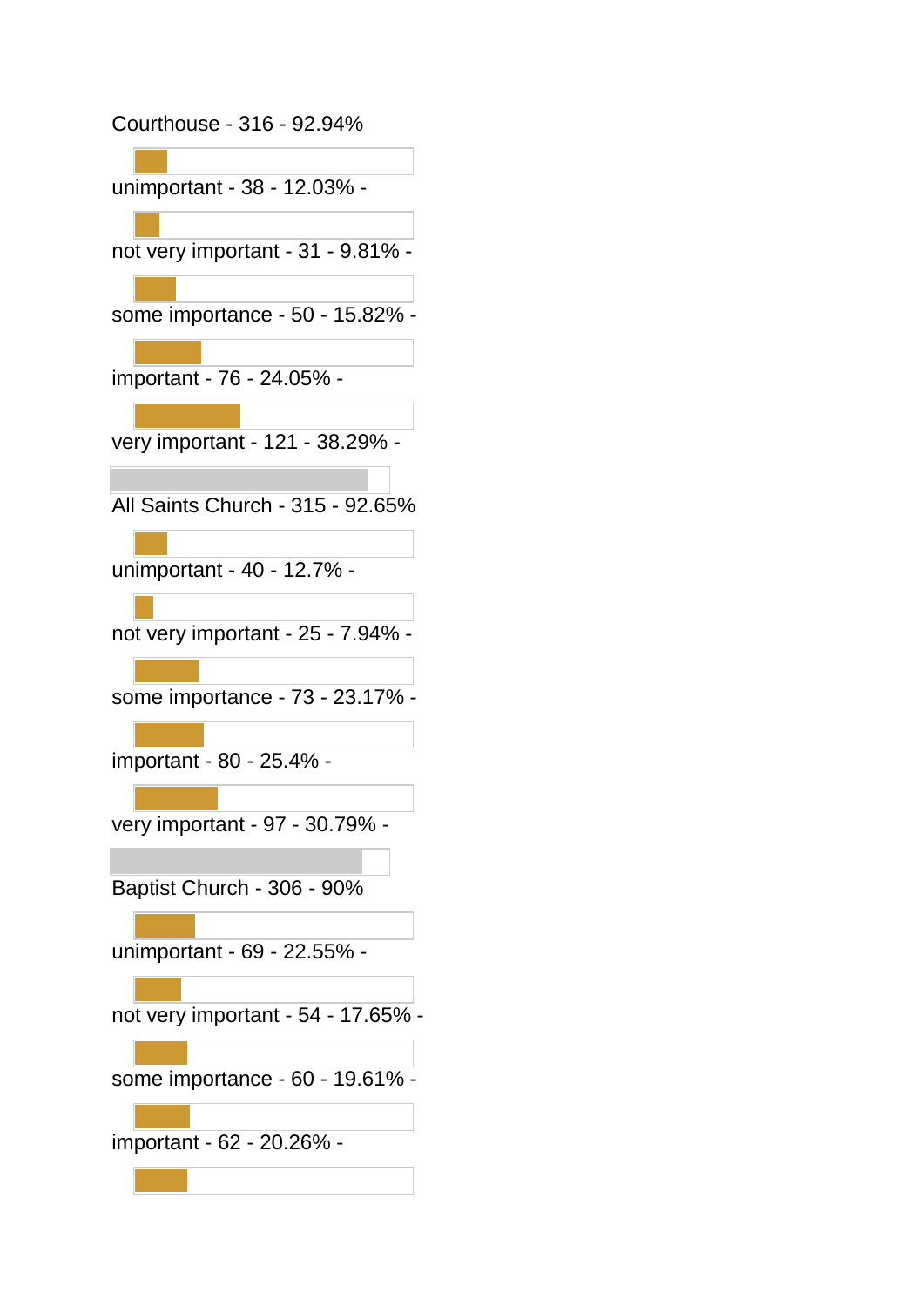Courthouse - 316 - 92.94%

unimportant - 38 - 12.03% -

not very important - 31 - 9.81% -

some importance - 50 - 15.82% -

important - 76 - 24.05% -

very important - 121 - 38.29% -

All Saints Church - 315 - 92.65%

unimportant - 40 - 12.7% -

not very important - 25 - 7.94% -

some importance - 73 - 23.17% -

important - 80 - 25.4% -

very important - 97 - 30.79% -

Baptist Church - 306 - 90%

unimportant - 69 - 22.55% -

not very important - 54 - 17.65% -

some importance - 60 - 19.61% -

important - 62 - 20.26% -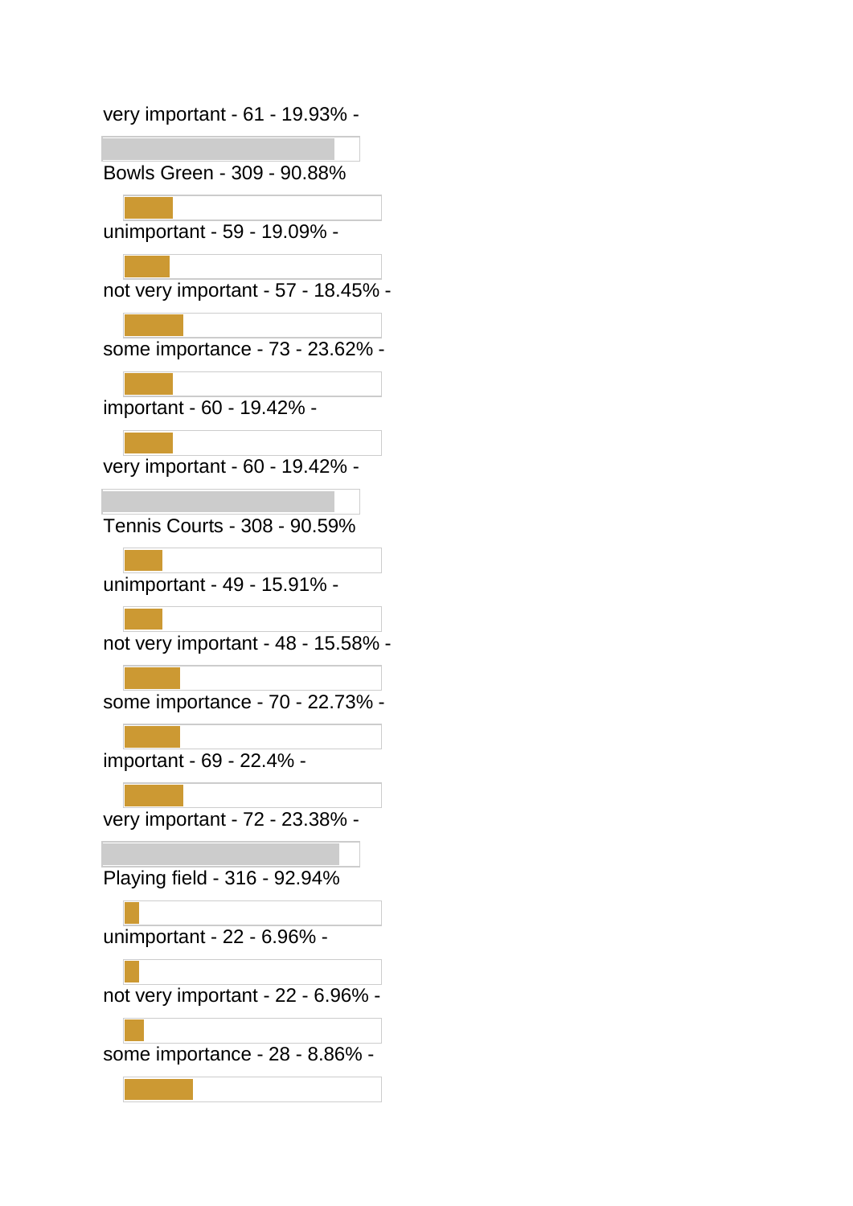very important - 61 - 19.93% -

Bowls Green - 309 - 90.88%

unimportant - 59 - 19.09% -

not very important - 57 - 18.45% -

some importance - 73 - 23.62% -

important - 60 - 19.42% -

very important - 60 - 19.42% -

Tennis Courts - 308 - 90.59%

unimportant - 49 - 15.91% -

not very important - 48 - 15.58% -

some importance - 70 - 22.73% -

important - 69 - 22.4% -

very important - 72 - 23.38% -

Playing field - 316 - 92.94%

unimportant - 22 - 6.96% -

not very important - 22 - 6.96% -

some importance - 28 - 8.86% -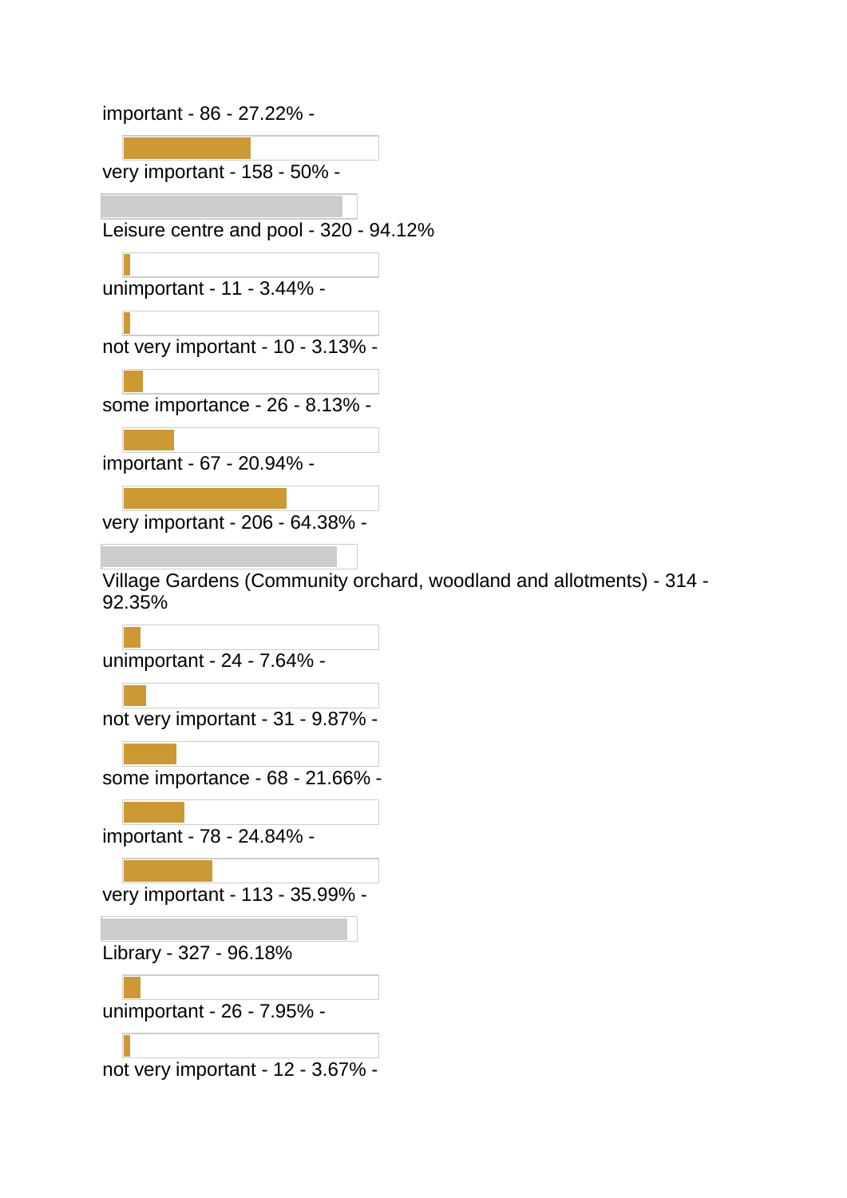important - 86 - 27.22% -

very important - 158 - 50% -

Leisure centre and pool - 320 - 94.12%

unimportant - 11 - 3.44% -

not very important - 10 - 3.13% -

some importance - 26 - 8.13% -

important - 67 - 20.94% -

very important - 206 - 64.38% -

Village Gardens (Community orchard, woodland and allotments) - 314 - 92.35%

unimportant - 24 - 7.64% -

not very important - 31 - 9.87% -

some importance - 68 - 21.66% -

important - 78 - 24.84% -

very important - 113 - 35.99% -

Library - 327 - 96.18%

unimportant - 26 - 7.95% -

not very important - 12 - 3.67% -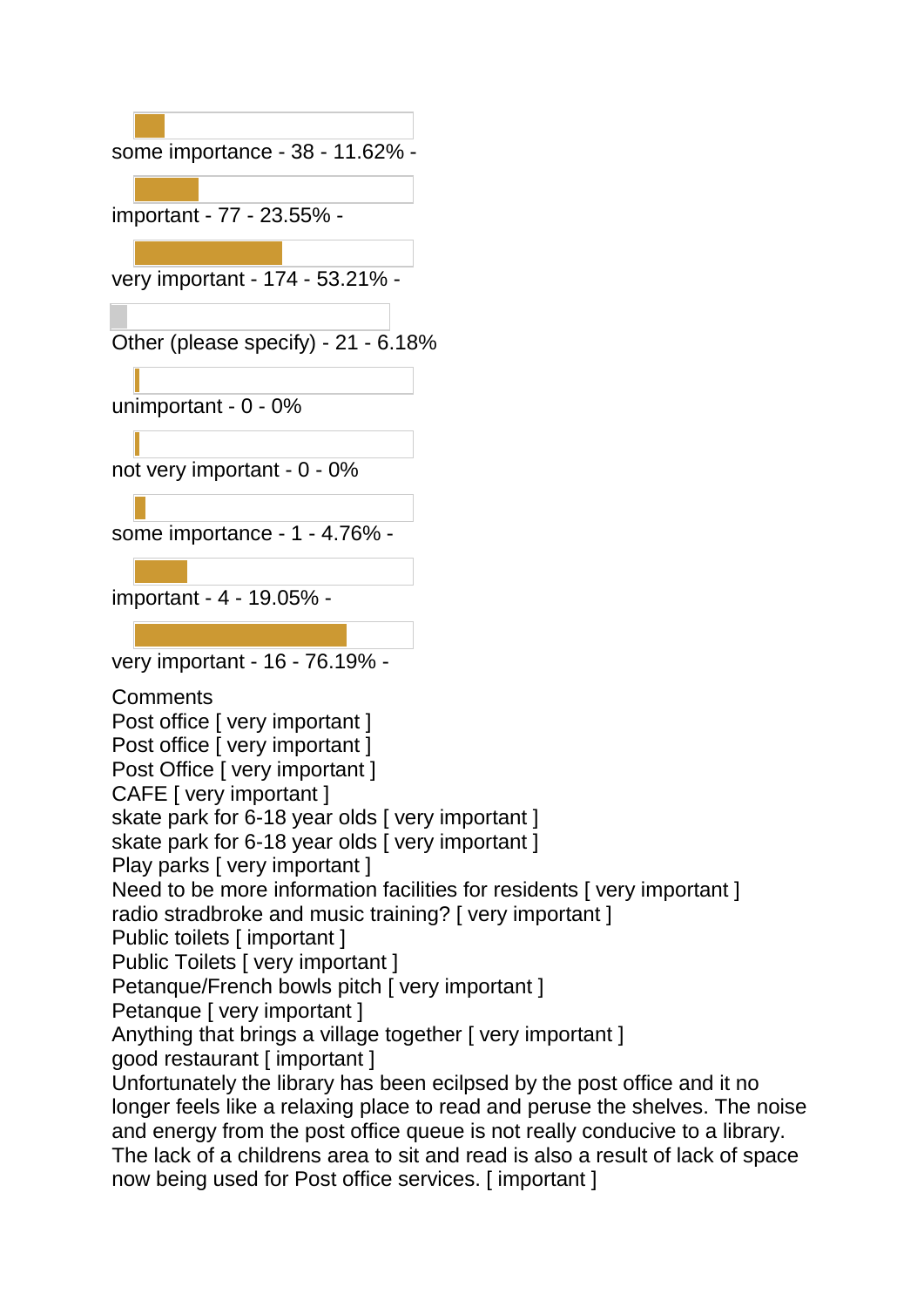some importance - 38 - 11.62% -

important - 77 - 23.55% -

very important - 174 - 53.21% -

Other (please specify) - 21 - 6.18%

unimportant - 0 - 0%

not very important - 0 - 0%

some importance - 1 - 4.76% -

important - 4 - 19.05% -

very important - 16 - 76.19% -

Comments

Post office [ very important ]
Post office [ very important ]
Post Office [ very important ]
CAFE [ very important ]
skate park for 6-18 year olds [ very important ]
skate park for 6-18 year olds [ very important ]
Play parks [ very important ]
Need to be more information facilities for residents [ very important ]
radio stradbroke and music training? [ very important ]
Public toilets [ important ]
Public Toilets [ very important ]
Petanque/French bowls pitch [ very important ]
Petanque [ very important ]
Anything that brings a village together [ very important ]
good restaurant [ important ]
Unfortunately the library has been ecilpsed by the post office and it no longer feels like a relaxing place to read and peruse the shelves. The noise and energy from the post office queue is not really conducive to a library. The lack of a childrens area to sit and read is also a result of lack of space now being used for Post office services. [ important ]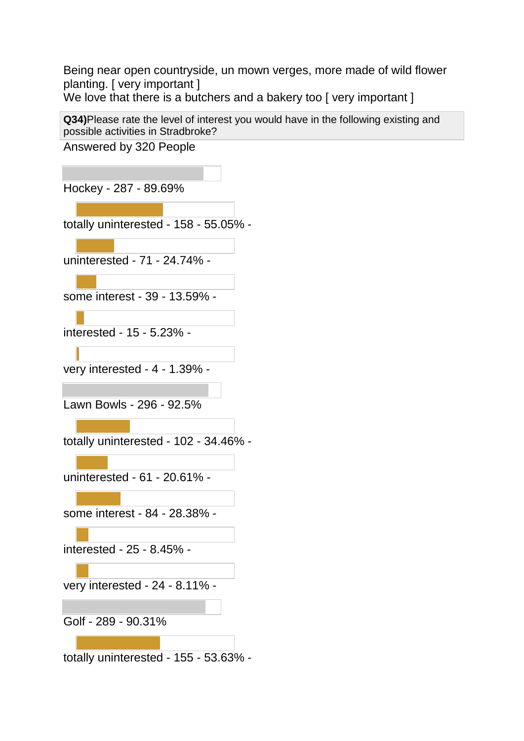Being near open countryside, un mown verges, more made of wild flower planting. [ very important ]
We love that there is a butchers and a bakery too [ very important ]

**Q34)** Please rate the level of interest you would have in the following existing and possible activities in Stradbroke?

Answered by 320 People

Hockey - 287 - 89.69%

totally uninterested - 158 - 55.05% -

uninterested - 71 - 24.74% -

some interest - 39 - 13.59% -

interested - 15 - 5.23% -

very interested - 4 - 1.39% -

Lawn Bowls - 296 - 92.5%

totally uninterested - 102 - 34.46% -

uninterested - 61 - 20.61% -

some interest - 84 - 28.38% -

interested - 25 - 8.45% -

very interested - 24 - 8.11% -

Golf - 289 - 90.31%

totally uninterested - 155 - 53.63% -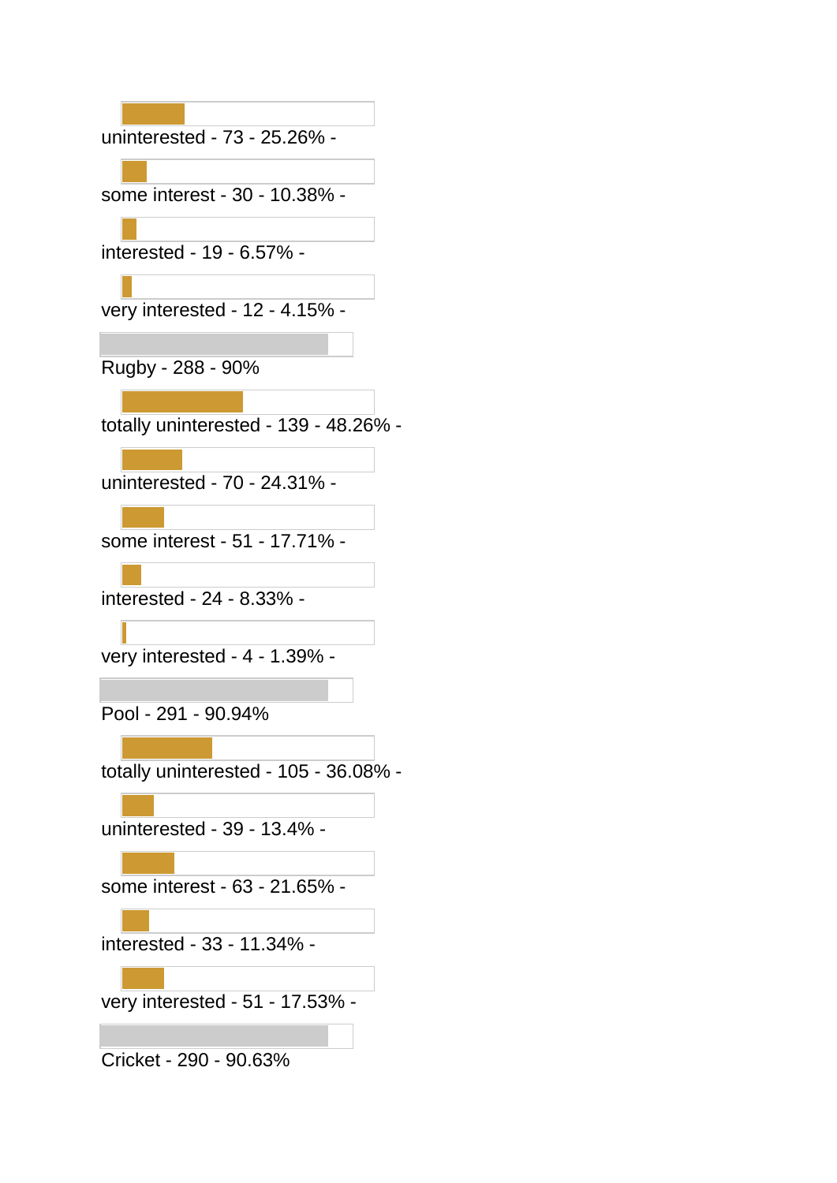uninterested - 73 - 25.26% -

some interest - 30 - 10.38% -

interested - 19 - 6.57% -

very interested - 12 - 4.15% -

Rugby - 288 - 90%

totally uninterested - 139 - 48.26% -

uninterested - 70 - 24.31% -

some interest - 51 - 17.71% -

interested - 24 - 8.33% -

very interested - 4 - 1.39% -

Pool - 291 - 90.94%

totally uninterested - 105 - 36.08% -

uninterested - 39 - 13.4% -

some interest - 63 - 21.65% -

interested - 33 - 11.34% -

very interested - 51 - 17.53% -

Cricket - 290 - 90.63%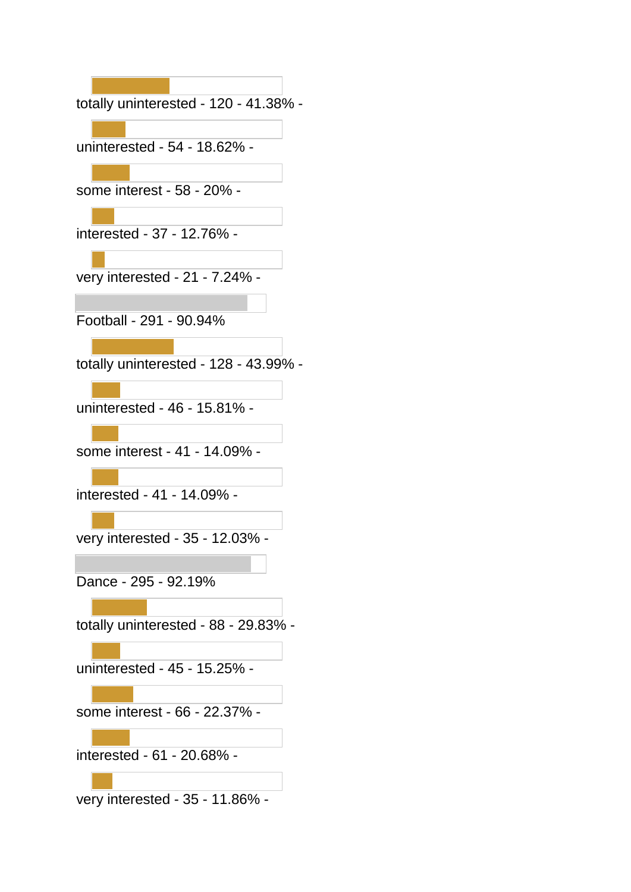totally uninterested - 120 - 41.38% -

uninterested - 54 - 18.62% -

some interest - 58 - 20% -

interested - 37 - 12.76% -

very interested - 21 - 7.24% -

Football - 291 - 90.94%

totally uninterested - 128 - 43.99% -

uninterested - 46 - 15.81% -

some interest - 41 - 14.09% -

interested - 41 - 14.09% -

very interested - 35 - 12.03% -

Dance - 295 - 92.19%

totally uninterested - 88 - 29.83% -

uninterested - 45 - 15.25% -

some interest - 66 - 22.37% -

interested - 61 - 20.68% -

very interested - 35 - 11.86% -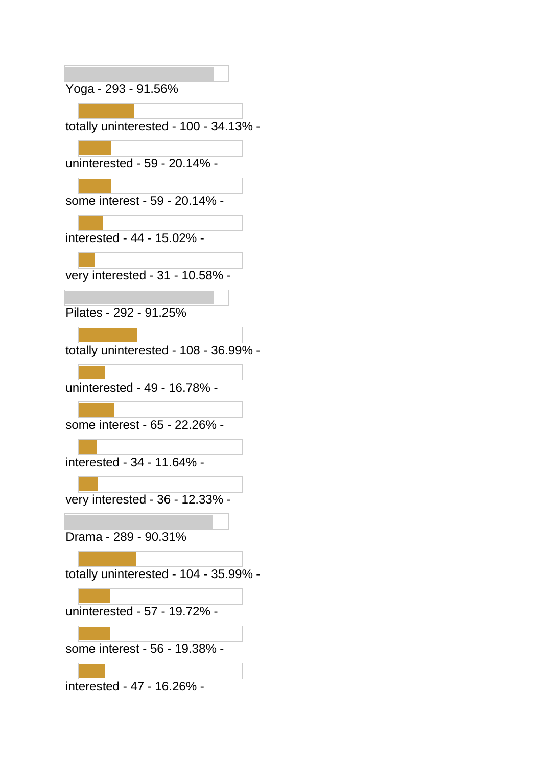Yoga - 293 - 91.56%

totally uninterested - 100 - 34.13% -

uninterested - 59 - 20.14% -

some interest - 59 - 20.14% -

interested - 44 - 15.02% -

very interested - 31 - 10.58% -

Pilates - 292 - 91.25%

totally uninterested - 108 - 36.99% -

uninterested - 49 - 16.78% -

some interest - 65 - 22.26% -

interested - 34 - 11.64% -

very interested - 36 - 12.33% -

Drama - 289 - 90.31%

totally uninterested - 104 - 35.99% -

uninterested - 57 - 19.72% -

some interest - 56 - 19.38% -

interested - 47 - 16.26% -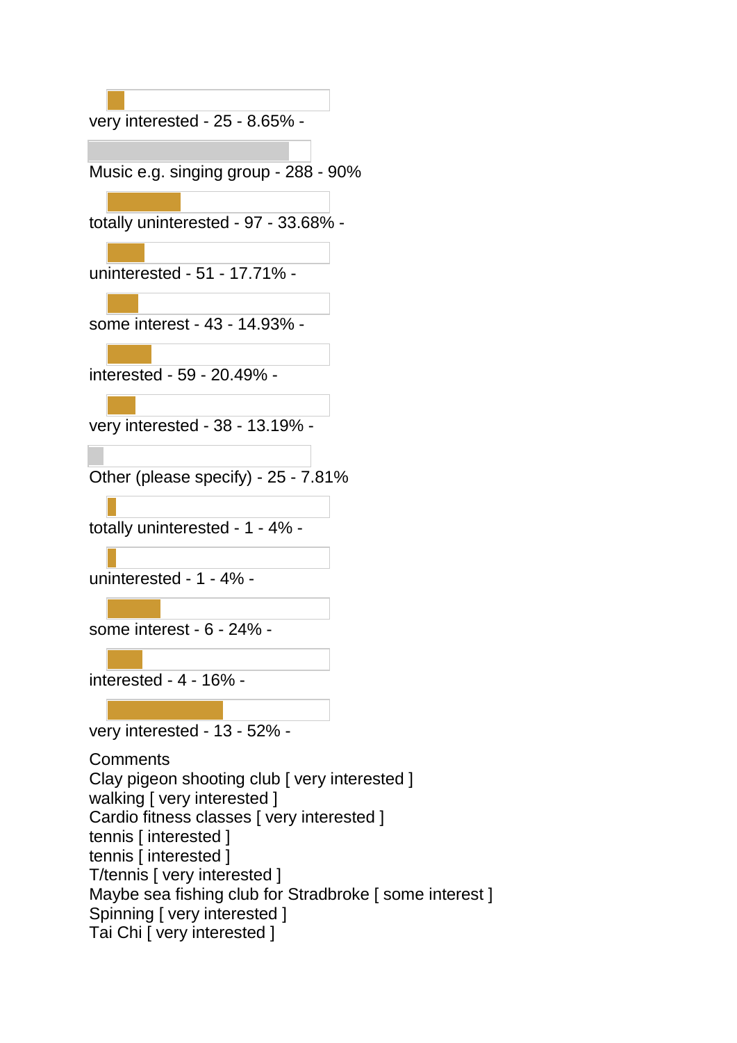very interested - 25 - 8.65% -

Music e.g. singing group - 288 - 90%

totally uninterested - 97 - 33.68% -

uninterested - 51 - 17.71% -

some interest - 43 - 14.93% -

interested - 59 - 20.49% -

very interested - 38 - 13.19% -

Other (please specify) - 25 - 7.81%

totally uninterested - 1 - 4% -

uninterested - 1 - 4% -

some interest - 6 - 24% -

interested - 4 - 16% -

very interested - 13 - 52% -

Comments
Clay pigeon shooting club [ very interested ]
walking [ very interested ]
Cardio fitness classes [ very interested ]
tennis [ interested ]
tennis [ interested ]
T/tennis [ very interested ]
Maybe sea fishing club for Stradbroke [ some interest ]
Spinning [ very interested ]
Tai Chi [ very interested ]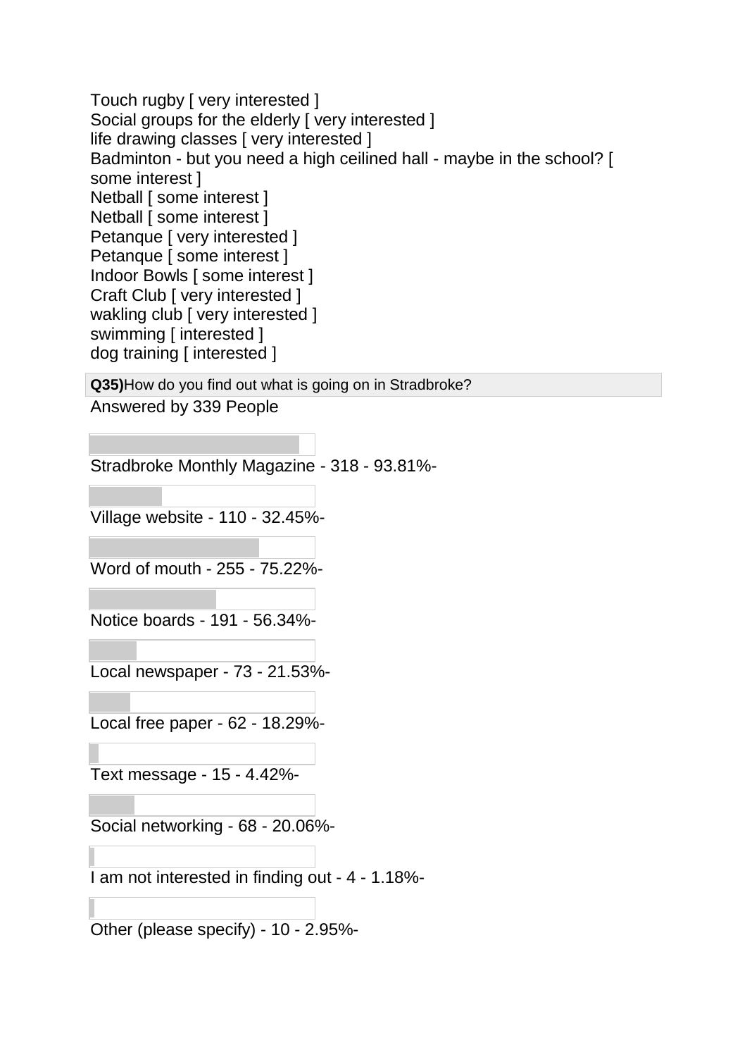Touch rugby [ very interested ]
Social groups for the elderly [ very interested ]
life drawing classes [ very interested ]
Badminton - but you need a high ceilined hall - maybe in the school? [ some interest ]
Netball [ some interest ]
Netball [ some interest ]
Petanque [ very interested ]
Petanque [ some interest ]
Indoor Bowls [ some interest ]
Craft Club [ very interested ]
wakling club [ very interested ]
swimming [ interested ]
dog training [ interested ]

**Q35)** How do you find out what is going on in Stradbroke?

Answered by 339 People

Stradbroke Monthly Magazine - 318 - 93.81%-

Village website - 110 - 32.45%-

Word of mouth - 255 - 75.22%-

Notice boards - 191 - 56.34%-

Local newspaper - 73 - 21.53%-

Local free paper - 62 - 18.29%-

Text message - 15 - 4.42%-

Social networking - 68 - 20.06%-

I am not interested in finding out - 4 - 1.18%-

Other (please specify) - 10 - 2.95%-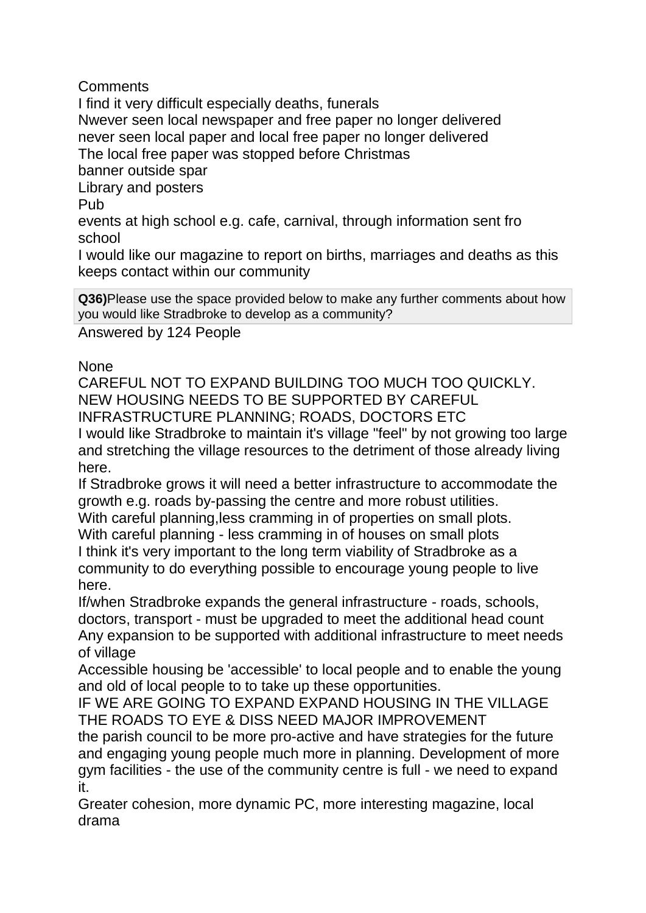Comments

I find it very difficult especially deaths, funerals

Nwever seen local newspaper and free paper no longer delivered

never seen local paper and local free paper no longer delivered

The local free paper was stopped before Christmas

banner outside spar

Library and posters

Pub

events at high school e.g. cafe, carnival, through information sent fro school

I would like our magazine to report on births, marriages and deaths as this keeps contact within our community

**Q36)**Please use the space provided below to make any further comments about how you would like Stradbroke to develop as a community?

Answered by 124 People

None

CAREFUL NOT TO EXPAND BUILDING TOO MUCH TOO QUICKLY. NEW HOUSING NEEDS TO BE SUPPORTED BY CAREFUL INFRASTRUCTURE PLANNING; ROADS, DOCTORS ETC

I would like Stradbroke to maintain it's village "feel" by not growing too large and stretching the village resources to the detriment of those already living here.

If Stradbroke grows it will need a better infrastructure to accommodate the growth e.g. roads by-passing the centre and more robust utilities.

With careful planning,less cramming in of properties on small plots.

With careful planning - less cramming in of houses on small plots

I think it's very important to the long term viability of Stradbroke as a community to do everything possible to encourage young people to live here.

If/when Stradbroke expands the general infrastructure - roads, schools, doctors, transport - must be upgraded to meet the additional head count

Any expansion to be supported with additional infrastructure to meet needs of village

Accessible housing be 'accessible' to local people and to enable the young and old of local people to to take up these opportunities.

IF WE ARE GOING TO EXPAND EXPAND HOUSING IN THE VILLAGE THE ROADS TO EYE & DISS NEED MAJOR IMPROVEMENT

the parish council to be more pro-active and have strategies for the future and engaging young people much more in planning. Development of more gym facilities - the use of the community centre is full - we need to expand it.

Greater cohesion, more dynamic PC, more interesting magazine, local drama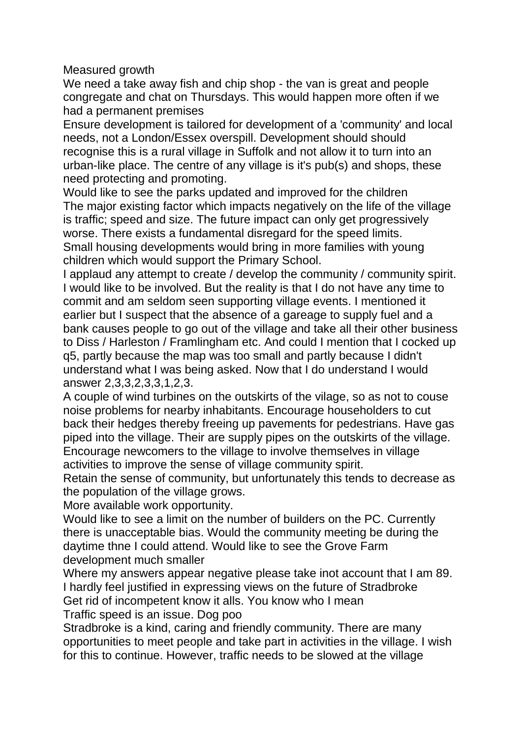Measured growth

We need a take away fish and chip shop - the van is great and people congregate and chat on Thursdays. This would happen more often if we had a permanent premises

Ensure development is tailored for development of a 'community' and local needs, not a London/Essex overspill. Development should should recognise this is a rural village in Suffolk and not allow it to turn into an urban-like place. The centre of any village is it's pub(s) and shops, these need protecting and promoting.

Would like to see the parks updated and improved for the children

The major existing factor which impacts negatively on the life of the village is traffic; speed and size. The future impact can only get progressively worse. There exists a fundamental disregard for the speed limits.

Small housing developments would bring in more families with young children which would support the Primary School.

I applaud any attempt to create / develop the community / community spirit. I would like to be involved. But the reality is that I do not have any time to commit and am seldom seen supporting village events. I mentioned it earlier but I suspect that the absence of a gareage to supply fuel and a bank causes people to go out of the village and take all their other business to Diss / Harleston / Framlingham etc. And could I mention that I cocked up q5, partly because the map was too small and partly because I didn't understand what I was being asked. Now that I do understand I would answer 2,3,3,2,3,3,1,2,3.

A couple of wind turbines on the outskirts of the vilage, so as not to couse noise problems for nearby inhabitants. Encourage householders to cut back their hedges thereby freeing up pavements for pedestrians. Have gas piped into the village. Their are supply pipes on the outskirts of the village. Encourage newcomers to the village to involve themselves in village activities to improve the sense of village community spirit.

Retain the sense of community, but unfortunately this tends to decrease as the population of the village grows.

More available work opportunity.

Would like to see a limit on the number of builders on the PC. Currently there is unacceptable bias. Would the community meeting be during the daytime thne I could attend. Would like to see the Grove Farm development much smaller

Where my answers appear negative please take inot account that I am 89. I hardly feel justified in expressing views on the future of Stradbroke

Get rid of incompetent know it alls. You know who I mean

Traffic speed is an issue. Dog poo

Stradbroke is a kind, caring and friendly community. There are many opportunities to meet people and take part in activities in the village. I wish for this to continue. However, traffic needs to be slowed at the village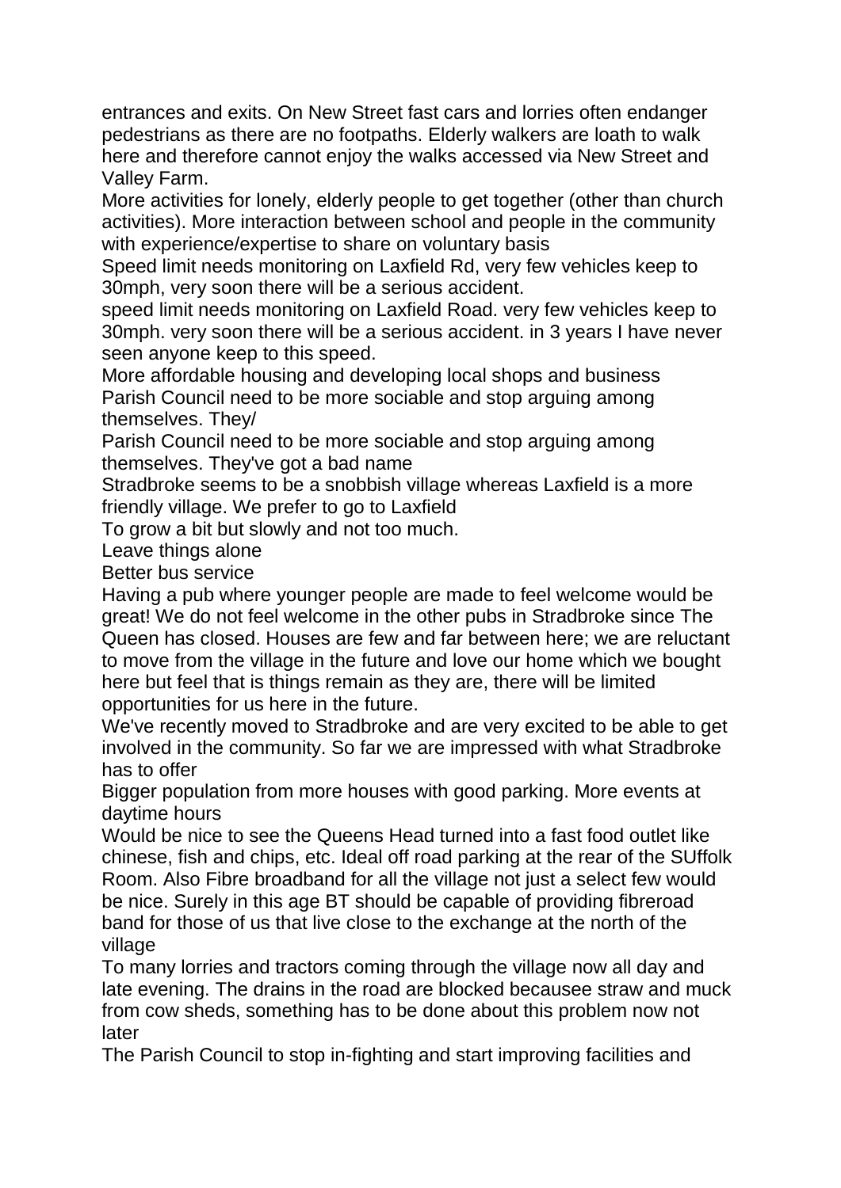entrances and exits. On New Street fast cars and lorries often endanger pedestrians as there are no footpaths. Elderly walkers are loath to walk here and therefore cannot enjoy the walks accessed via New Street and Valley Farm.

More activities for lonely, elderly people to get together (other than church activities). More interaction between school and people in the community with experience/expertise to share on voluntary basis

Speed limit needs monitoring on Laxfield Rd, very few vehicles keep to 30mph, very soon there will be a serious accident.

speed limit needs monitoring on Laxfield Road. very few vehicles keep to 30mph. very soon there will be a serious accident. in 3 years I have never seen anyone keep to this speed.

More affordable housing and developing local shops and business

Parish Council need to be more sociable and stop arguing among themselves. They/

Parish Council need to be more sociable and stop arguing among themselves. They've got a bad name

Stradbroke seems to be a snobbish village whereas Laxfield is a more friendly village. We prefer to go to Laxfield

To grow a bit but slowly and not too much.

Leave things alone

Better bus service

Having a pub where younger people are made to feel welcome would be great! We do not feel welcome in the other pubs in Stradbroke since The Queen has closed. Houses are few and far between here; we are reluctant to move from the village in the future and love our home which we bought here but feel that is things remain as they are, there will be limited opportunities for us here in the future.

We've recently moved to Stradbroke and are very excited to be able to get involved in the community. So far we are impressed with what Stradbroke has to offer

Bigger population from more houses with good parking. More events at daytime hours

Would be nice to see the Queens Head turned into a fast food outlet like chinese, fish and chips, etc. Ideal off road parking at the rear of the SUffolk Room. Also Fibre broadband for all the village not just a select few would be nice. Surely in this age BT should be capable of providing fibreroad band for those of us that live close to the exchange at the north of the village

To many lorries and tractors coming through the village now all day and late evening. The drains in the road are blocked becausee straw and muck from cow sheds, something has to be done about this problem now not later

The Parish Council to stop in-fighting and start improving facilities and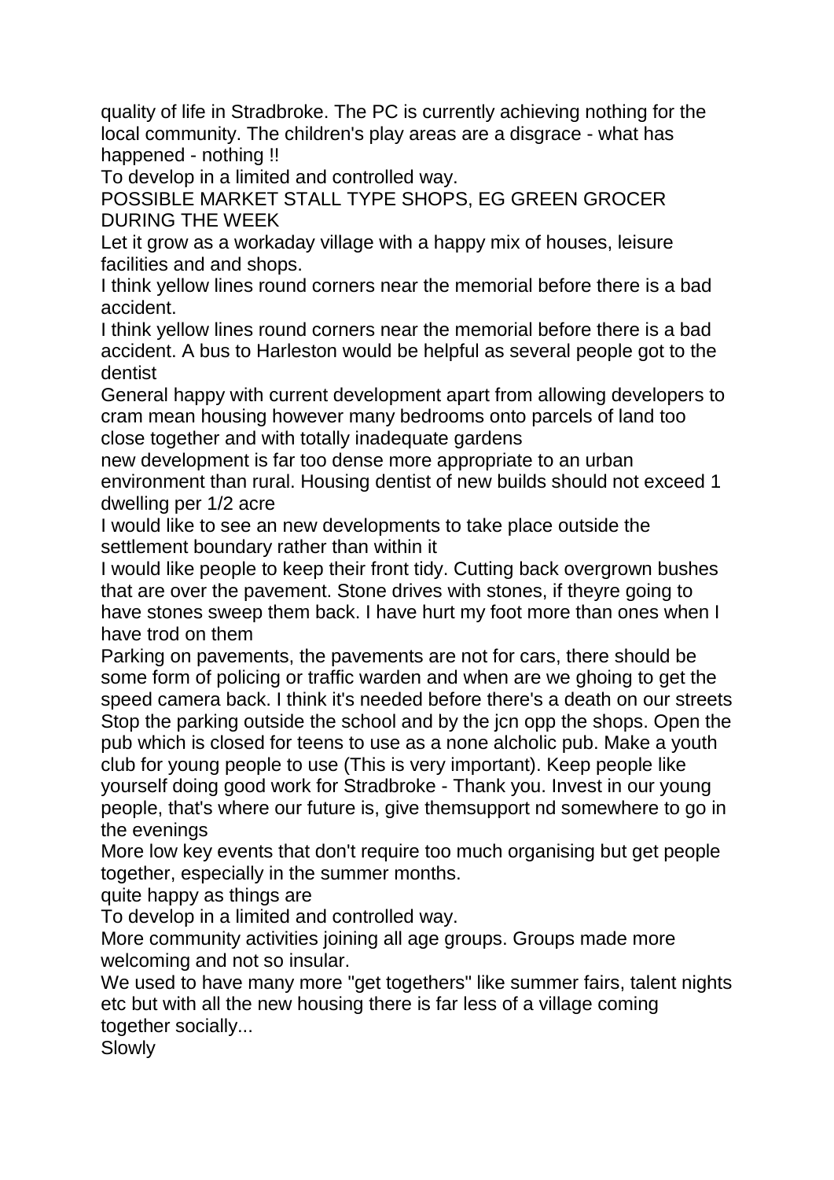quality of life in Stradbroke. The PC is currently achieving nothing for the local community. The children's play areas are a disgrace - what has happened - nothing !!

To develop in a limited and controlled way.

POSSIBLE MARKET STALL TYPE SHOPS, EG GREEN GROCER DURING THE WEEK

Let it grow as a workaday village with a happy mix of houses, leisure facilities and and shops.

I think yellow lines round corners near the memorial before there is a bad accident.

I think yellow lines round corners near the memorial before there is a bad accident. A bus to Harleston would be helpful as several people got to the dentist

General happy with current development apart from allowing developers to cram mean housing however many bedrooms onto parcels of land too close together and with totally inadequate gardens

new development is far too dense more appropriate to an urban environment than rural. Housing dentist of new builds should not exceed 1 dwelling per 1/2 acre

I would like to see an new developments to take place outside the settlement boundary rather than within it

I would like people to keep their front tidy. Cutting back overgrown bushes that are over the pavement. Stone drives with stones, if theyre going to have stones sweep them back. I have hurt my foot more than ones when I have trod on them

Parking on pavements, the pavements are not for cars, there should be some form of policing or traffic warden and when are we ghoing to get the speed camera back. I think it's needed before there's a death on our streets

Stop the parking outside the school and by the jcn opp the shops. Open the pub which is closed for teens to use as a none alcholic pub. Make a youth club for young people to use (This is very important). Keep people like yourself doing good work for Stradbroke - Thank you. Invest in our young people, that's where our future is, give themsupport nd somewhere to go in the evenings

More low key events that don't require too much organising but get people together, especially in the summer months.

quite happy as things are

To develop in a limited and controlled way.

More community activities joining all age groups. Groups made more welcoming and not so insular.

We used to have many more "get togethers" like summer fairs, talent nights etc but with all the new housing there is far less of a village coming together socially...

Slowly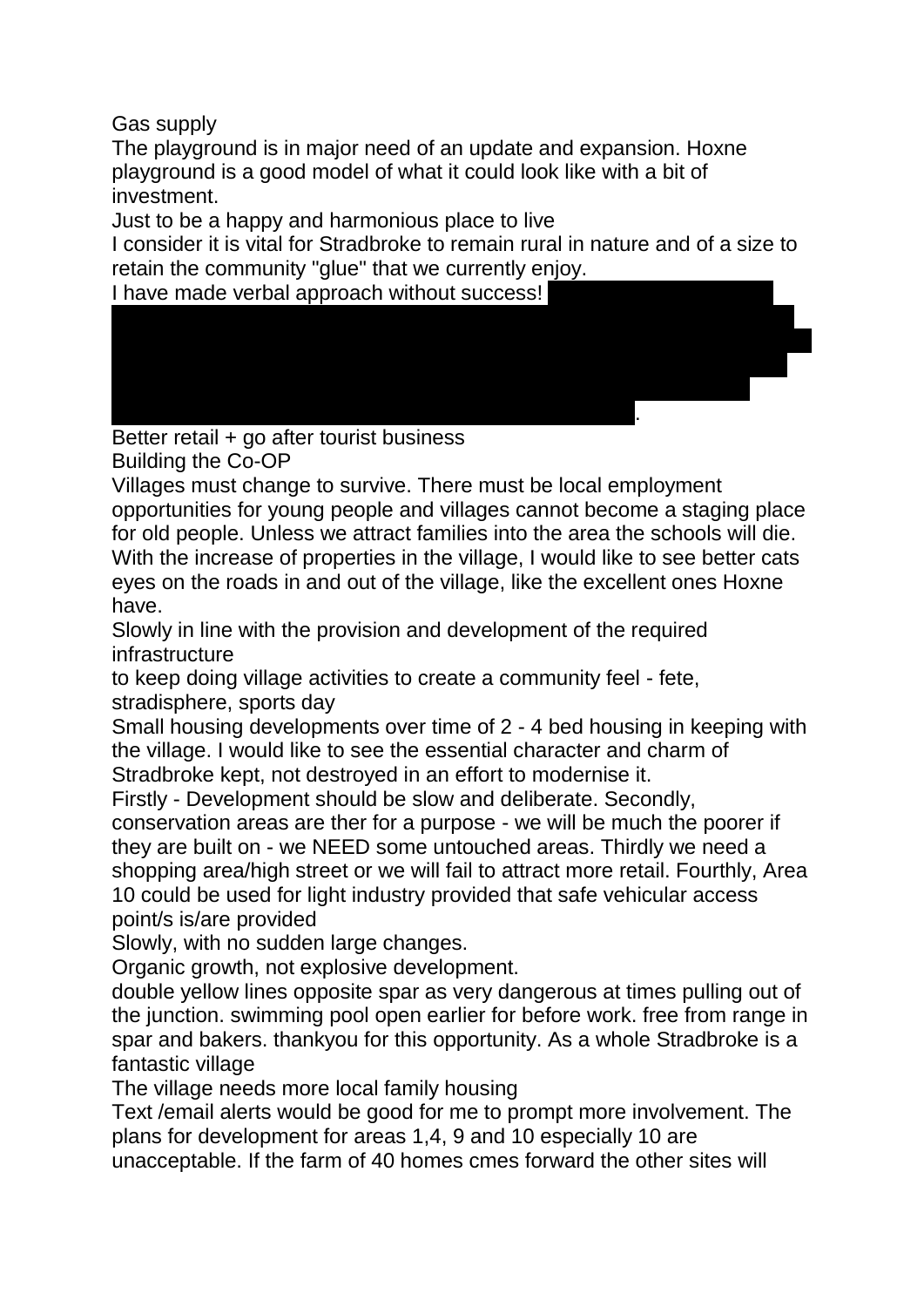Gas supply

The playground is in major need of an update and expansion. Hoxne playground is a good model of what it could look like with a bit of investment.

Just to be a happy and harmonious place to live

I consider it is vital for Stradbroke to remain rural in nature and of a size to retain the community "glue" that we currently enjoy.

I have made verbal approach without success!

.

Better retail + go after tourist business

Building the Co-OP

Villages must change to survive. There must be local employment opportunities for young people and villages cannot become a staging place for old people. Unless we attract families into the area the schools will die.

With the increase of properties in the village, I would like to see better cats eyes on the roads in and out of the village, like the excellent ones Hoxne have.

Slowly in line with the provision and development of the required infrastructure

to keep doing village activities to create a community feel - fete, stradisphere, sports day

Small housing developments over time of 2 - 4 bed housing in keeping with the village. I would like to see the essential character and charm of Stradbroke kept, not destroyed in an effort to modernise it.

Firstly - Development should be slow and deliberate. Secondly, conservation areas are ther for a purpose - we will be much the poorer if they are built on - we NEED some untouched areas. Thirdly we need a shopping area/high street or we will fail to attract more retail. Fourthly, Area 10 could be used for light industry provided that safe vehicular access point/s is/are provided

Slowly, with no sudden large changes.

Organic growth, not explosive development.

double yellow lines opposite spar as very dangerous at times pulling out of the junction. swimming pool open earlier for before work. free from range in spar and bakers. thankyou for this opportunity. As a whole Stradbroke is a fantastic village

The village needs more local family housing

Text /email alerts would be good for me to prompt more involvement. The plans for development for areas 1,4, 9 and 10 especially 10 are unacceptable. If the farm of 40 homes cmes forward the other sites will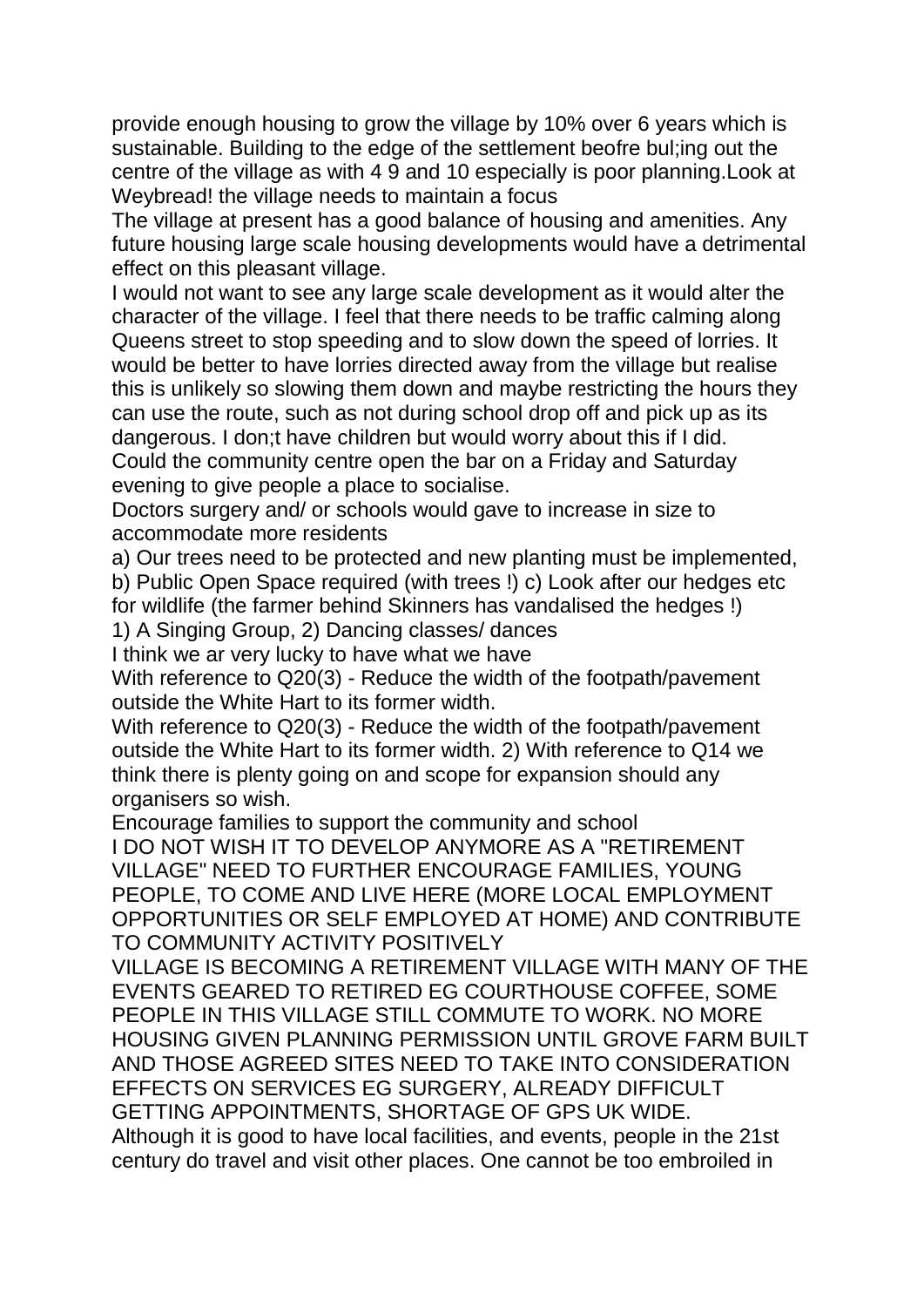provide enough housing to grow the village by 10% over 6 years which is sustainable. Building to the edge of the settlement beofre bul;ing out the centre of the village as with 4 9 and 10 especially is poor planning.Look at Weybread! the village needs to maintain a focus

The village at present has a good balance of housing and amenities. Any future housing large scale housing developments would have a detrimental effect on this pleasant village.

I would not want to see any large scale development as it would alter the character of the village. I feel that there needs to be traffic calming along Queens street to stop speeding and to slow down the speed of lorries. It would be better to have lorries directed away from the village but realise this is unlikely so slowing them down and maybe restricting the hours they can use the route, such as not during school drop off and pick up as its dangerous. I don;t have children but would worry about this if I did.

Could the community centre open the bar on a Friday and Saturday evening to give people a place to socialise.

Doctors surgery and/ or schools would gave to increase in size to accommodate more residents

a) Our trees need to be protected and new planting must be implemented, b) Public Open Space required (with trees !) c) Look after our hedges etc for wildlife (the farmer behind Skinners has vandalised the hedges !)

1) A Singing Group, 2) Dancing classes/ dances

I think we ar very lucky to have what we have

With reference to Q20(3) - Reduce the width of the footpath/pavement outside the White Hart to its former width.

With reference to Q20(3) - Reduce the width of the footpath/pavement outside the White Hart to its former width. 2) With reference to Q14 we think there is plenty going on and scope for expansion should any organisers so wish.

Encourage families to support the community and school

I DO NOT WISH IT TO DEVELOP ANYMORE AS A "RETIREMENT VILLAGE" NEED TO FURTHER ENCOURAGE FAMILIES, YOUNG PEOPLE, TO COME AND LIVE HERE (MORE LOCAL EMPLOYMENT OPPORTUNITIES OR SELF EMPLOYED AT HOME) AND CONTRIBUTE TO COMMUNITY ACTIVITY POSITIVELY

VILLAGE IS BECOMING A RETIREMENT VILLAGE WITH MANY OF THE EVENTS GEARED TO RETIRED EG COURTHOUSE COFFEE, SOME PEOPLE IN THIS VILLAGE STILL COMMUTE TO WORK. NO MORE HOUSING GIVEN PLANNING PERMISSION UNTIL GROVE FARM BUILT AND THOSE AGREED SITES NEED TO TAKE INTO CONSIDERATION EFFECTS ON SERVICES EG SURGERY, ALREADY DIFFICULT GETTING APPOINTMENTS, SHORTAGE OF GPS UK WIDE.

Although it is good to have local facilities, and events, people in the 21st century do travel and visit other places. One cannot be too embroiled in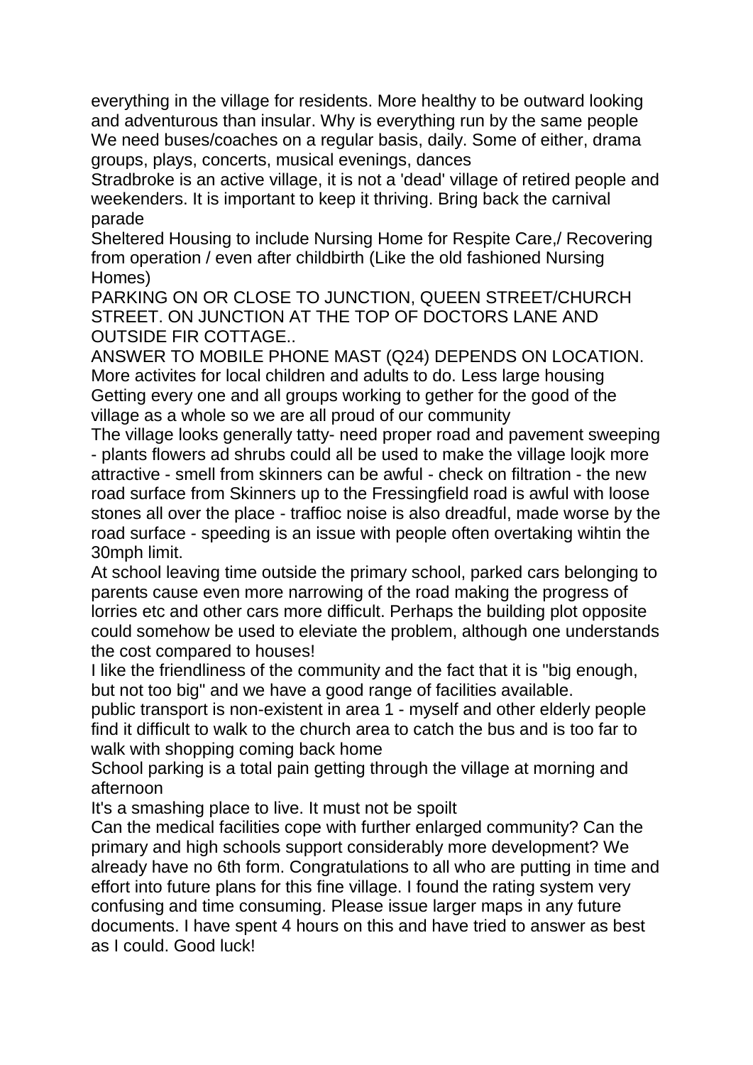everything in the village for residents. More healthy to be outward looking and adventurous than insular. Why is everything run by the same people
We need buses/coaches on a regular basis, daily. Some of either, drama groups, plays, concerts, musical evenings, dances
Stradbroke is an active village, it is not a 'dead' village of retired people and weekenders. It is important to keep it thriving. Bring back the carnival parade
Sheltered Housing to include Nursing Home for Respite Care,/ Recovering from operation / even after childbirth (Like the old fashioned Nursing Homes)
PARKING ON OR CLOSE TO JUNCTION, QUEEN STREET/CHURCH STREET. ON JUNCTION AT THE TOP OF DOCTORS LANE AND OUTSIDE FIR COTTAGE..
ANSWER TO MOBILE PHONE MAST (Q24) DEPENDS ON LOCATION.
More activites for local children and adults to do. Less large housing
Getting every one and all groups working to gether for the good of the village as a whole so we are all proud of our community
The village looks generally tatty- need proper road and pavement sweeping - plants flowers ad shrubs could all be used to make the village loojk more attractive - smell from skinners can be awful - check on filtration - the new road surface from Skinners up to the Fressingfield road is awful with loose stones all over the place - traffioc noise is also dreadful, made worse by the road surface - speeding is an issue with people often overtaking wihtin the 30mph limit.
At school leaving time outside the primary school, parked cars belonging to parents cause even more narrowing of the road making the progress of lorries etc and other cars more difficult. Perhaps the building plot opposite could somehow be used to eleviate the problem, although one understands the cost compared to houses!
I like the friendliness of the community and the fact that it is "big enough, but not too big" and we have a good range of facilities available.
public transport is non-existent in area 1 - myself and other elderly people find it difficult to walk to the church area to catch the bus and is too far to walk with shopping coming back home
School parking is a total pain getting through the village at morning and afternoon
It's a smashing place to live. It must not be spoilt
Can the medical facilities cope with further enlarged community? Can the primary and high schools support considerably more development? We already have no 6th form. Congratulations to all who are putting in time and effort into future plans for this fine village. I found the rating system very confusing and time consuming. Please issue larger maps in any future documents. I have spent 4 hours on this and have tried to answer as best as I could. Good luck!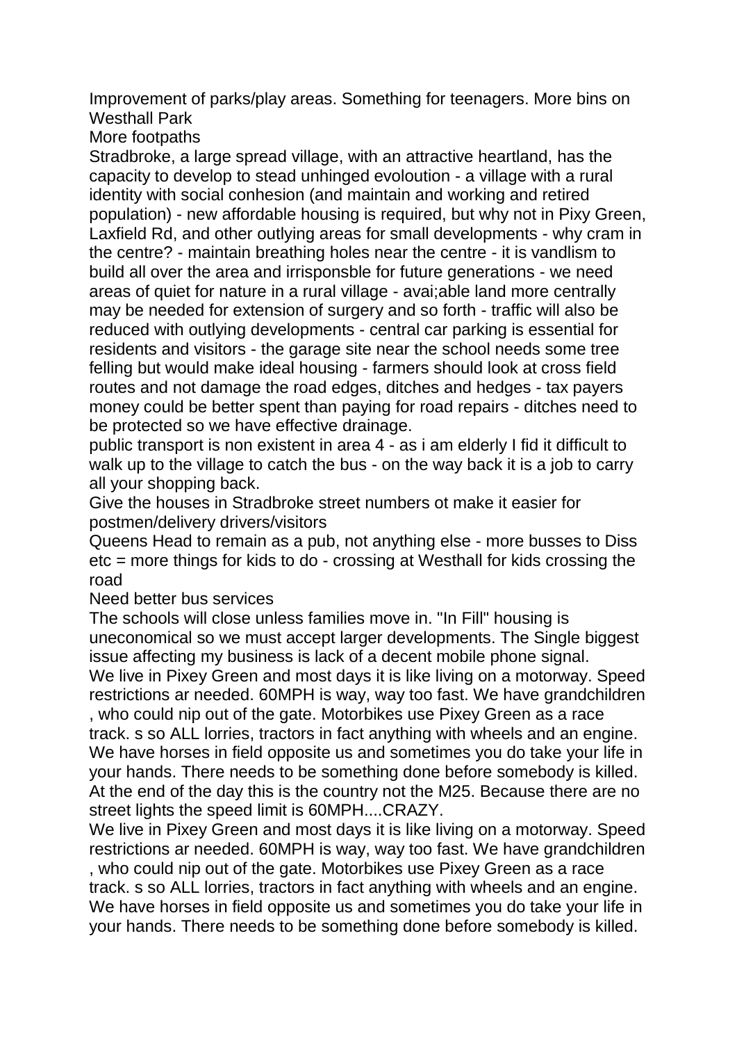Improvement of parks/play areas. Something for teenagers. More bins on Westhall Park

More footpaths

Stradbroke, a large spread village, with an attractive heartland, has the capacity to develop to stead unhinged evoloution - a village with a rural identity with social conhesion (and maintain and working and retired population) - new affordable housing is required, but why not in Pixy Green, Laxfield Rd, and other outlying areas for small developments - why cram in the centre? - maintain breathing holes near the centre - it is vandlism to build all over the area and irrisponsble for future generations - we need areas of quiet for nature in a rural village - avai;able land more centrally may be needed for extension of surgery and so forth - traffic will also be reduced with outlying developments - central car parking is essential for residents and visitors - the garage site near the school needs some tree felling but would make ideal housing - farmers should look at cross field routes and not damage the road edges, ditches and hedges - tax payers money could be better spent than paying for road repairs - ditches need to be protected so we have effective drainage.

public transport is non existent in area 4 - as i am elderly I fid it difficult to walk up to the village to catch the bus - on the way back it is a job to carry all your shopping back.

Give the houses in Stradbroke street numbers ot make it easier for postmen/delivery drivers/visitors

Queens Head to remain as a pub, not anything else - more busses to Diss etc = more things for kids to do - crossing at Westhall for kids crossing the road

Need better bus services

The schools will close unless families move in. "In Fill" housing is uneconomical so we must accept larger developments. The Single biggest issue affecting my business is lack of a decent mobile phone signal.

We live in Pixey Green and most days it is like living on a motorway. Speed restrictions ar needed. 60MPH is way, way too fast. We have grandchildren , who could nip out of the gate. Motorbikes use Pixey Green as a race track. s so ALL lorries, tractors in fact anything with wheels and an engine. We have horses in field opposite us and sometimes you do take your life in your hands. There needs to be something done before somebody is killed. At the end of the day this is the country not the M25. Because there are no street lights the speed limit is 60MPH....CRAZY.

We live in Pixey Green and most days it is like living on a motorway. Speed restrictions ar needed. 60MPH is way, way too fast. We have grandchildren , who could nip out of the gate. Motorbikes use Pixey Green as a race track. s so ALL lorries, tractors in fact anything with wheels and an engine. We have horses in field opposite us and sometimes you do take your life in your hands. There needs to be something done before somebody is killed.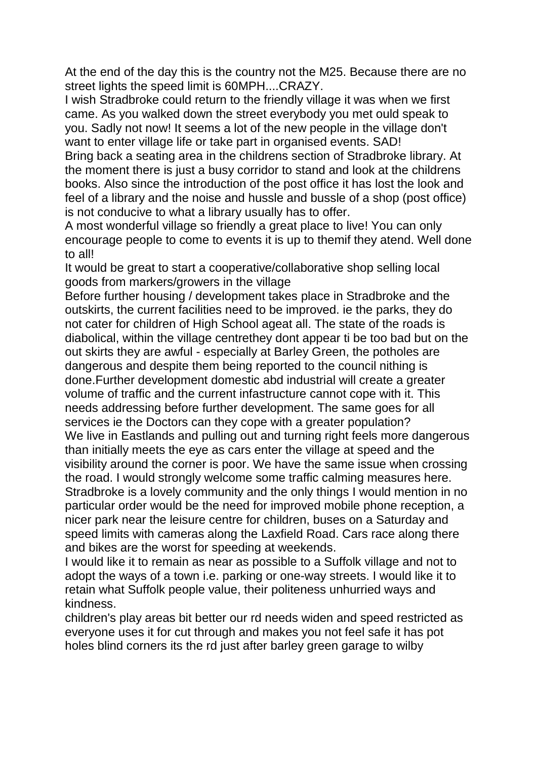At the end of the day this is the country not the M25. Because there are no street lights the speed limit is 60MPH....CRAZY.

I wish Stradbroke could return to the friendly village it was when we first came. As you walked down the street everybody you met ould speak to you. Sadly not now! It seems a lot of the new people in the village don't want to enter village life or take part in organised events. SAD!

Bring back a seating area in the childrens section of Stradbroke library. At the moment there is just a busy corridor to stand and look at the childrens books. Also since the introduction of the post office it has lost the look and feel of a library and the noise and hussle and bussle of a shop (post office) is not conducive to what a library usually has to offer.

A most wonderful village so friendly a great place to live! You can only encourage people to come to events it is up to themif they atend. Well done to all!

It would be great to start a cooperative/collaborative shop selling local goods from markers/growers in the village

Before further housing / development takes place in Stradbroke and the outskirts, the current facilities need to be improved. ie the parks, they do not cater for children of High School ageat all. The state of the roads is diabolical, within the village centrethey dont appear ti be too bad but on the out skirts they are awful - especially at Barley Green, the potholes are dangerous and despite them being reported to the council nithing is done.Further development domestic abd industrial will create a greater volume of traffic and the current infastructure cannot cope with it. This needs addressing before further development. The same goes for all services ie the Doctors can they cope with a greater population?

We live in Eastlands and pulling out and turning right feels more dangerous than initially meets the eye as cars enter the village at speed and the visibility around the corner is poor. We have the same issue when crossing the road. I would strongly welcome some traffic calming measures here.

Stradbroke is a lovely community and the only things I would mention in no particular order would be the need for improved mobile phone reception, a nicer park near the leisure centre for children, buses on a Saturday and speed limits with cameras along the Laxfield Road. Cars race along there and bikes are the worst for speeding at weekends.

I would like it to remain as near as possible to a Suffolk village and not to adopt the ways of a town i.e. parking or one-way streets. I would like it to retain what Suffolk people value, their politeness unhurried ways and kindness.

children's play areas bit better our rd needs widen and speed restricted as everyone uses it for cut through and makes you not feel safe it has pot holes blind corners its the rd just after barley green garage to wilby